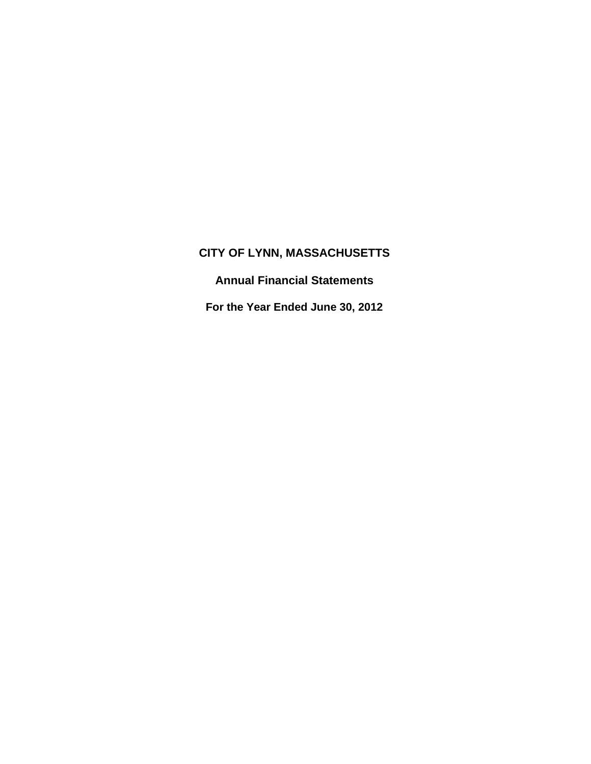# CITY OF LYNN, MASSACHUSETTS

## Annual Financial Statements

## For the Year Ended June 30, 2012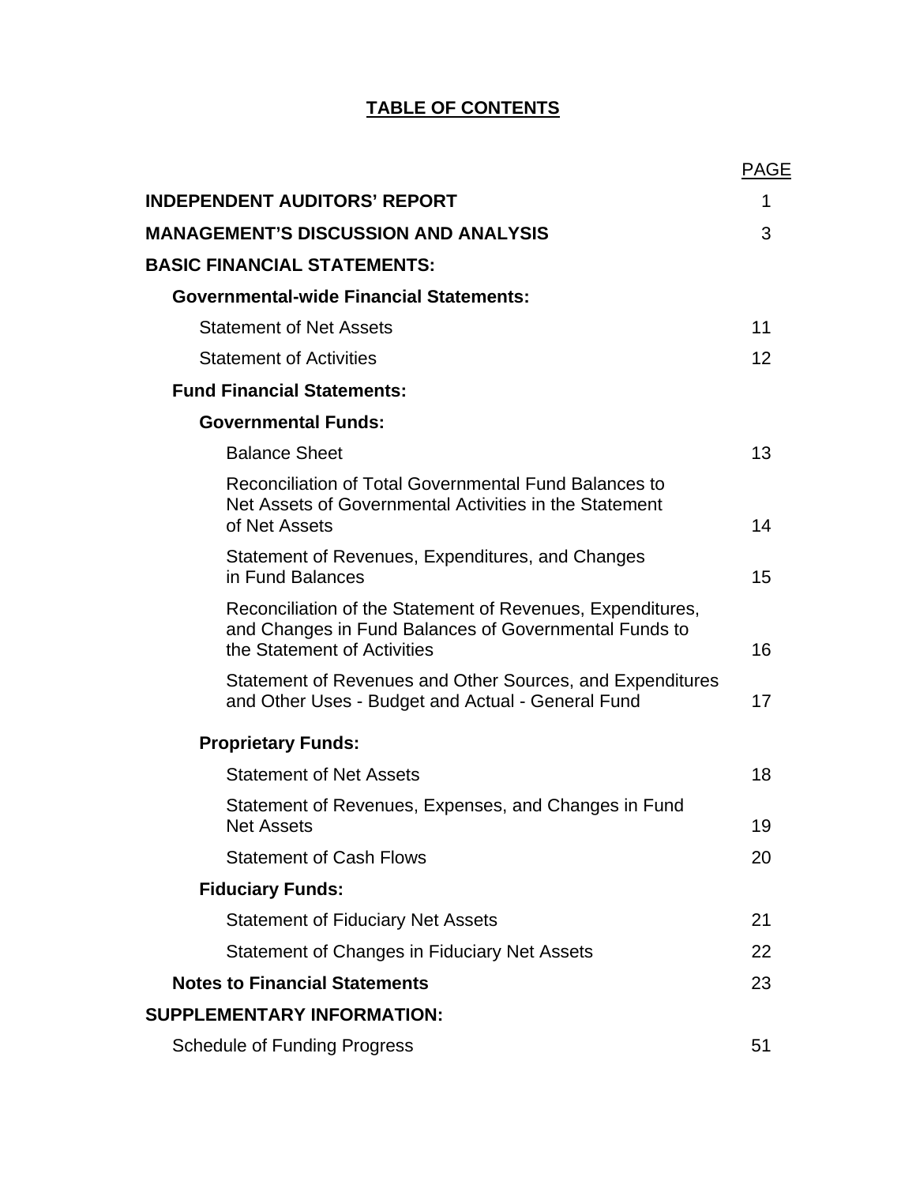# TABLE OF CONTENTS

| | PAGE |
|---|---|
| **INDEPENDENT AUDITORS' REPORT** | 1 |
| **MANAGEMENT'S DISCUSSION AND ANALYSIS** | 3 |
| **BASIC FINANCIAL STATEMENTS:** | |
| **Governmental-wide Financial Statements:** | |
| Statement of Net Assets | 11 |
| Statement of Activities | 12 |
| **Fund Financial Statements:** | |
| **Governmental Funds:** | |
| Balance Sheet | 13 |
| Reconciliation of Total Governmental Fund Balances to Net Assets of Governmental Activities in the Statement of Net Assets | 14 |
| Statement of Revenues, Expenditures, and Changes in Fund Balances | 15 |
| Reconciliation of the Statement of Revenues, Expenditures, and Changes in Fund Balances of Governmental Funds to the Statement of Activities | 16 |
| Statement of Revenues and Other Sources, and Expenditures and Other Uses - Budget and Actual - General Fund | 17 |
| **Proprietary Funds:** | |
| Statement of Net Assets | 18 |
| Statement of Revenues, Expenses, and Changes in Fund Net Assets | 19 |
| Statement of Cash Flows | 20 |
| **Fiduciary Funds:** | |
| Statement of Fiduciary Net Assets | 21 |
| Statement of Changes in Fiduciary Net Assets | 22 |
| **Notes to Financial Statements** | 23 |
| **SUPPLEMENTARY INFORMATION:** | |
| Schedule of Funding Progress | 51 |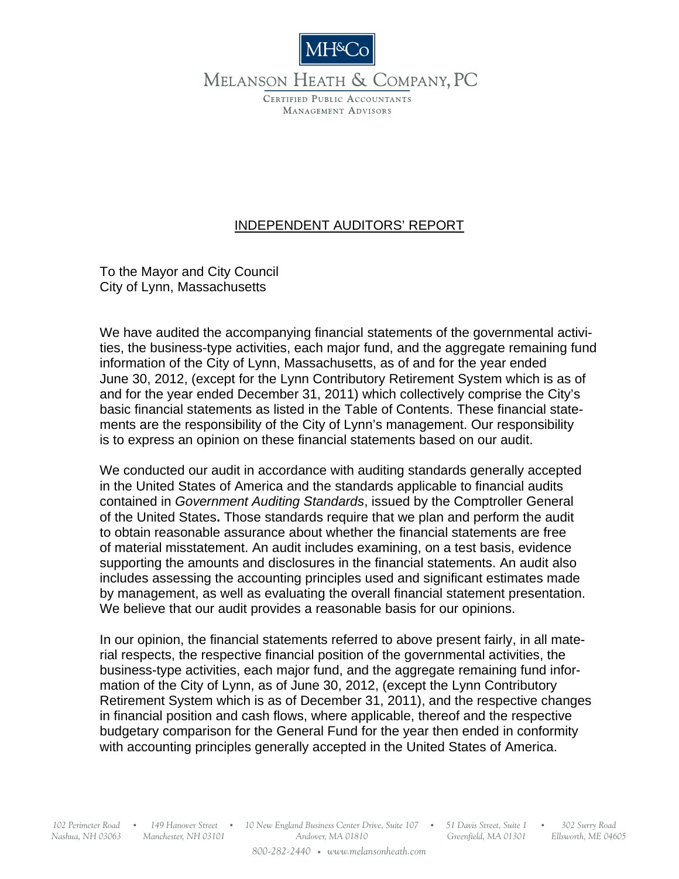MH&Co

MELANSON HEATH & COMPANY, PC

CERTIFIED PUBLIC ACCOUNTANTS
MANAGEMENT ADVISORS

# INDEPENDENT AUDITORS' REPORT

To the Mayor and City Council
City of Lynn, Massachusetts

We have audited the accompanying financial statements of the governmental activities, the business-type activities, each major fund, and the aggregate remaining fund information of the City of Lynn, Massachusetts, as of and for the year ended June 30, 2012, (except for the Lynn Contributory Retirement System which is as of and for the year ended December 31, 2011) which collectively comprise the City's basic financial statements as listed in the Table of Contents. These financial statements are the responsibility of the City of Lynn's management. Our responsibility is to express an opinion on these financial statements based on our audit.

We conducted our audit in accordance with auditing standards generally accepted in the United States of America and the standards applicable to financial audits contained in *Government Auditing Standards*, issued by the Comptroller General of the United States**.** Those standards require that we plan and perform the audit to obtain reasonable assurance about whether the financial statements are free of material misstatement. An audit includes examining, on a test basis, evidence supporting the amounts and disclosures in the financial statements. An audit also includes assessing the accounting principles used and significant estimates made by management, as well as evaluating the overall financial statement presentation. We believe that our audit provides a reasonable basis for our opinions.

In our opinion, the financial statements referred to above present fairly, in all material respects, the respective financial position of the governmental activities, the business-type activities, each major fund, and the aggregate remaining fund information of the City of Lynn, as of June 30, 2012, (except the Lynn Contributory Retirement System which is as of December 31, 2011), and the respective changes in financial position and cash flows, where applicable, thereof and the respective budgetary comparison for the General Fund for the year then ended in conformity with accounting principles generally accepted in the United States of America.

102 Perimeter Road • 149 Hanover Street • 10 New England Business Center Drive, Suite 107 • 51 Davis Street, Suite 1 • 302 Surry Road
Nashua, NH 03063 Manchester, NH 03101 Andover, MA 01810 Greenfield, MA 01301 Ellsworth, ME 04605

800-282-2440 • www.melansonheath.com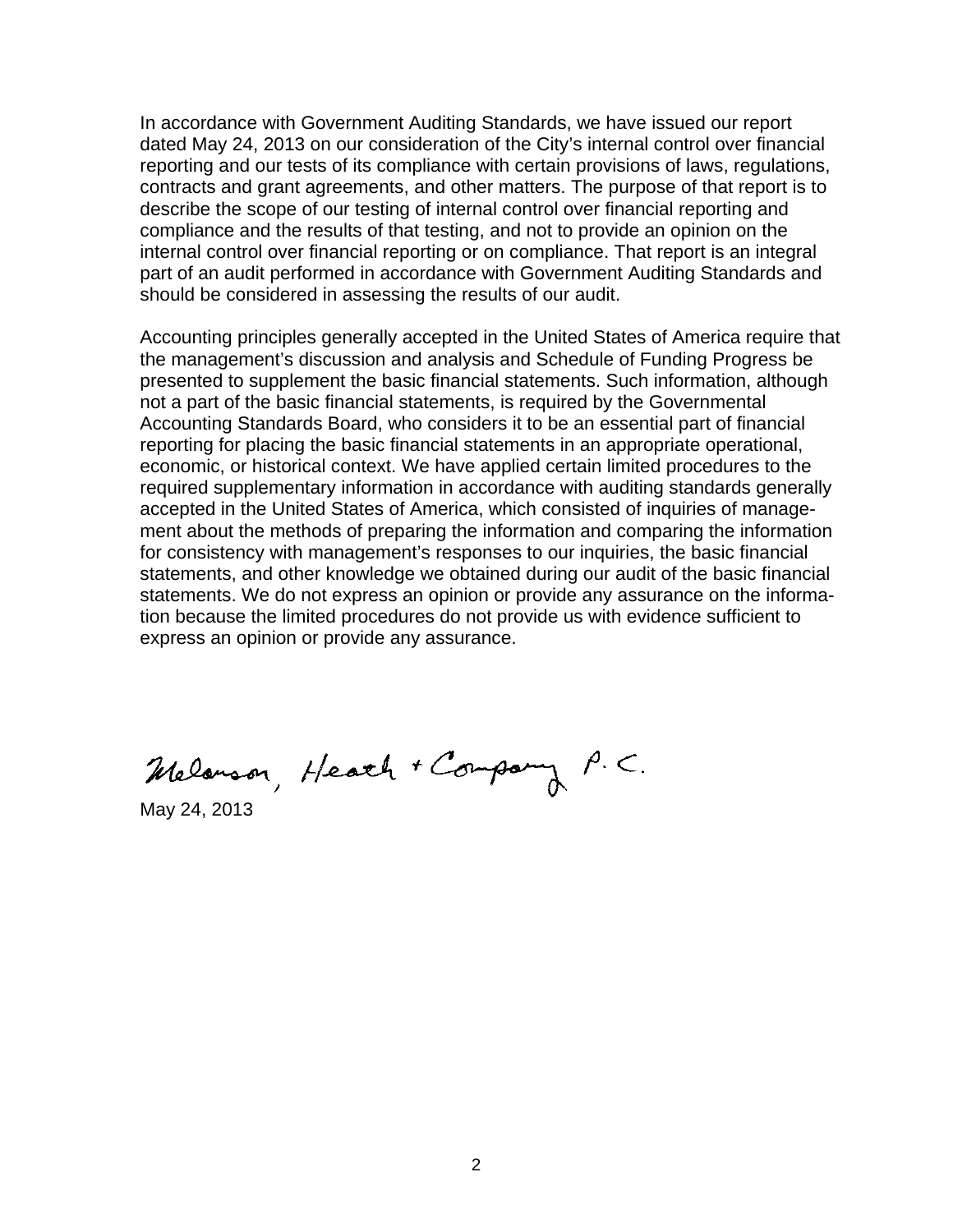In accordance with Government Auditing Standards, we have issued our report dated May 24, 2013 on our consideration of the City's internal control over financial reporting and our tests of its compliance with certain provisions of laws, regulations, contracts and grant agreements, and other matters. The purpose of that report is to describe the scope of our testing of internal control over financial reporting and compliance and the results of that testing, and not to provide an opinion on the internal control over financial reporting or on compliance. That report is an integral part of an audit performed in accordance with Government Auditing Standards and should be considered in assessing the results of our audit.

Accounting principles generally accepted in the United States of America require that the management's discussion and analysis and Schedule of Funding Progress be presented to supplement the basic financial statements. Such information, although not a part of the basic financial statements, is required by the Governmental Accounting Standards Board, who considers it to be an essential part of financial reporting for placing the basic financial statements in an appropriate operational, economic, or historical context. We have applied certain limited procedures to the required supplementary information in accordance with auditing standards generally accepted in the United States of America, which consisted of inquiries of management about the methods of preparing the information and comparing the information for consistency with management's responses to our inquiries, the basic financial statements, and other knowledge we obtained during our audit of the basic financial statements. We do not express an opinion or provide any assurance on the information because the limited procedures do not provide us with evidence sufficient to express an opinion or provide any assurance.

Melanson, Heath + Company P.C.

May 24, 2013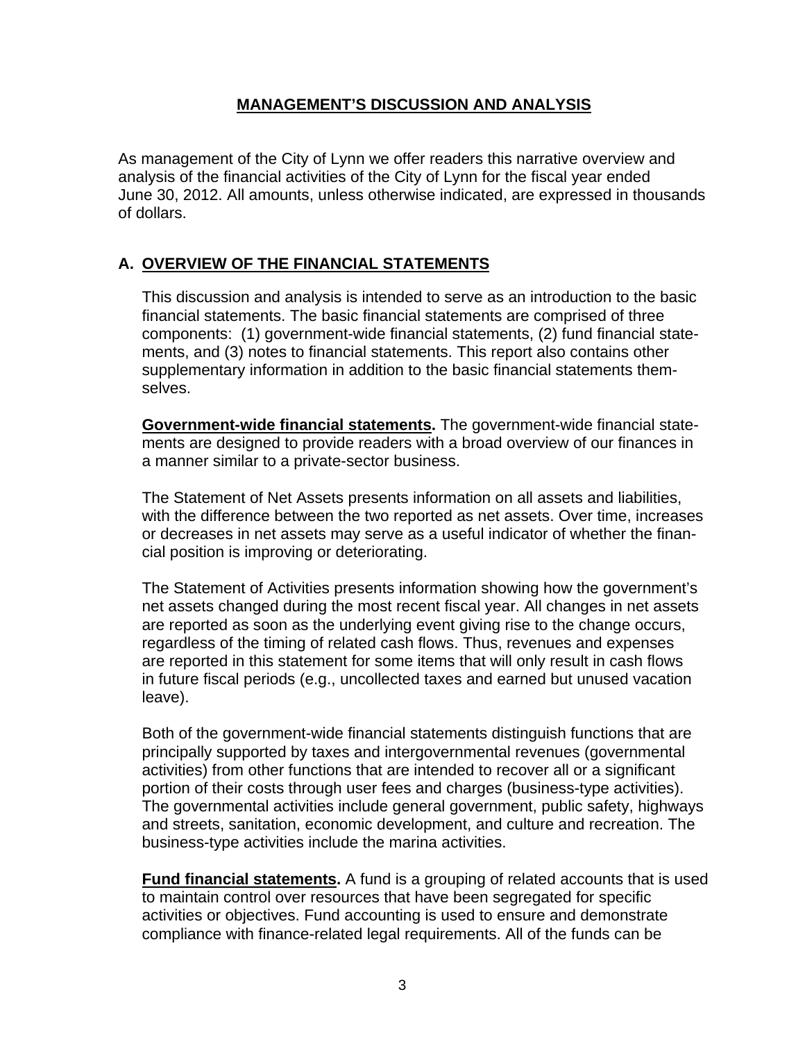# MANAGEMENT'S DISCUSSION AND ANALYSIS

As management of the City of Lynn we offer readers this narrative overview and analysis of the financial activities of the City of Lynn for the fiscal year ended June 30, 2012. All amounts, unless otherwise indicated, are expressed in thousands of dollars.

## A. OVERVIEW OF THE FINANCIAL STATEMENTS

This discussion and analysis is intended to serve as an introduction to the basic financial statements. The basic financial statements are comprised of three components: (1) government-wide financial statements, (2) fund financial statements, and (3) notes to financial statements. This report also contains other supplementary information in addition to the basic financial statements themselves.

**Government-wide financial statements.** The government-wide financial statements are designed to provide readers with a broad overview of our finances in a manner similar to a private-sector business.

The Statement of Net Assets presents information on all assets and liabilities, with the difference between the two reported as net assets. Over time, increases or decreases in net assets may serve as a useful indicator of whether the financial position is improving or deteriorating.

The Statement of Activities presents information showing how the government's net assets changed during the most recent fiscal year. All changes in net assets are reported as soon as the underlying event giving rise to the change occurs, regardless of the timing of related cash flows. Thus, revenues and expenses are reported in this statement for some items that will only result in cash flows in future fiscal periods (e.g., uncollected taxes and earned but unused vacation leave).

Both of the government-wide financial statements distinguish functions that are principally supported by taxes and intergovernmental revenues (governmental activities) from other functions that are intended to recover all or a significant portion of their costs through user fees and charges (business-type activities). The governmental activities include general government, public safety, highways and streets, sanitation, economic development, and culture and recreation. The business-type activities include the marina activities.

**Fund financial statements.** A fund is a grouping of related accounts that is used to maintain control over resources that have been segregated for specific activities or objectives. Fund accounting is used to ensure and demonstrate compliance with finance-related legal requirements. All of the funds can be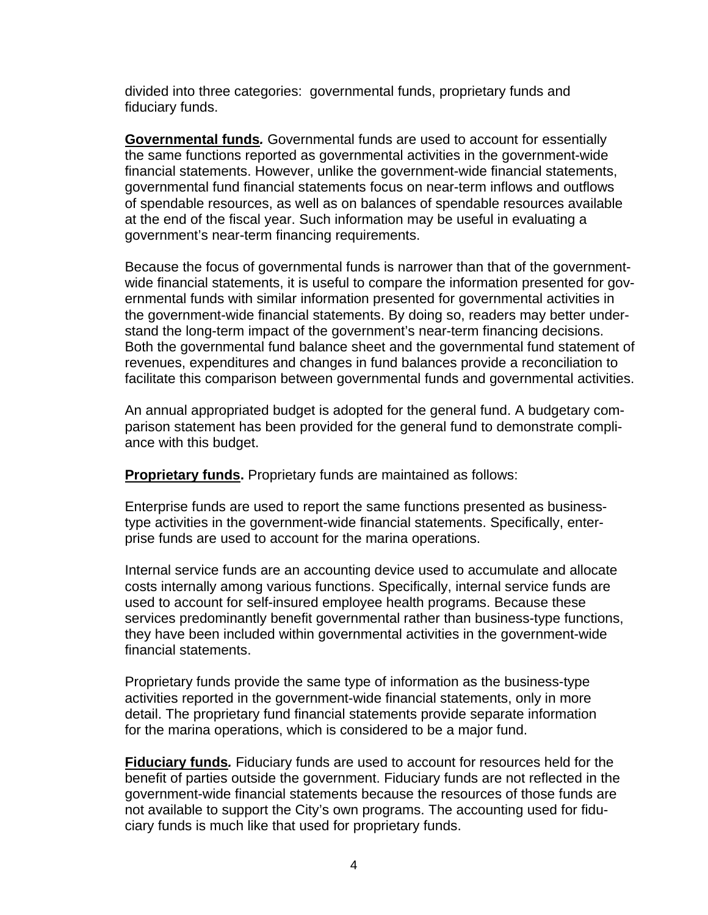divided into three categories: governmental funds, proprietary funds and fiduciary funds.

**Governmental funds***.* Governmental funds are used to account for essentially the same functions reported as governmental activities in the government-wide financial statements. However, unlike the government-wide financial statements, governmental fund financial statements focus on near-term inflows and outflows of spendable resources, as well as on balances of spendable resources available at the end of the fiscal year. Such information may be useful in evaluating a government's near-term financing requirements.

Because the focus of governmental funds is narrower than that of the government-wide financial statements, it is useful to compare the information presented for governmental funds with similar information presented for governmental activities in the government-wide financial statements. By doing so, readers may better understand the long-term impact of the government's near-term financing decisions. Both the governmental fund balance sheet and the governmental fund statement of revenues, expenditures and changes in fund balances provide a reconciliation to facilitate this comparison between governmental funds and governmental activities.

An annual appropriated budget is adopted for the general fund. A budgetary comparison statement has been provided for the general fund to demonstrate compliance with this budget.

**Proprietary funds.** Proprietary funds are maintained as follows:

Enterprise funds are used to report the same functions presented as business-type activities in the government-wide financial statements. Specifically, enterprise funds are used to account for the marina operations.

Internal service funds are an accounting device used to accumulate and allocate costs internally among various functions. Specifically, internal service funds are used to account for self-insured employee health programs. Because these services predominantly benefit governmental rather than business-type functions, they have been included within governmental activities in the government-wide financial statements.

Proprietary funds provide the same type of information as the business-type activities reported in the government-wide financial statements, only in more detail. The proprietary fund financial statements provide separate information for the marina operations, which is considered to be a major fund.

**Fiduciary funds***.* Fiduciary funds are used to account for resources held for the benefit of parties outside the government. Fiduciary funds are not reflected in the government-wide financial statements because the resources of those funds are not available to support the City's own programs. The accounting used for fiduciary funds is much like that used for proprietary funds.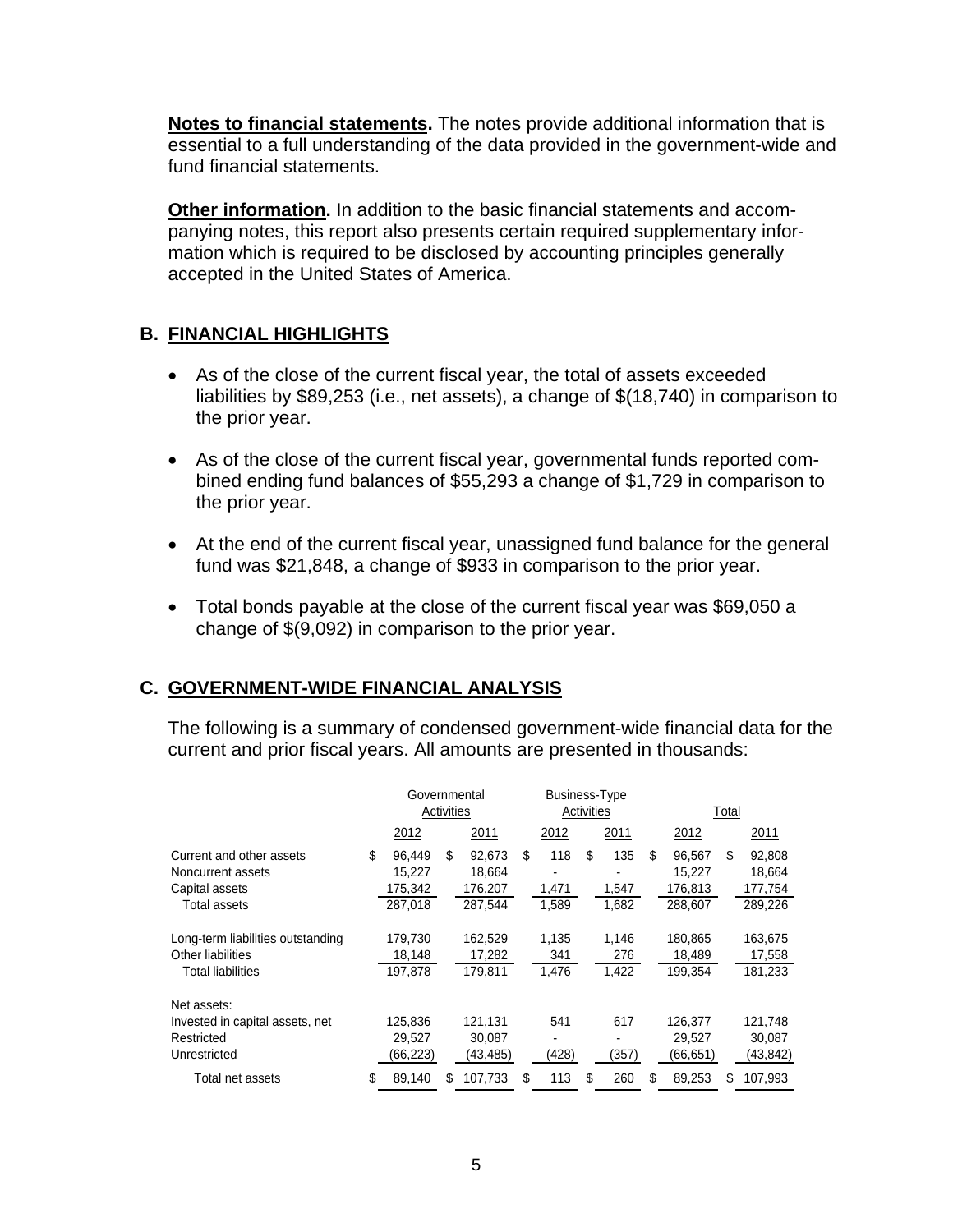**Notes to financial statements.** The notes provide additional information that is essential to a full understanding of the data provided in the government-wide and fund financial statements.

**Other information.** In addition to the basic financial statements and accompanying notes, this report also presents certain required supplementary information which is required to be disclosed by accounting principles generally accepted in the United States of America.

## B. FINANCIAL HIGHLIGHTS

- As of the close of the current fiscal year, the total of assets exceeded liabilities by $89,253 (i.e., net assets), a change of $(18,740) in comparison to the prior year.
- As of the close of the current fiscal year, governmental funds reported combined ending fund balances of $55,293 a change of $1,729 in comparison to the prior year.
- At the end of the current fiscal year, unassigned fund balance for the general fund was $21,848, a change of $933 in comparison to the prior year.
- Total bonds payable at the close of the current fiscal year was $69,050 a change of $(9,092) in comparison to the prior year.

## C. GOVERNMENT-WIDE FINANCIAL ANALYSIS

The following is a summary of condensed government-wide financial data for the current and prior fiscal years. All amounts are presented in thousands:

| | Governmental Activities | | Business-Type Activities | | Total | |
|---|---|---|---|---|---|---|
| | 2012 | 2011 | 2012 | 2011 | 2012 | 2011 |
| Current and other assets | $ 96,449 | $ 92,673 | $ 118 | $ 135 | $ 96,567 | $ 92,808 |
| Noncurrent assets | 15,227 | 18,664 | - | - | 15,227 | 18,664 |
| Capital assets | 175,342 | 176,207 | 1,471 | 1,547 | 176,813 | 177,754 |
| Total assets | 287,018 | 287,544 | 1,589 | 1,682 | 288,607 | 289,226 |
| Long-term liabilities outstanding | 179,730 | 162,529 | 1,135 | 1,146 | 180,865 | 163,675 |
| Other liabilities | 18,148 | 17,282 | 341 | 276 | 18,489 | 17,558 |
| Total liabilities | 197,878 | 179,811 | 1,476 | 1,422 | 199,354 | 181,233 |
| Net assets: | | | | | | |
| Invested in capital assets, net | 125,836 | 121,131 | 541 | 617 | 126,377 | 121,748 |
| Restricted | 29,527 | 30,087 | - | - | 29,527 | 30,087 |
| Unrestricted | (66,223) | (43,485) | (428) | (357) | (66,651) | (43,842) |
| Total net assets | $ 89,140 | $ 107,733 | $ 113 | $ 260 | $ 89,253 | $ 107,993 |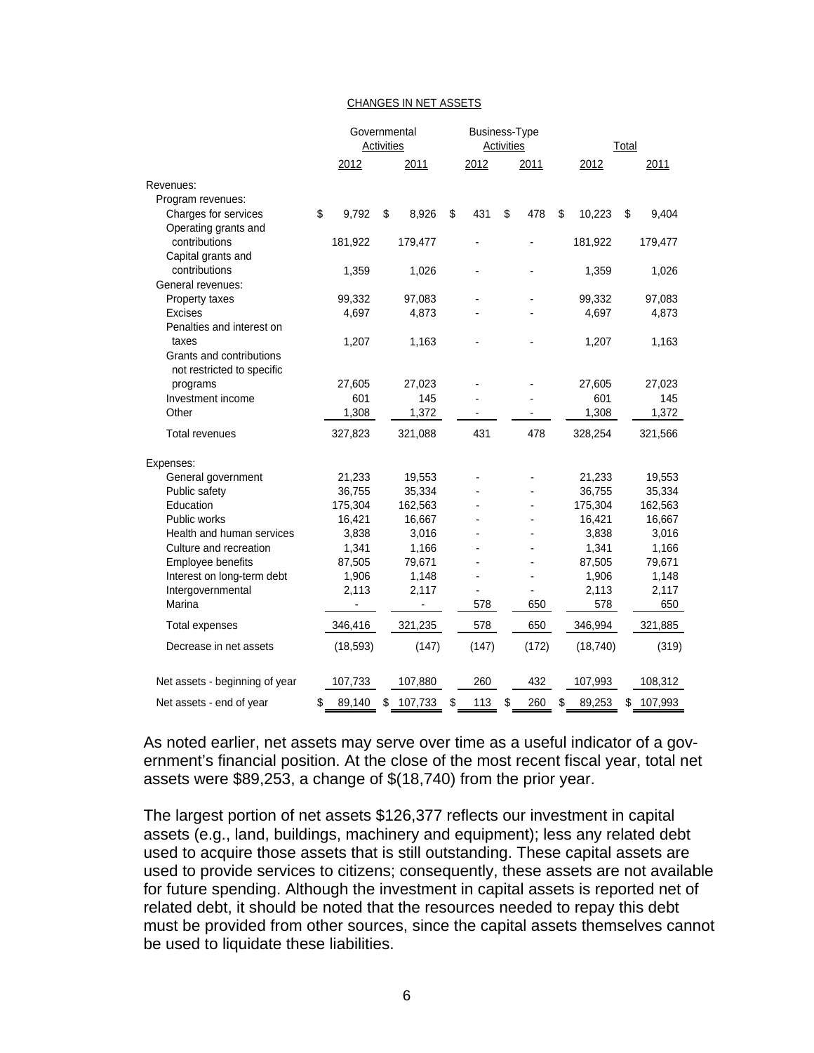CHANGES IN NET ASSETS

| | Governmental Activities | | Business-Type Activities | | Total | |
|---|---|---|---|---|---|---|
| | 2012 | 2011 | 2012 | 2011 | 2012 | 2011 |
| Revenues: | | | | | | |
| Program revenues: | | | | | | |
| Charges for services | $ 9,792 | $ 8,926 | $ 431 | $ 478 | $ 10,223 | $ 9,404 |
| Operating grants and contributions | 181,922 | 179,477 | - | - | 181,922 | 179,477 |
| Capital grants and contributions | 1,359 | 1,026 | - | - | 1,359 | 1,026 |
| General revenues: | | | | | | |
| Property taxes | 99,332 | 97,083 | - | - | 99,332 | 97,083 |
| Excises | 4,697 | 4,873 | - | - | 4,697 | 4,873 |
| Penalties and interest on taxes | 1,207 | 1,163 | - | - | 1,207 | 1,163 |
| Grants and contributions not restricted to specific programs | 27,605 | 27,023 | - | - | 27,605 | 27,023 |
| Investment income | 601 | 145 | - | - | 601 | 145 |
| Other | 1,308 | 1,372 | - | - | 1,308 | 1,372 |
| Total revenues | 327,823 | 321,088 | 431 | 478 | 328,254 | 321,566 |
| Expenses: | | | | | | |
| General government | 21,233 | 19,553 | - | - | 21,233 | 19,553 |
| Public safety | 36,755 | 35,334 | - | - | 36,755 | 35,334 |
| Education | 175,304 | 162,563 | - | - | 175,304 | 162,563 |
| Public works | 16,421 | 16,667 | - | - | 16,421 | 16,667 |
| Health and human services | 3,838 | 3,016 | - | - | 3,838 | 3,016 |
| Culture and recreation | 1,341 | 1,166 | - | - | 1,341 | 1,166 |
| Employee benefits | 87,505 | 79,671 | - | - | 87,505 | 79,671 |
| Interest on long-term debt | 1,906 | 1,148 | - | - | 1,906 | 1,148 |
| Intergovernmental | 2,113 | 2,117 | - | - | 2,113 | 2,117 |
| Marina | - | - | 578 | 650 | 578 | 650 |
| Total expenses | 346,416 | 321,235 | 578 | 650 | 346,994 | 321,885 |
| Decrease in net assets | (18,593) | (147) | (147) | (172) | (18,740) | (319) |
| Net assets - beginning of year | 107,733 | 107,880 | 260 | 432 | 107,993 | 108,312 |
| Net assets - end of year | $ 89,140 | $ 107,733 | $ 113 | $ 260 | $ 89,253 | $ 107,993 |

As noted earlier, net assets may serve over time as a useful indicator of a government's financial position. At the close of the most recent fiscal year, total net assets were $89,253, a change of $(18,740) from the prior year.

The largest portion of net assets $126,377 reflects our investment in capital assets (e.g., land, buildings, machinery and equipment); less any related debt used to acquire those assets that is still outstanding. These capital assets are used to provide services to citizens; consequently, these assets are not available for future spending. Although the investment in capital assets is reported net of related debt, it should be noted that the resources needed to repay this debt must be provided from other sources, since the capital assets themselves cannot be used to liquidate these liabilities.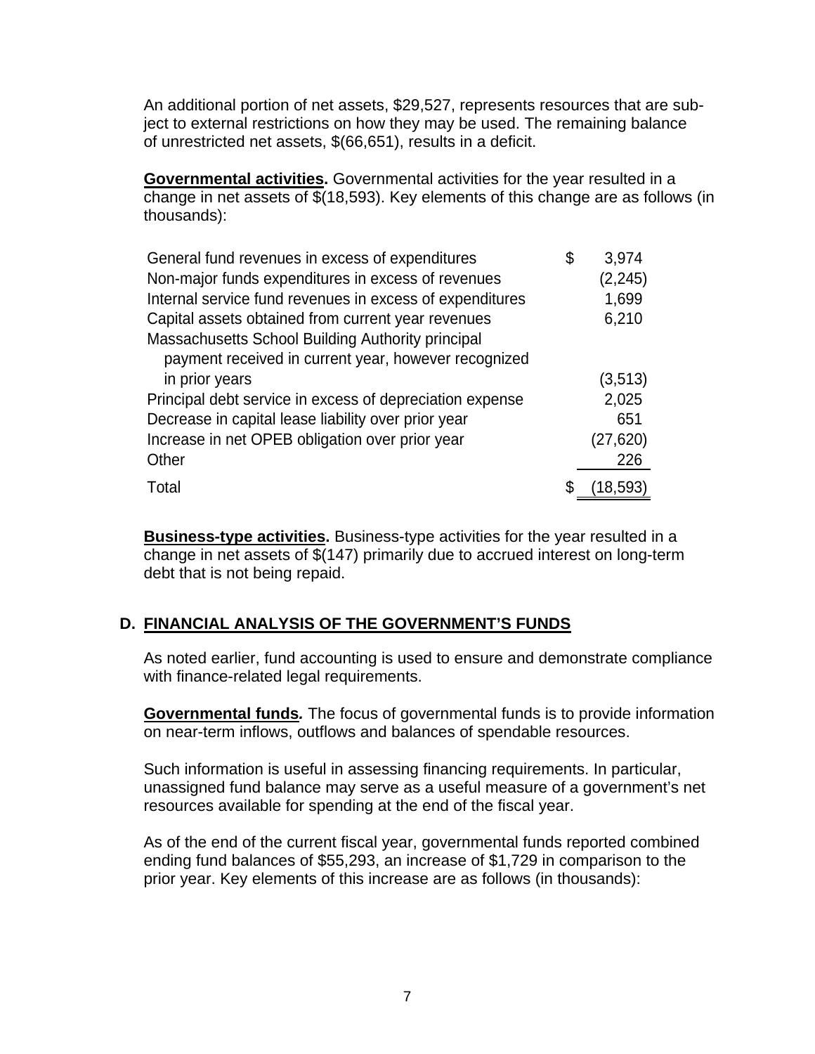An additional portion of net assets, $29,527, represents resources that are subject to external restrictions on how they may be used. The remaining balance of unrestricted net assets, $(66,651), results in a deficit.

**Governmental activities.** Governmental activities for the year resulted in a change in net assets of $(18,593). Key elements of this change are as follows (in thousands):

| | |
|---|---|
| General fund revenues in excess of expenditures | $ 3,974 |
| Non-major funds expenditures in excess of revenues | (2,245) |
| Internal service fund revenues in excess of expenditures | 1,699 |
| Capital assets obtained from current year revenues | 6,210 |
| Massachusetts School Building Authority principal payment received in current year, however recognized in prior years | (3,513) |
| Principal debt service in excess of depreciation expense | 2,025 |
| Decrease in capital lease liability over prior year | 651 |
| Increase in net OPEB obligation over prior year | (27,620) |
| Other | 226 |
| Total | $ (18,593) |

**Business-type activities.** Business-type activities for the year resulted in a change in net assets of $(147) primarily due to accrued interest on long-term debt that is not being repaid.

## D. FINANCIAL ANALYSIS OF THE GOVERNMENT'S FUNDS

As noted earlier, fund accounting is used to ensure and demonstrate compliance with finance-related legal requirements.

**Governmental funds.** The focus of governmental funds is to provide information on near-term inflows, outflows and balances of spendable resources.

Such information is useful in assessing financing requirements. In particular, unassigned fund balance may serve as a useful measure of a government's net resources available for spending at the end of the fiscal year.

As of the end of the current fiscal year, governmental funds reported combined ending fund balances of $55,293, an increase of $1,729 in comparison to the prior year. Key elements of this increase are as follows (in thousands):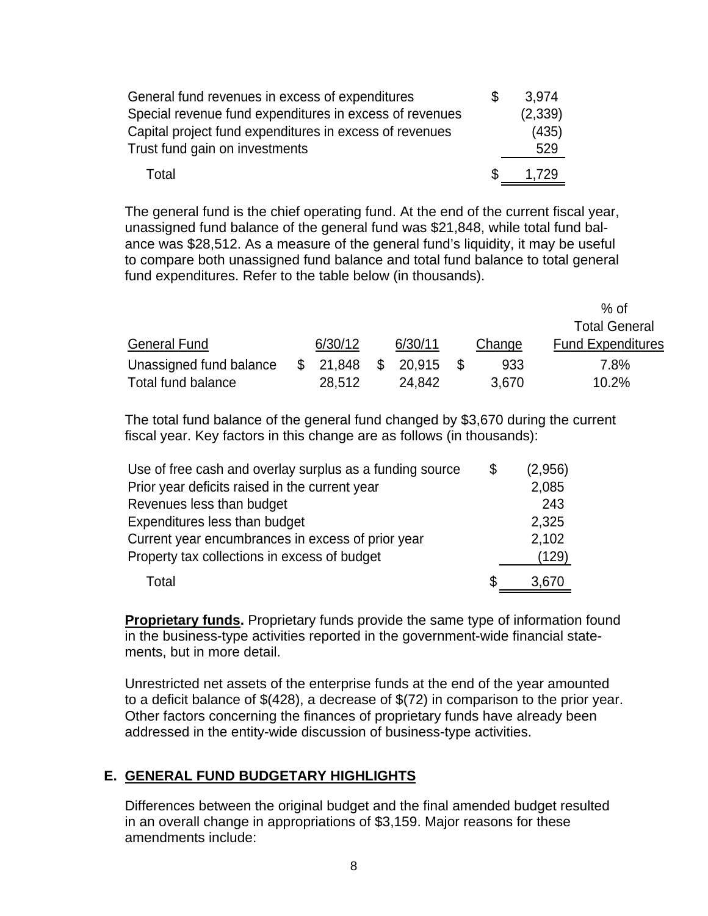| | | |
|---|---|---|
| General fund revenues in excess of expenditures | $ | 3,974 |
| Special revenue fund expenditures in excess of revenues | | (2,339) |
| Capital project fund expenditures in excess of revenues | | (435) |
| Trust fund gain on investments | | 529 |
| Total | $ | 1,729 |

The general fund is the chief operating fund. At the end of the current fiscal year, unassigned fund balance of the general fund was $21,848, while total fund balance was $28,512. As a measure of the general fund's liquidity, it may be useful to compare both unassigned fund balance and total fund balance to total general fund expenditures. Refer to the table below (in thousands).

| General Fund | 6/30/12 | 6/30/11 | Change | % of Total General Fund Expenditures |
|---|---|---|---|---|
| Unassigned fund balance | $ 21,848 | $ 20,915 | $ 933 | 7.8% |
| Total fund balance | 28,512 | 24,842 | 3,670 | 10.2% |

The total fund balance of the general fund changed by $3,670 during the current fiscal year. Key factors in this change are as follows (in thousands):

| | | |
|---|---|---|
| Use of free cash and overlay surplus as a funding source | $ | (2,956) |
| Prior year deficits raised in the current year | | 2,085 |
| Revenues less than budget | | 243 |
| Expenditures less than budget | | 2,325 |
| Current year encumbrances in excess of prior year | | 2,102 |
| Property tax collections in excess of budget | | (129) |
| Total | $ | 3,670 |

**Proprietary funds.** Proprietary funds provide the same type of information found in the business-type activities reported in the government-wide financial statements, but in more detail.

Unrestricted net assets of the enterprise funds at the end of the year amounted to a deficit balance of $(428), a decrease of $(72) in comparison to the prior year. Other factors concerning the finances of proprietary funds have already been addressed in the entity-wide discussion of business-type activities.

## E. GENERAL FUND BUDGETARY HIGHLIGHTS

Differences between the original budget and the final amended budget resulted in an overall change in appropriations of $3,159. Major reasons for these amendments include: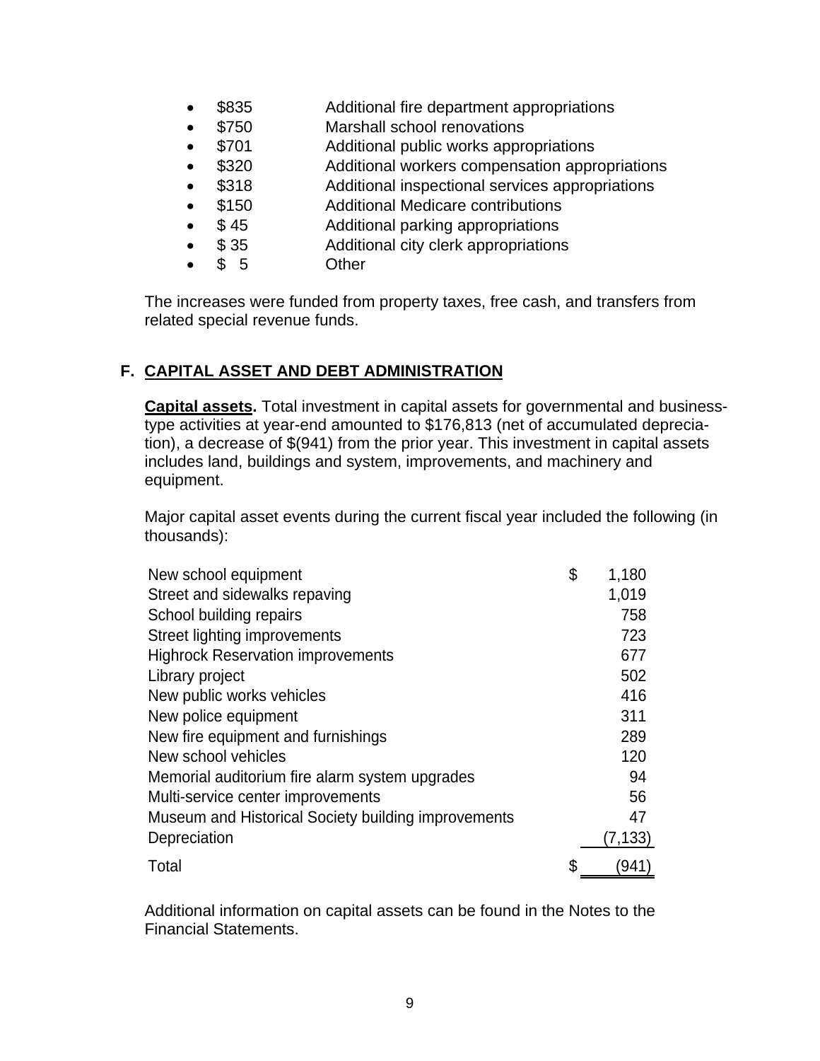- $835 Additional fire department appropriations
- $750 Marshall school renovations
- $701 Additional public works appropriations
- $320 Additional workers compensation appropriations
- $318 Additional inspectional services appropriations
- $150 Additional Medicare contributions
- $ 45 Additional parking appropriations
- $ 35 Additional city clerk appropriations
- $ 5 Other

The increases were funded from property taxes, free cash, and transfers from related special revenue funds.

## F. CAPITAL ASSET AND DEBT ADMINISTRATION

**Capital assets.** Total investment in capital assets for governmental and business-type activities at year-end amounted to $176,813 (net of accumulated depreciation), a decrease of $(941) from the prior year. This investment in capital assets includes land, buildings and system, improvements, and machinery and equipment.

Major capital asset events during the current fiscal year included the following (in thousands):

| | |
|---|---|
| New school equipment | $ 1,180 |
| Street and sidewalks repaving | 1,019 |
| School building repairs | 758 |
| Street lighting improvements | 723 |
| Highrock Reservation improvements | 677 |
| Library project | 502 |
| New public works vehicles | 416 |
| New police equipment | 311 |
| New fire equipment and furnishings | 289 |
| New school vehicles | 120 |
| Memorial auditorium fire alarm system upgrades | 94 |
| Multi-service center improvements | 56 |
| Museum and Historical Society building improvements | 47 |
| Depreciation | (7,133) |
| Total | $ (941) |

Additional information on capital assets can be found in the Notes to the Financial Statements.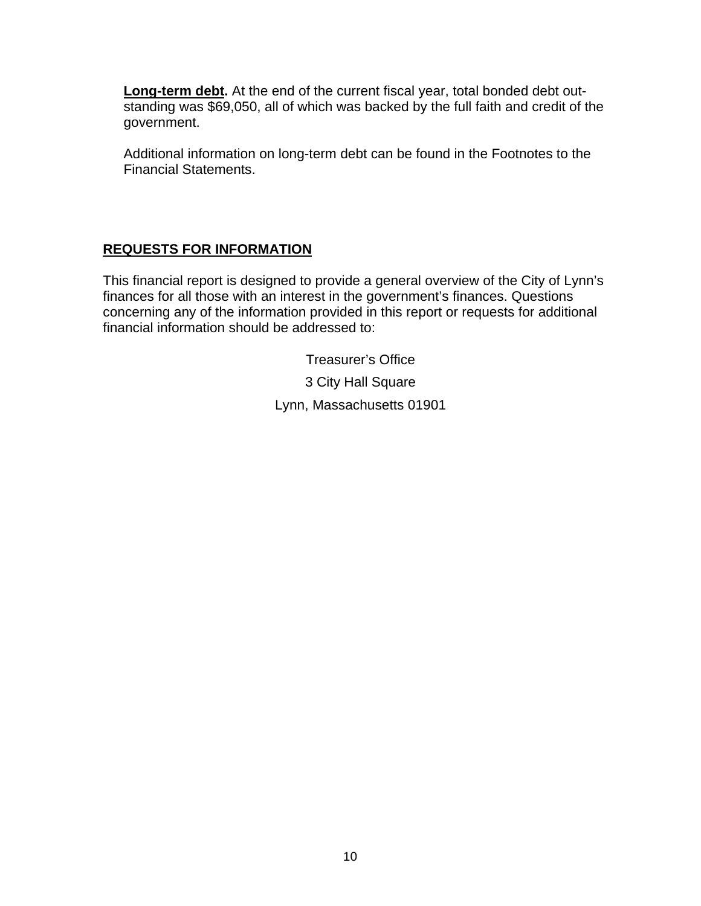**Long-term debt.** At the end of the current fiscal year, total bonded debt outstanding was $69,050, all of which was backed by the full faith and credit of the government.

Additional information on long-term debt can be found in the Footnotes to the Financial Statements.

## REQUESTS FOR INFORMATION

This financial report is designed to provide a general overview of the City of Lynn's finances for all those with an interest in the government's finances. Questions concerning any of the information provided in this report or requests for additional financial information should be addressed to:

Treasurer's Office

3 City Hall Square

Lynn, Massachusetts 01901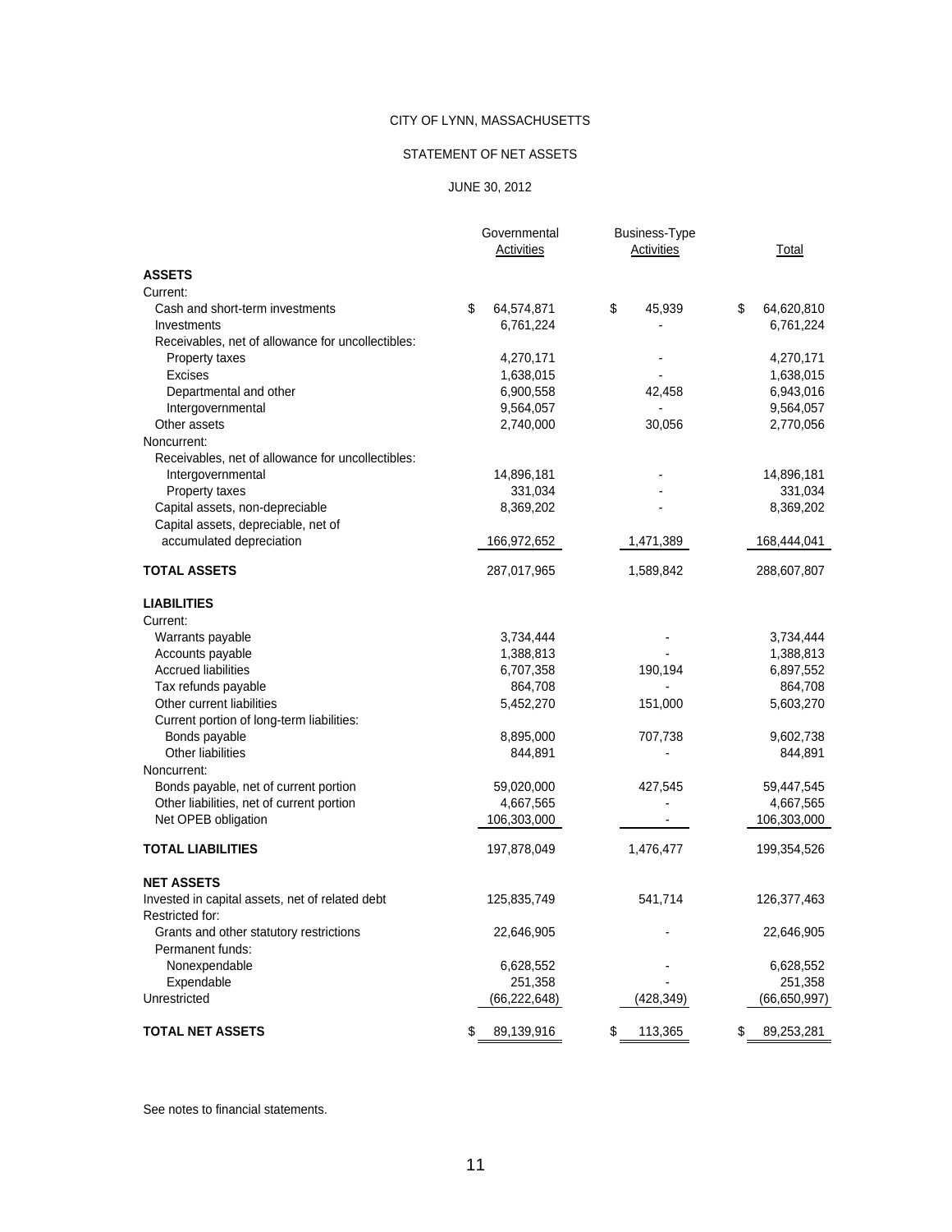CITY OF LYNN, MASSACHUSETTS

STATEMENT OF NET ASSETS

JUNE 30, 2012

| | Governmental Activities | Business-Type Activities | Total |
|---|---|---|---|
| **ASSETS** | | | |
| Current: | | | |
| Cash and short-term investments | $ 64,574,871 | $ 45,939 | $ 64,620,810 |
| Investments | 6,761,224 | - | 6,761,224 |
| Receivables, net of allowance for uncollectibles: | | | |
| Property taxes | 4,270,171 | - | 4,270,171 |
| Excises | 1,638,015 | - | 1,638,015 |
| Departmental and other | 6,900,558 | 42,458 | 6,943,016 |
| Intergovernmental | 9,564,057 | - | 9,564,057 |
| Other assets | 2,740,000 | 30,056 | 2,770,056 |
| Noncurrent: | | | |
| Receivables, net of allowance for uncollectibles: | | | |
| Intergovernmental | 14,896,181 | - | 14,896,181 |
| Property taxes | 331,034 | - | 331,034 |
| Capital assets, non-depreciable | 8,369,202 | - | 8,369,202 |
| Capital assets, depreciable, net of accumulated depreciation | 166,972,652 | 1,471,389 | 168,444,041 |
| **TOTAL ASSETS** | 287,017,965 | 1,589,842 | 288,607,807 |
| **LIABILITIES** | | | |
| Current: | | | |
| Warrants payable | 3,734,444 | - | 3,734,444 |
| Accounts payable | 1,388,813 | - | 1,388,813 |
| Accrued liabilities | 6,707,358 | 190,194 | 6,897,552 |
| Tax refunds payable | 864,708 | - | 864,708 |
| Other current liabilities | 5,452,270 | 151,000 | 5,603,270 |
| Current portion of long-term liabilities: | | | |
| Bonds payable | 8,895,000 | 707,738 | 9,602,738 |
| Other liabilities | 844,891 | - | 844,891 |
| Noncurrent: | | | |
| Bonds payable, net of current portion | 59,020,000 | 427,545 | 59,447,545 |
| Other liabilities, net of current portion | 4,667,565 | - | 4,667,565 |
| Net OPEB obligation | 106,303,000 | - | 106,303,000 |
| **TOTAL LIABILITIES** | 197,878,049 | 1,476,477 | 199,354,526 |
| **NET ASSETS** | | | |
| Invested in capital assets, net of related debt | 125,835,749 | 541,714 | 126,377,463 |
| Restricted for: | | | |
| Grants and other statutory restrictions | 22,646,905 | - | 22,646,905 |
| Permanent funds: | | | |
| Nonexpendable | 6,628,552 | - | 6,628,552 |
| Expendable | 251,358 | - | 251,358 |
| Unrestricted | (66,222,648) | (428,349) | (66,650,997) |
| **TOTAL NET ASSETS** | $ 89,139,916 | $ 113,365 | $ 89,253,281 |

See notes to financial statements.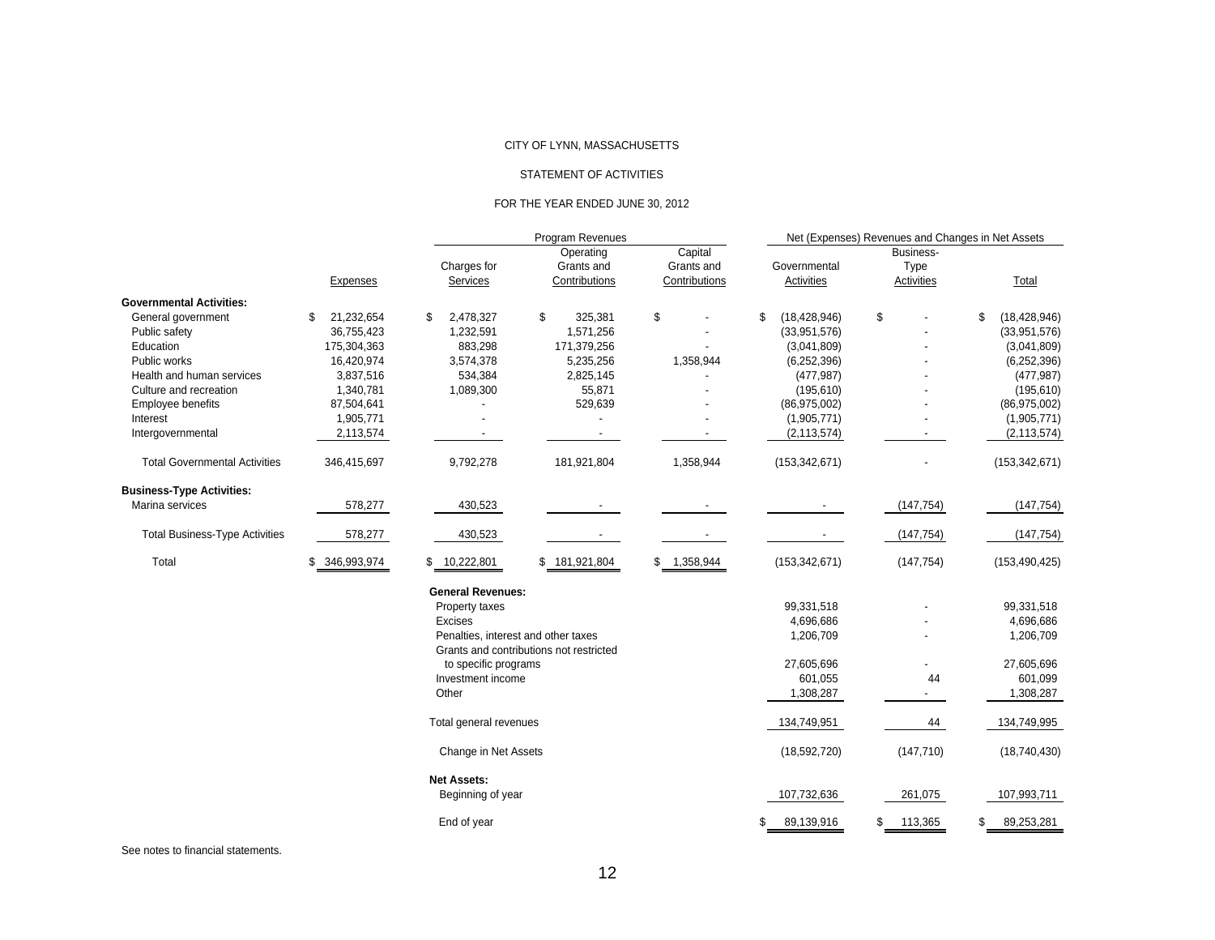CITY OF LYNN, MASSACHUSETTS

STATEMENT OF ACTIVITIES

FOR THE YEAR ENDED JUNE 30, 2012

| | | Program Revenues | | | Net (Expenses) Revenues and Changes in Net Assets | | |
|---|---|---|---|---|---|---|---|
| | Expenses | Charges for Services | Operating Grants and Contributions | Capital Grants and Contributions | Governmental Activities | Business-Type Activities | Total |
| **Governmental Activities:** | | | | | | | |
| General government | $ 21,232,654 | $ 2,478,327 | $ 325,381 | $ - | $ (18,428,946) | $ - | $ (18,428,946) |
| Public safety | 36,755,423 | 1,232,591 | 1,571,256 | - | (33,951,576) | - | (33,951,576) |
| Education | 175,304,363 | 883,298 | 171,379,256 | - | (3,041,809) | - | (3,041,809) |
| Public works | 16,420,974 | 3,574,378 | 5,235,256 | 1,358,944 | (6,252,396) | - | (6,252,396) |
| Health and human services | 3,837,516 | 534,384 | 2,825,145 | - | (477,987) | - | (477,987) |
| Culture and recreation | 1,340,781 | 1,089,300 | 55,871 | - | (195,610) | - | (195,610) |
| Employee benefits | 87,504,641 | - | 529,639 | - | (86,975,002) | - | (86,975,002) |
| Interest | 1,905,771 | - | - | - | (1,905,771) | - | (1,905,771) |
| Intergovernmental | 2,113,574 | - | - | - | (2,113,574) | - | (2,113,574) |
| Total Governmental Activities | 346,415,697 | 9,792,278 | 181,921,804 | 1,358,944 | (153,342,671) | - | (153,342,671) |
| **Business-Type Activities:** | | | | | | | |
| Marina services | 578,277 | 430,523 | - | - | - | (147,754) | (147,754) |
| Total Business-Type Activities | 578,277 | 430,523 | - | - | - | (147,754) | (147,754) |
| Total | $ 346,993,974 | $ 10,222,801 | $ 181,921,804 | $ 1,358,944 | (153,342,671) | (147,754) | (153,490,425) |
| | | **General Revenues:** | | | | | |
| | | Property taxes | | | 99,331,518 | - | 99,331,518 |
| | | Excises | | | 4,696,686 | - | 4,696,686 |
| | | Penalties, interest and other taxes | | | 1,206,709 | - | 1,206,709 |
| | | Grants and contributions not restricted to specific programs | | | 27,605,696 | - | 27,605,696 |
| | | Investment income | | | 601,055 | 44 | 601,099 |
| | | Other | | | 1,308,287 | - | 1,308,287 |
| | | Total general revenues | | | 134,749,951 | 44 | 134,749,995 |
| | | Change in Net Assets | | | (18,592,720) | (147,710) | (18,740,430) |
| | | **Net Assets:** | | | | | |
| | | Beginning of year | | | 107,732,636 | 261,075 | 107,993,711 |
| | | End of year | | | $ 89,139,916 | $ 113,365 | $ 89,253,281 |

See notes to financial statements.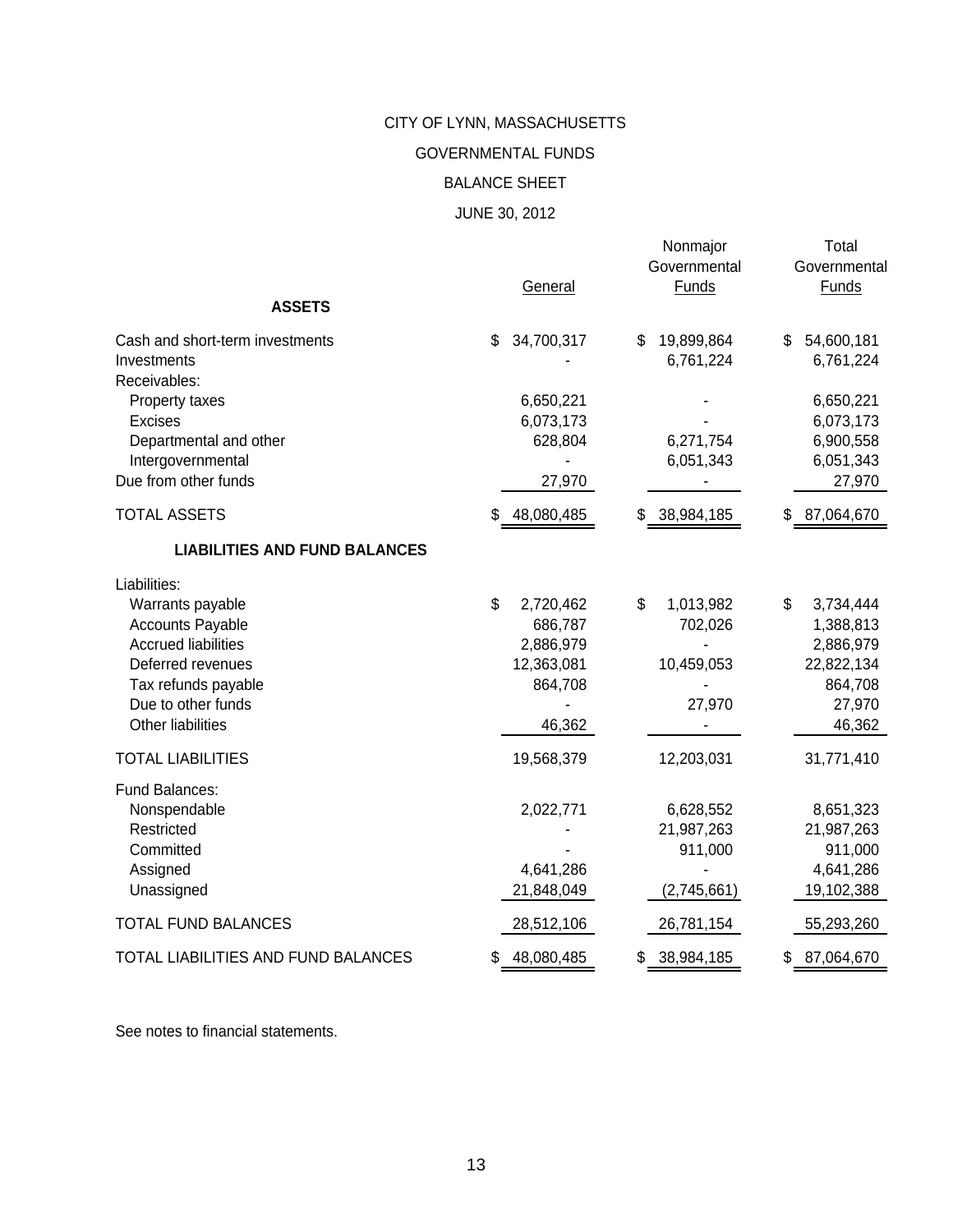# CITY OF LYNN, MASSACHUSETTS

## GOVERNMENTAL FUNDS

## BALANCE SHEET

## JUNE 30, 2012

| | General | Nonmajor Governmental Funds | Total Governmental Funds |
|---|---|---|---|
| **ASSETS** | | | |
| Cash and short-term investments | $ 34,700,317 | $ 19,899,864 | $ 54,600,181 |
| Investments | - | 6,761,224 | 6,761,224 |
| Receivables: | | | |
| Property taxes | 6,650,221 | - | 6,650,221 |
| Excises | 6,073,173 | - | 6,073,173 |
| Departmental and other | 628,804 | 6,271,754 | 6,900,558 |
| Intergovernmental | - | 6,051,343 | 6,051,343 |
| Due from other funds | 27,970 | - | 27,970 |
| TOTAL ASSETS | $ 48,080,485 | $ 38,984,185 | $ 87,064,670 |
| **LIABILITIES AND FUND BALANCES** | | | |
| Liabilities: | | | |
| Warrants payable | $ 2,720,462 | $ 1,013,982 | $ 3,734,444 |
| Accounts Payable | 686,787 | 702,026 | 1,388,813 |
| Accrued liabilities | 2,886,979 | - | 2,886,979 |
| Deferred revenues | 12,363,081 | 10,459,053 | 22,822,134 |
| Tax refunds payable | 864,708 | - | 864,708 |
| Due to other funds | - | 27,970 | 27,970 |
| Other liabilities | 46,362 | - | 46,362 |
| TOTAL LIABILITIES | 19,568,379 | 12,203,031 | 31,771,410 |
| Fund Balances: | | | |
| Nonspendable | 2,022,771 | 6,628,552 | 8,651,323 |
| Restricted | - | 21,987,263 | 21,987,263 |
| Committed | - | 911,000 | 911,000 |
| Assigned | 4,641,286 | - | 4,641,286 |
| Unassigned | 21,848,049 | (2,745,661) | 19,102,388 |
| TOTAL FUND BALANCES | 28,512,106 | 26,781,154 | 55,293,260 |
| TOTAL LIABILITIES AND FUND BALANCES | $ 48,080,485 | $ 38,984,185 | $ 87,064,670 |

See notes to financial statements.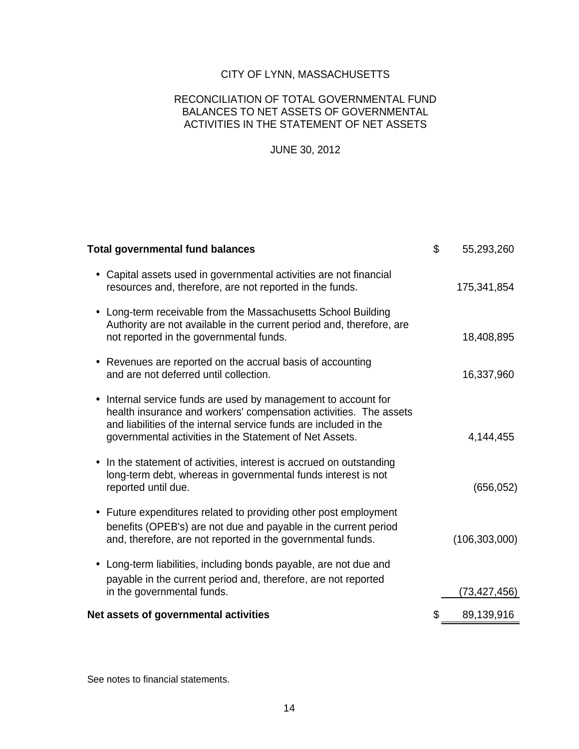# CITY OF LYNN, MASSACHUSETTS

## RECONCILIATION OF TOTAL GOVERNMENTAL FUND BALANCES TO NET ASSETS OF GOVERNMENTAL ACTIVITIES IN THE STATEMENT OF NET ASSETS

JUNE 30, 2012

| | | |
|---|---|---|
| **Total governmental fund balances** | $ | 55,293,260 |
| • Capital assets used in governmental activities are not financial resources and, therefore, are not reported in the funds. | | 175,341,854 |
| • Long-term receivable from the Massachusetts School Building Authority are not available in the current period and, therefore, are not reported in the governmental funds. | | 18,408,895 |
| • Revenues are reported on the accrual basis of accounting and are not deferred until collection. | | 16,337,960 |
| • Internal service funds are used by management to account for health insurance and workers' compensation activities. The assets and liabilities of the internal service funds are included in the governmental activities in the Statement of Net Assets. | | 4,144,455 |
| • In the statement of activities, interest is accrued on outstanding long-term debt, whereas in governmental funds interest is not reported until due. | | (656,052) |
| • Future expenditures related to providing other post employment benefits (OPEB's) are not due and payable in the current period and, therefore, are not reported in the governmental funds. | | (106,303,000) |
| • Long-term liabilities, including bonds payable, are not due and payable in the current period and, therefore, are not reported in the governmental funds. | | (73,427,456) |
| **Net assets of governmental activities** | $ | 89,139,916 |

See notes to financial statements.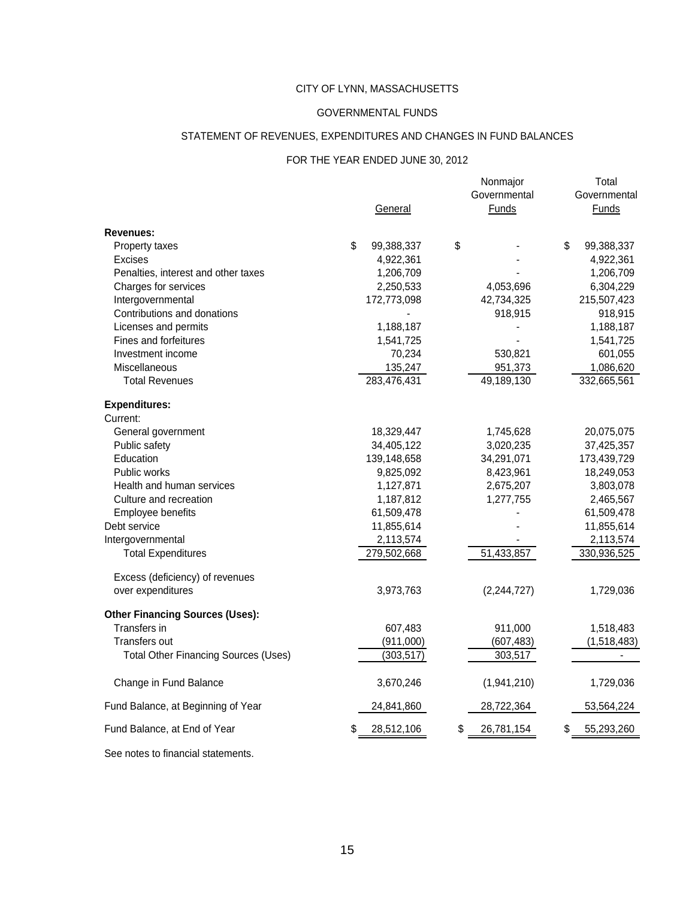# CITY OF LYNN, MASSACHUSETTS

## GOVERNMENTAL FUNDS

## STATEMENT OF REVENUES, EXPENDITURES AND CHANGES IN FUND BALANCES

### FOR THE YEAR ENDED JUNE 30, 2012

| | General | Nonmajor Governmental Funds | Total Governmental Funds |
|---|---|---|---|
| **Revenues:** | | | |
| Property taxes | $ 99,388,337 | $ - | $ 99,388,337 |
| Excises | 4,922,361 | - | 4,922,361 |
| Penalties, interest and other taxes | 1,206,709 | - | 1,206,709 |
| Charges for services | 2,250,533 | 4,053,696 | 6,304,229 |
| Intergovernmental | 172,773,098 | 42,734,325 | 215,507,423 |
| Contributions and donations | - | 918,915 | 918,915 |
| Licenses and permits | 1,188,187 | - | 1,188,187 |
| Fines and forfeitures | 1,541,725 | - | 1,541,725 |
| Investment income | 70,234 | 530,821 | 601,055 |
| Miscellaneous | 135,247 | 951,373 | 1,086,620 |
| Total Revenues | 283,476,431 | 49,189,130 | 332,665,561 |
| **Expenditures:** | | | |
| Current: | | | |
| General government | 18,329,447 | 1,745,628 | 20,075,075 |
| Public safety | 34,405,122 | 3,020,235 | 37,425,357 |
| Education | 139,148,658 | 34,291,071 | 173,439,729 |
| Public works | 9,825,092 | 8,423,961 | 18,249,053 |
| Health and human services | 1,127,871 | 2,675,207 | 3,803,078 |
| Culture and recreation | 1,187,812 | 1,277,755 | 2,465,567 |
| Employee benefits | 61,509,478 | - | 61,509,478 |
| Debt service | 11,855,614 | - | 11,855,614 |
| Intergovernmental | 2,113,574 | - | 2,113,574 |
| Total Expenditures | 279,502,668 | 51,433,857 | 330,936,525 |
| Excess (deficiency) of revenues over expenditures | 3,973,763 | (2,244,727) | 1,729,036 |
| **Other Financing Sources (Uses):** | | | |
| Transfers in | 607,483 | 911,000 | 1,518,483 |
| Transfers out | (911,000) | (607,483) | (1,518,483) |
| Total Other Financing Sources (Uses) | (303,517) | 303,517 | - |
| Change in Fund Balance | 3,670,246 | (1,941,210) | 1,729,036 |
| Fund Balance, at Beginning of Year | 24,841,860 | 28,722,364 | 53,564,224 |
| Fund Balance, at End of Year | $ 28,512,106 | $ 26,781,154 | $ 55,293,260 |

See notes to financial statements.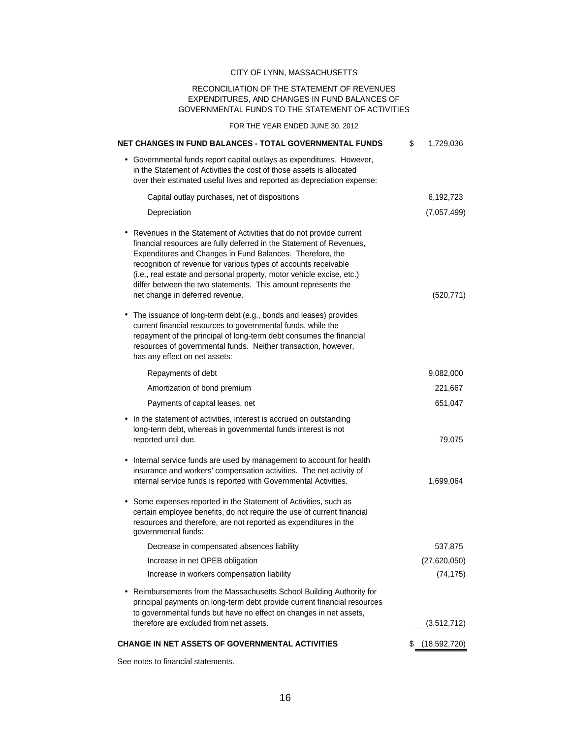CITY OF LYNN, MASSACHUSETTS

RECONCILIATION OF THE STATEMENT OF REVENUES EXPENDITURES, AND CHANGES IN FUND BALANCES OF GOVERNMENTAL FUNDS TO THE STATEMENT OF ACTIVITIES

FOR THE YEAR ENDED JUNE 30, 2012

| | |
|---|---|
| **NET CHANGES IN FUND BALANCES - TOTAL GOVERNMENTAL FUNDS** | $ 1,729,036 |
| • Governmental funds report capital outlays as expenditures. However, in the Statement of Activities the cost of those assets is allocated over their estimated useful lives and reported as depreciation expense: | |
| Capital outlay purchases, net of dispositions | 6,192,723 |
| Depreciation | (7,057,499) |
| • Revenues in the Statement of Activities that do not provide current financial resources are fully deferred in the Statement of Revenues, Expenditures and Changes in Fund Balances. Therefore, the recognition of revenue for various types of accounts receivable (i.e., real estate and personal property, motor vehicle excise, etc.) differ between the two statements. This amount represents the net change in deferred revenue. | (520,771) |
| • The issuance of long-term debt (e.g., bonds and leases) provides current financial resources to governmental funds, while the repayment of the principal of long-term debt consumes the financial resources of governmental funds. Neither transaction, however, has any effect on net assets: | |
| Repayments of debt | 9,082,000 |
| Amortization of bond premium | 221,667 |
| Payments of capital leases, net | 651,047 |
| • In the statement of activities, interest is accrued on outstanding long-term debt, whereas in governmental funds interest is not reported until due. | 79,075 |
| • Internal service funds are used by management to account for health insurance and workers' compensation activities. The net activity of internal service funds is reported with Governmental Activities. | 1,699,064 |
| • Some expenses reported in the Statement of Activities, such as certain employee benefits, do not require the use of current financial resources and therefore, are not reported as expenditures in the governmental funds: | |
| Decrease in compensated absences liability | 537,875 |
| Increase in net OPEB obligation | (27,620,050) |
| Increase in workers compensation liability | (74,175) |
| • Reimbursements from the Massachusetts School Building Authority for principal payments on long-term debt provide current financial resources to governmental funds but have no effect on changes in net assets, therefore are excluded from net assets. | (3,512,712) |
| **CHANGE IN NET ASSETS OF GOVERNMENTAL ACTIVITIES** | $ (18,592,720) |

See notes to financial statements.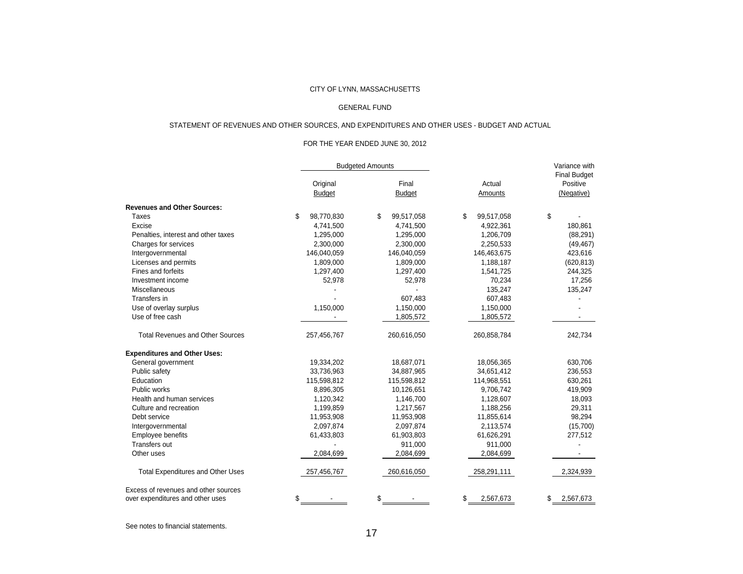CITY OF LYNN, MASSACHUSETTS

GENERAL FUND

STATEMENT OF REVENUES AND OTHER SOURCES, AND EXPENDITURES AND OTHER USES - BUDGET AND ACTUAL

FOR THE YEAR ENDED JUNE 30, 2012

| | Budgeted Amounts | | | Variance with Final Budget |
|---|---|---|---|---|
| | Original Budget | Final Budget | Actual Amounts | Positive (Negative) |
| **Revenues and Other Sources:** | | | | |
| Taxes | $ 98,770,830 | $ 99,517,058 | $ 99,517,058 | $ - |
| Excise | 4,741,500 | 4,741,500 | 4,922,361 | 180,861 |
| Penalties, interest and other taxes | 1,295,000 | 1,295,000 | 1,206,709 | (88,291) |
| Charges for services | 2,300,000 | 2,300,000 | 2,250,533 | (49,467) |
| Intergovernmental | 146,040,059 | 146,040,059 | 146,463,675 | 423,616 |
| Licenses and permits | 1,809,000 | 1,809,000 | 1,188,187 | (620,813) |
| Fines and forfeits | 1,297,400 | 1,297,400 | 1,541,725 | 244,325 |
| Investment income | 52,978 | 52,978 | 70,234 | 17,256 |
| Miscellaneous | - | - | 135,247 | 135,247 |
| Transfers in | - | 607,483 | 607,483 | - |
| Use of overlay surplus | 1,150,000 | 1,150,000 | 1,150,000 | - |
| Use of free cash | - | 1,805,572 | 1,805,572 | - |
| Total Revenues and Other Sources | 257,456,767 | 260,616,050 | 260,858,784 | 242,734 |
| **Expenditures and Other Uses:** | | | | |
| General government | 19,334,202 | 18,687,071 | 18,056,365 | 630,706 |
| Public safety | 33,736,963 | 34,887,965 | 34,651,412 | 236,553 |
| Education | 115,598,812 | 115,598,812 | 114,968,551 | 630,261 |
| Public works | 8,896,305 | 10,126,651 | 9,706,742 | 419,909 |
| Health and human services | 1,120,342 | 1,146,700 | 1,128,607 | 18,093 |
| Culture and recreation | 1,199,859 | 1,217,567 | 1,188,256 | 29,311 |
| Debt service | 11,953,908 | 11,953,908 | 11,855,614 | 98,294 |
| Intergovernmental | 2,097,874 | 2,097,874 | 2,113,574 | (15,700) |
| Employee benefits | 61,433,803 | 61,903,803 | 61,626,291 | 277,512 |
| Transfers out | - | 911,000 | 911,000 | - |
| Other uses | 2,084,699 | 2,084,699 | 2,084,699 | - |
| Total Expenditures and Other Uses | 257,456,767 | 260,616,050 | 258,291,111 | 2,324,939 |
| Excess of revenues and other sources over expenditures and other uses | $ - | $ - | $ 2,567,673 | $ 2,567,673 |

See notes to financial statements.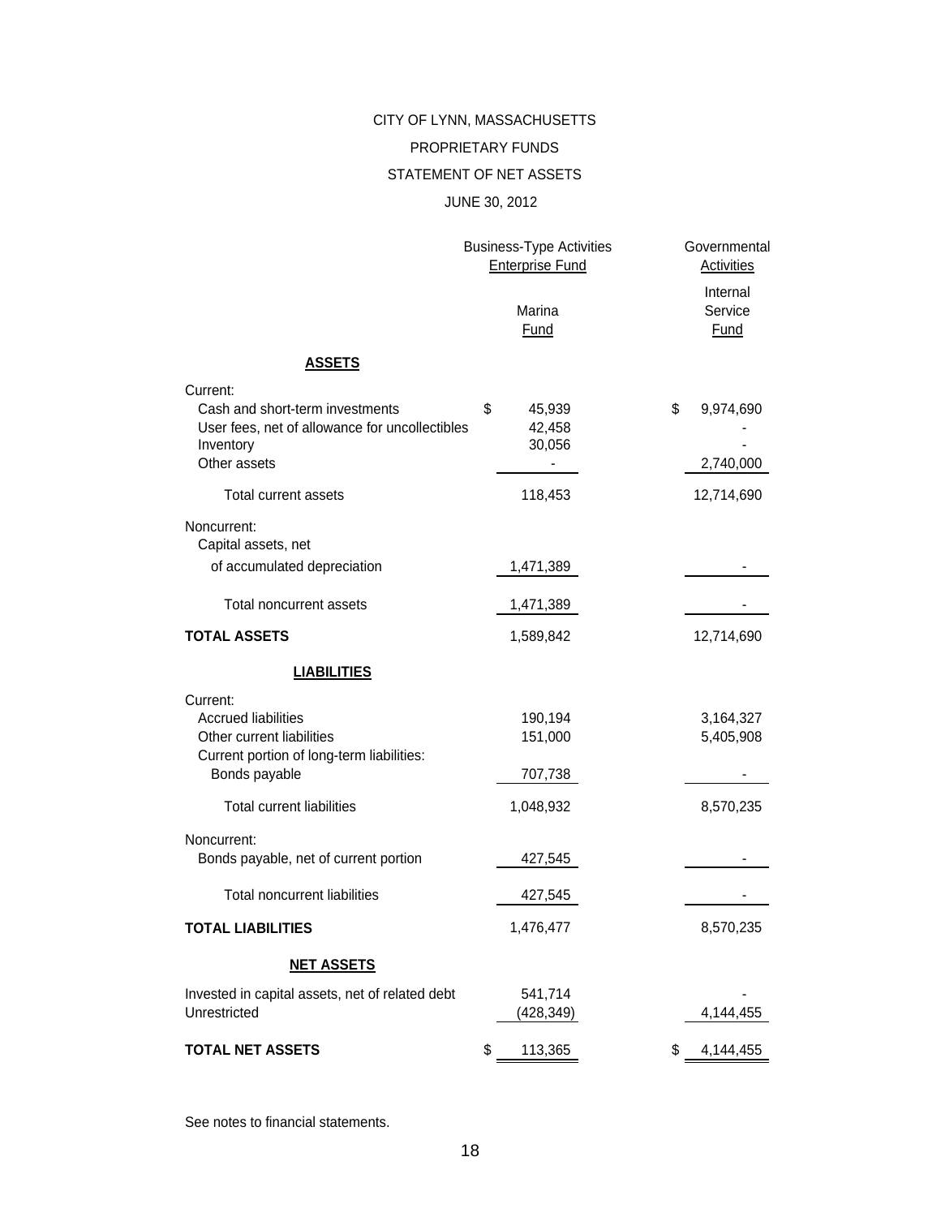CITY OF LYNN, MASSACHUSETTS

PROPRIETARY FUNDS

STATEMENT OF NET ASSETS

JUNE 30, 2012

| | Business-Type Activities Enterprise Fund | Governmental Activities |
|---|---|---|
| | Marina Fund | Internal Service Fund |
| **ASSETS** | | |
| Current: | | |
| Cash and short-term investments | $ 45,939 | $ 9,974,690 |
| User fees, net of allowance for uncollectibles | 42,458 | - |
| Inventory | 30,056 | - |
| Other assets | - | 2,740,000 |
| Total current assets | 118,453 | 12,714,690 |
| Noncurrent: | | |
| Capital assets, net of accumulated depreciation | 1,471,389 | - |
| Total noncurrent assets | 1,471,389 | - |
| **TOTAL ASSETS** | 1,589,842 | 12,714,690 |
| **LIABILITIES** | | |
| Current: | | |
| Accrued liabilities | 190,194 | 3,164,327 |
| Other current liabilities | 151,000 | 5,405,908 |
| Current portion of long-term liabilities: | | |
| Bonds payable | 707,738 | - |
| Total current liabilities | 1,048,932 | 8,570,235 |
| Noncurrent: | | |
| Bonds payable, net of current portion | 427,545 | - |
| Total noncurrent liabilities | 427,545 | - |
| **TOTAL LIABILITIES** | 1,476,477 | 8,570,235 |
| **NET ASSETS** | | |
| Invested in capital assets, net of related debt | 541,714 | - |
| Unrestricted | (428,349) | 4,144,455 |
| **TOTAL NET ASSETS** | $ 113,365 | $ 4,144,455 |

See notes to financial statements.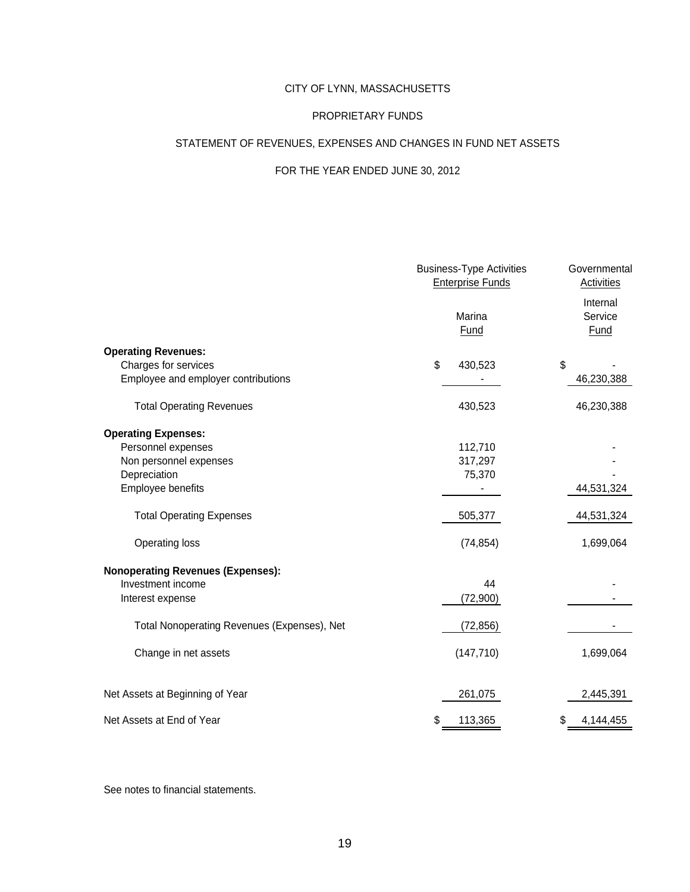# CITY OF LYNN, MASSACHUSETTS

## PROPRIETARY FUNDS

## STATEMENT OF REVENUES, EXPENSES AND CHANGES IN FUND NET ASSETS

## FOR THE YEAR ENDED JUNE 30, 2012

| | Business-Type Activities Enterprise Funds | Governmental Activities |
|---|---|---|
| | Marina Fund | Internal Service Fund |
| **Operating Revenues:** | | |
| Charges for services | $ 430,523 | $ - |
| Employee and employer contributions | - | 46,230,388 |
| Total Operating Revenues | 430,523 | 46,230,388 |
| **Operating Expenses:** | | |
| Personnel expenses | 112,710 | - |
| Non personnel expenses | 317,297 | - |
| Depreciation | 75,370 | - |
| Employee benefits | - | 44,531,324 |
| Total Operating Expenses | 505,377 | 44,531,324 |
| Operating loss | (74,854) | 1,699,064 |
| **Nonoperating Revenues (Expenses):** | | |
| Investment income | 44 | - |
| Interest expense | (72,900) | - |
| Total Nonoperating Revenues (Expenses), Net | (72,856) | - |
| Change in net assets | (147,710) | 1,699,064 |
| Net Assets at Beginning of Year | 261,075 | 2,445,391 |
| Net Assets at End of Year | $ 113,365 | $ 4,144,455 |

See notes to financial statements.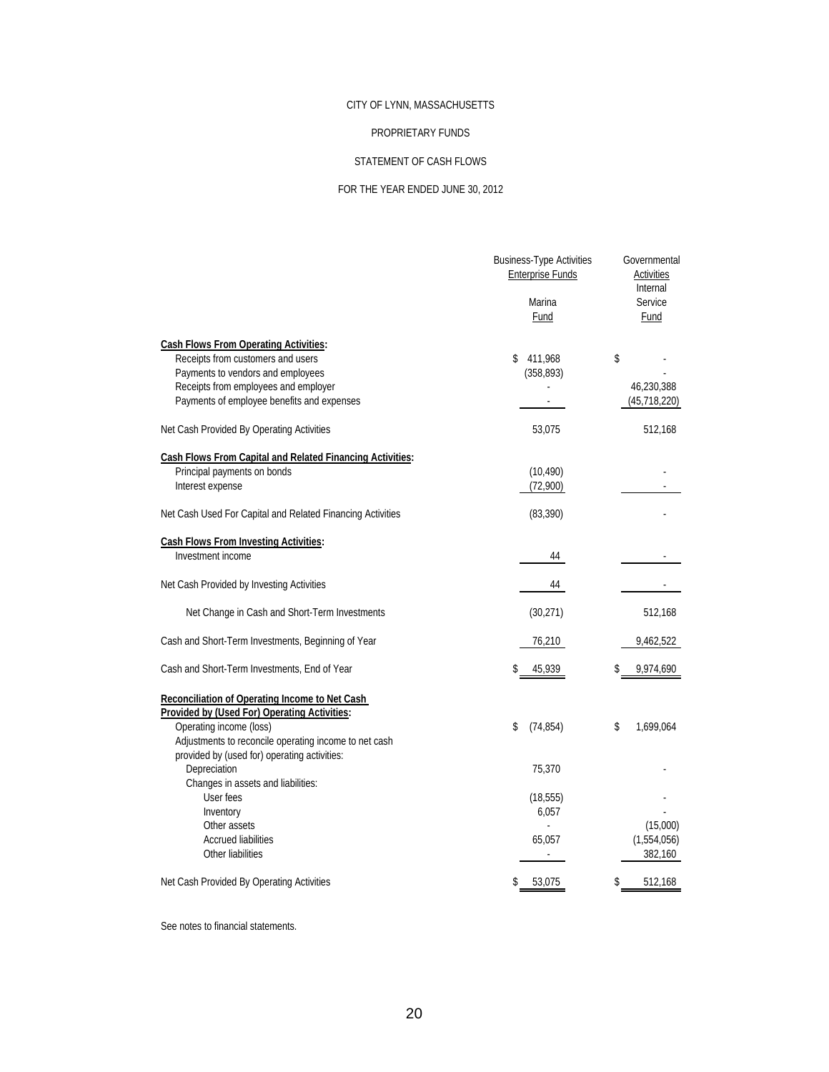CITY OF LYNN, MASSACHUSETTS

PROPRIETARY FUNDS

STATEMENT OF CASH FLOWS

FOR THE YEAR ENDED JUNE 30, 2012

| | Business-Type Activities<br>Enterprise Funds<br><br>Marina<br>Fund | Governmental<br>Activities<br>Internal<br>Service<br>Fund |
|---|---|---|
| **Cash Flows From Operating Activities:** | | |
| Receipts from customers and users | $ 411,968 | $ - |
| Payments to vendors and employees | (358,893) | - |
| Receipts from employees and employer | - | 46,230,388 |
| Payments of employee benefits and expenses | - | (45,718,220) |
| Net Cash Provided By Operating Activities | 53,075 | 512,168 |
| **Cash Flows From Capital and Related Financing Activities:** | | |
| Principal payments on bonds | (10,490) | - |
| Interest expense | (72,900) | - |
| Net Cash Used For Capital and Related Financing Activities | (83,390) | - |
| **Cash Flows From Investing Activities:** | | |
| Investment income | 44 | - |
| Net Cash Provided by Investing Activities | 44 | - |
| Net Change in Cash and Short-Term Investments | (30,271) | 512,168 |
| Cash and Short-Term Investments, Beginning of Year | 76,210 | 9,462,522 |
| Cash and Short-Term Investments, End of Year | $ 45,939 | $ 9,974,690 |
| **Reconciliation of Operating Income to Net Cash Provided by (Used For) Operating Activities:** | | |
| Operating income (loss) | $ (74,854) | $ 1,699,064 |
| Adjustments to reconcile operating income to net cash provided by (used for) operating activities: | | |
| Depreciation | 75,370 | - |
| Changes in assets and liabilities: | | |
| User fees | (18,555) | - |
| Inventory | 6,057 | - |
| Other assets | - | (15,000) |
| Accrued liabilities | 65,057 | (1,554,056) |
| Other liabilities | - | 382,160 |
| Net Cash Provided By Operating Activities | $ 53,075 | $ 512,168 |

See notes to financial statements.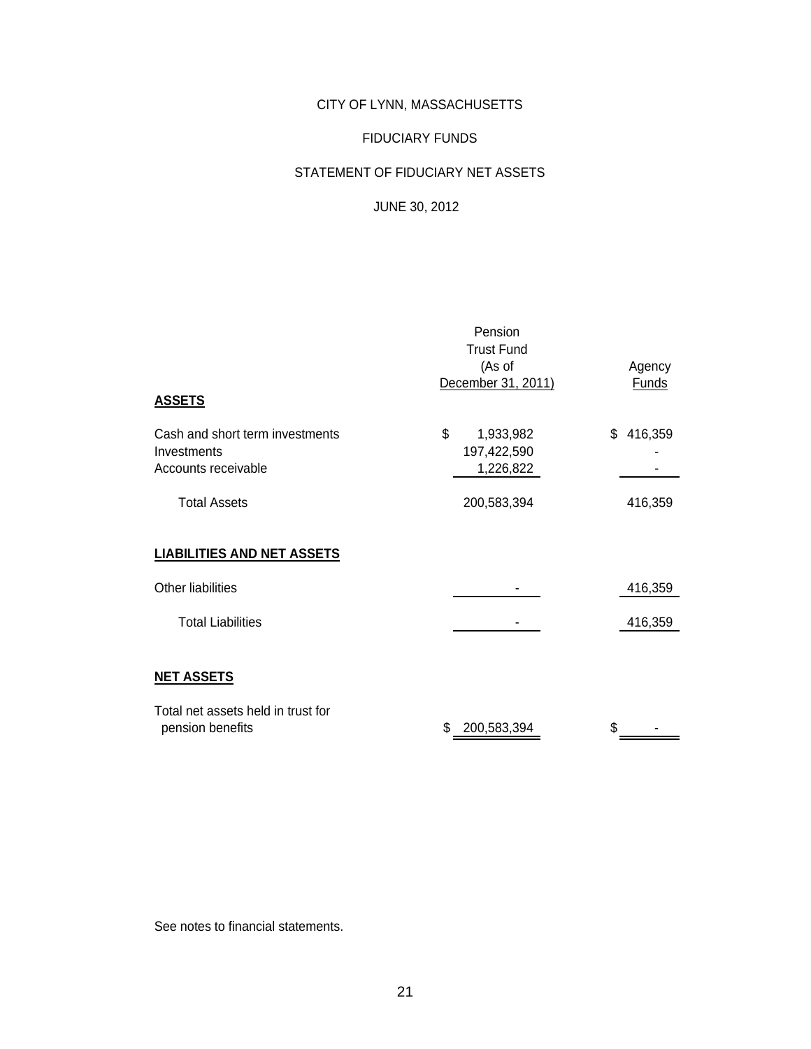# CITY OF LYNN, MASSACHUSETTS

## FIDUCIARY FUNDS

## STATEMENT OF FIDUCIARY NET ASSETS

## JUNE 30, 2012

| | Pension Trust Fund (As of December 31, 2011) | Agency Funds |
|---|---|---|
| **ASSETS** | | |
| Cash and short term investments | $ 1,933,982 | $ 416,359 |
| Investments | 197,422,590 | - |
| Accounts receivable | 1,226,822 | - |
| Total Assets | 200,583,394 | 416,359 |
| **LIABILITIES AND NET ASSETS** | | |
| Other liabilities | - | 416,359 |
| Total Liabilities | - | 416,359 |
| **NET ASSETS** | | |
| Total net assets held in trust for pension benefits | $ 200,583,394 | $ - |

See notes to financial statements.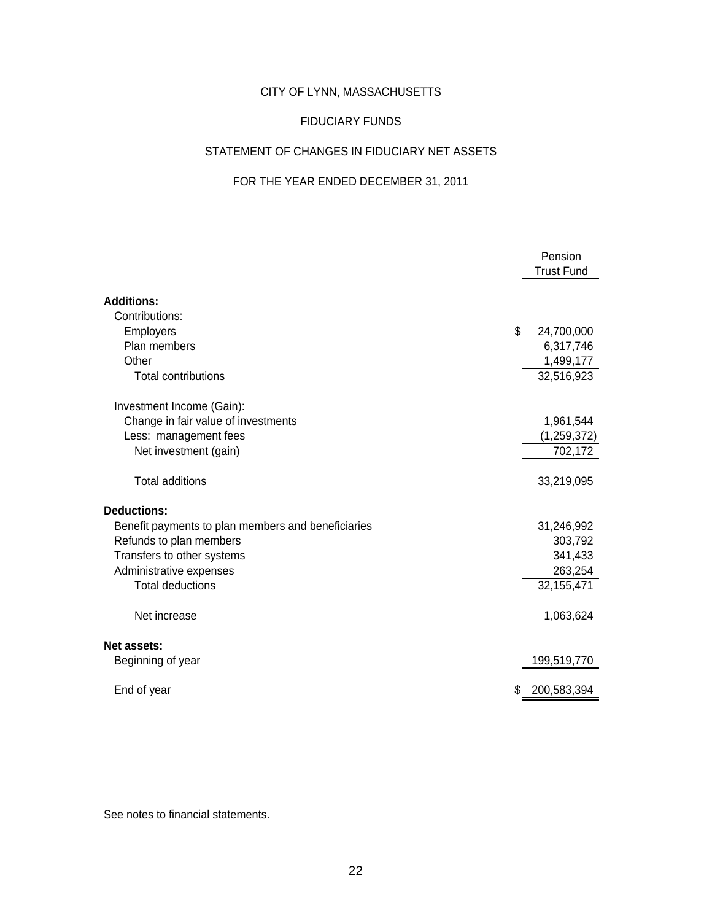# CITY OF LYNN, MASSACHUSETTS

## FIDUCIARY FUNDS

## STATEMENT OF CHANGES IN FIDUCIARY NET ASSETS

## FOR THE YEAR ENDED DECEMBER 31, 2011

| | Pension Trust Fund |
|---|---|
| **Additions:** | |
| Contributions: | |
| Employers | $ 24,700,000 |
| Plan members | 6,317,746 |
| Other | 1,499,177 |
| Total contributions | 32,516,923 |
| Investment Income (Gain): | |
| Change in fair value of investments | 1,961,544 |
| Less: management fees | (1,259,372) |
| Net investment (gain) | 702,172 |
| Total additions | 33,219,095 |
| **Deductions:** | |
| Benefit payments to plan members and beneficiaries | 31,246,992 |
| Refunds to plan members | 303,792 |
| Transfers to other systems | 341,433 |
| Administrative expenses | 263,254 |
| Total deductions | 32,155,471 |
| Net increase | 1,063,624 |
| **Net assets:** | |
| Beginning of year | 199,519,770 |
| End of year | $ 200,583,394 |

See notes to financial statements.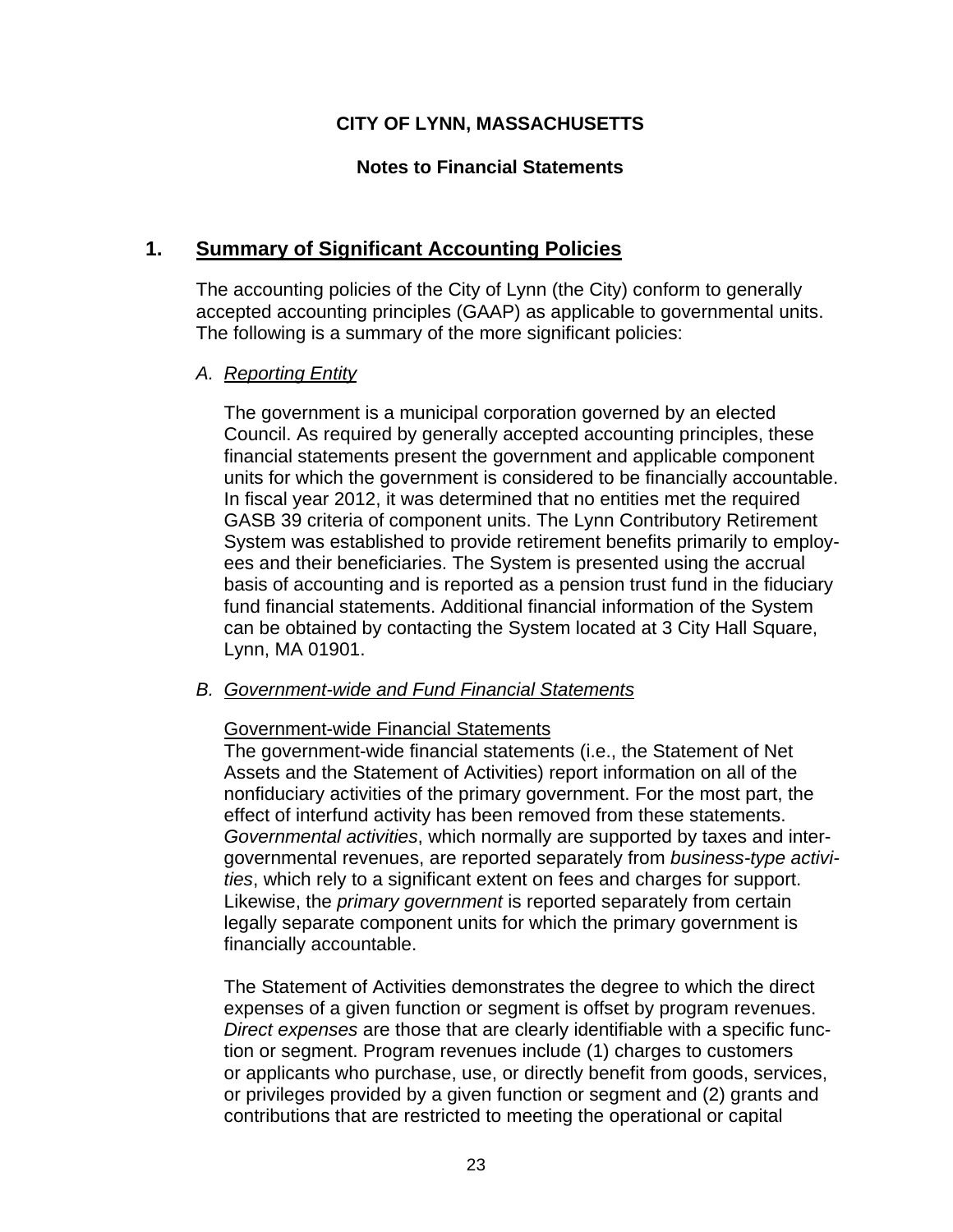# CITY OF LYNN, MASSACHUSETTS

## Notes to Financial Statements

## 1. Summary of Significant Accounting Policies

The accounting policies of the City of Lynn (the City) conform to generally accepted accounting principles (GAAP) as applicable to governmental units. The following is a summary of the more significant policies:

### A. *Reporting Entity*

The government is a municipal corporation governed by an elected Council. As required by generally accepted accounting principles, these financial statements present the government and applicable component units for which the government is considered to be financially accountable. In fiscal year 2012, it was determined that no entities met the required GASB 39 criteria of component units. The Lynn Contributory Retirement System was established to provide retirement benefits primarily to employees and their beneficiaries. The System is presented using the accrual basis of accounting and is reported as a pension trust fund in the fiduciary fund financial statements. Additional financial information of the System can be obtained by contacting the System located at 3 City Hall Square, Lynn, MA 01901.

### B. *Government-wide and Fund Financial Statements*

Government-wide Financial Statements

The government-wide financial statements (i.e., the Statement of Net Assets and the Statement of Activities) report information on all of the nonfiduciary activities of the primary government. For the most part, the effect of interfund activity has been removed from these statements. *Governmental activities*, which normally are supported by taxes and intergovernmental revenues, are reported separately from *business-type activities*, which rely to a significant extent on fees and charges for support. Likewise, the *primary government* is reported separately from certain legally separate component units for which the primary government is financially accountable.

The Statement of Activities demonstrates the degree to which the direct expenses of a given function or segment is offset by program revenues. *Direct expenses* are those that are clearly identifiable with a specific function or segment. Program revenues include (1) charges to customers or applicants who purchase, use, or directly benefit from goods, services, or privileges provided by a given function or segment and (2) grants and contributions that are restricted to meeting the operational or capital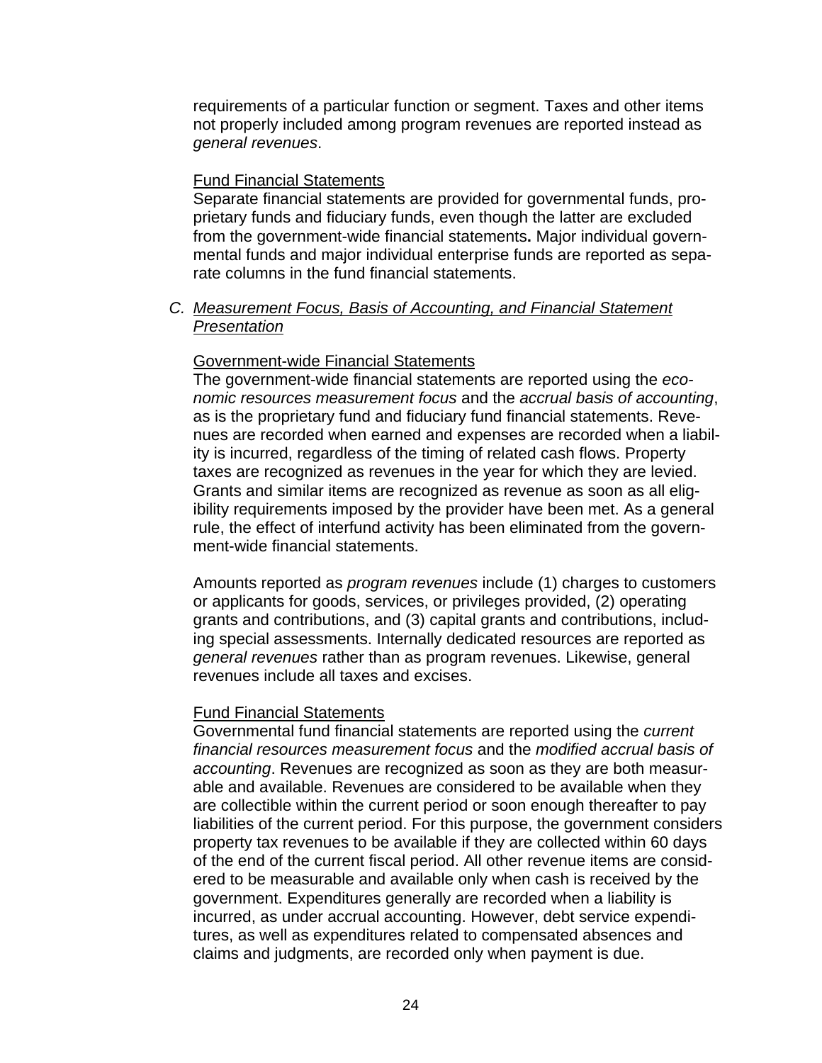requirements of a particular function or segment. Taxes and other items not properly included among program revenues are reported instead as *general revenues*.

Fund Financial Statements

Separate financial statements are provided for governmental funds, proprietary funds and fiduciary funds, even though the latter are excluded from the government-wide financial statements**.** Major individual governmental funds and major individual enterprise funds are reported as separate columns in the fund financial statements.

### *C. Measurement Focus, Basis of Accounting, and Financial Statement Presentation*

Government-wide Financial Statements

The government-wide financial statements are reported using the *economic resources measurement focus* and the *accrual basis of accounting*, as is the proprietary fund and fiduciary fund financial statements. Revenues are recorded when earned and expenses are recorded when a liability is incurred, regardless of the timing of related cash flows. Property taxes are recognized as revenues in the year for which they are levied. Grants and similar items are recognized as revenue as soon as all eligibility requirements imposed by the provider have been met. As a general rule, the effect of interfund activity has been eliminated from the government-wide financial statements.

Amounts reported as *program revenues* include (1) charges to customers or applicants for goods, services, or privileges provided, (2) operating grants and contributions, and (3) capital grants and contributions, including special assessments. Internally dedicated resources are reported as *general revenues* rather than as program revenues. Likewise, general revenues include all taxes and excises.

Fund Financial Statements

Governmental fund financial statements are reported using the *current financial resources measurement focus* and the *modified accrual basis of accounting*. Revenues are recognized as soon as they are both measurable and available. Revenues are considered to be available when they are collectible within the current period or soon enough thereafter to pay liabilities of the current period. For this purpose, the government considers property tax revenues to be available if they are collected within 60 days of the end of the current fiscal period. All other revenue items are considered to be measurable and available only when cash is received by the government. Expenditures generally are recorded when a liability is incurred, as under accrual accounting. However, debt service expenditures, as well as expenditures related to compensated absences and claims and judgments, are recorded only when payment is due.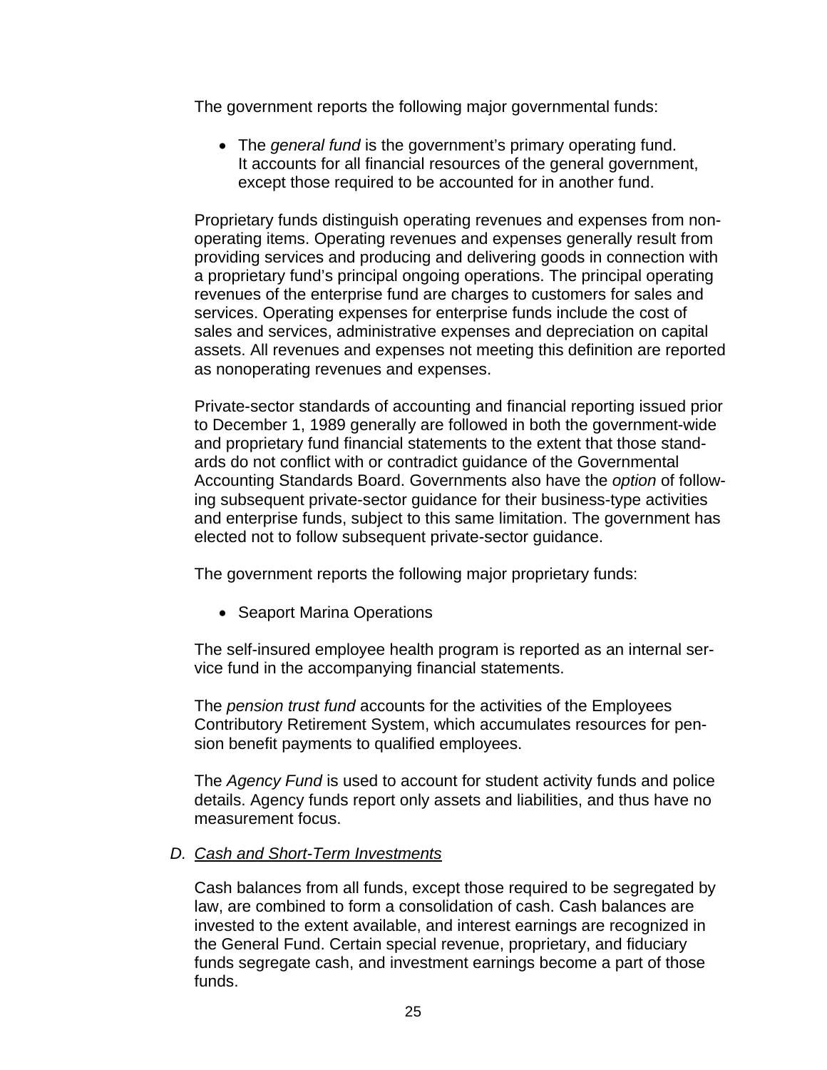The government reports the following major governmental funds:

- The *general fund* is the government's primary operating fund. It accounts for all financial resources of the general government, except those required to be accounted for in another fund.

Proprietary funds distinguish operating revenues and expenses from non-operating items. Operating revenues and expenses generally result from providing services and producing and delivering goods in connection with a proprietary fund's principal ongoing operations. The principal operating revenues of the enterprise fund are charges to customers for sales and services. Operating expenses for enterprise funds include the cost of sales and services, administrative expenses and depreciation on capital assets. All revenues and expenses not meeting this definition are reported as nonoperating revenues and expenses.

Private-sector standards of accounting and financial reporting issued prior to December 1, 1989 generally are followed in both the government-wide and proprietary fund financial statements to the extent that those standards do not conflict with or contradict guidance of the Governmental Accounting Standards Board. Governments also have the *option* of following subsequent private-sector guidance for their business-type activities and enterprise funds, subject to this same limitation. The government has elected not to follow subsequent private-sector guidance.

The government reports the following major proprietary funds:

- Seaport Marina Operations

The self-insured employee health program is reported as an internal service fund in the accompanying financial statements.

The *pension trust fund* accounts for the activities of the Employees Contributory Retirement System, which accumulates resources for pension benefit payments to qualified employees.

The *Agency Fund* is used to account for student activity funds and police details. Agency funds report only assets and liabilities, and thus have no measurement focus.

### *D. Cash and Short-Term Investments*

Cash balances from all funds, except those required to be segregated by law, are combined to form a consolidation of cash. Cash balances are invested to the extent available, and interest earnings are recognized in the General Fund. Certain special revenue, proprietary, and fiduciary funds segregate cash, and investment earnings become a part of those funds.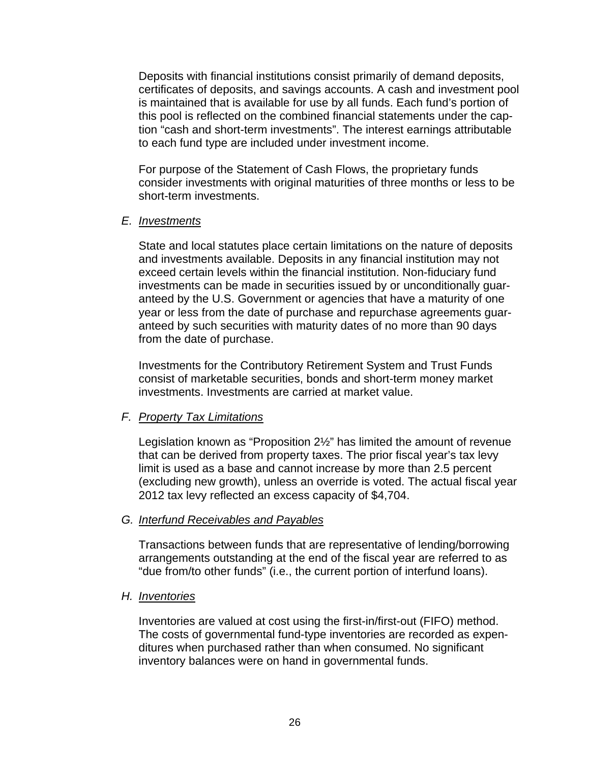Deposits with financial institutions consist primarily of demand deposits, certificates of deposits, and savings accounts. A cash and investment pool is maintained that is available for use by all funds. Each fund's portion of this pool is reflected on the combined financial statements under the caption "cash and short-term investments". The interest earnings attributable to each fund type are included under investment income.

For purpose of the Statement of Cash Flows, the proprietary funds consider investments with original maturities of three months or less to be short-term investments.

*E. Investments*

State and local statutes place certain limitations on the nature of deposits and investments available. Deposits in any financial institution may not exceed certain levels within the financial institution. Non-fiduciary fund investments can be made in securities issued by or unconditionally guaranteed by the U.S. Government or agencies that have a maturity of one year or less from the date of purchase and repurchase agreements guaranteed by such securities with maturity dates of no more than 90 days from the date of purchase.

Investments for the Contributory Retirement System and Trust Funds consist of marketable securities, bonds and short-term money market investments. Investments are carried at market value.

*F. Property Tax Limitations*

Legislation known as "Proposition 2½" has limited the amount of revenue that can be derived from property taxes. The prior fiscal year's tax levy limit is used as a base and cannot increase by more than 2.5 percent (excluding new growth), unless an override is voted. The actual fiscal year 2012 tax levy reflected an excess capacity of $4,704.

*G. Interfund Receivables and Payables*

Transactions between funds that are representative of lending/borrowing arrangements outstanding at the end of the fiscal year are referred to as "due from/to other funds" (i.e., the current portion of interfund loans).

*H. Inventories*

Inventories are valued at cost using the first-in/first-out (FIFO) method. The costs of governmental fund-type inventories are recorded as expenditures when purchased rather than when consumed. No significant inventory balances were on hand in governmental funds.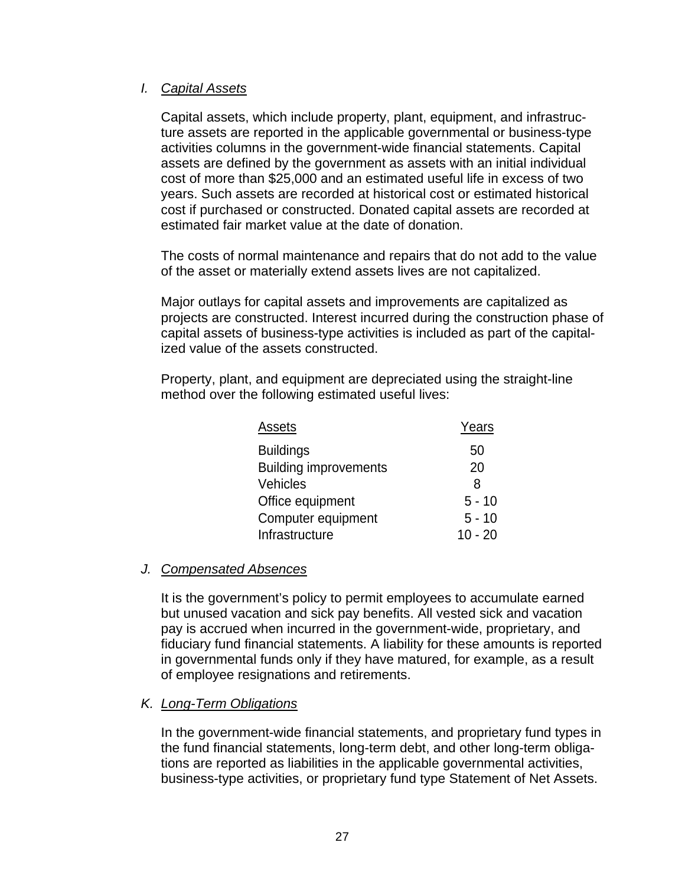### I. *Capital Assets*

Capital assets, which include property, plant, equipment, and infrastructure assets are reported in the applicable governmental or business-type activities columns in the government-wide financial statements. Capital assets are defined by the government as assets with an initial individual cost of more than $25,000 and an estimated useful life in excess of two years. Such assets are recorded at historical cost or estimated historical cost if purchased or constructed. Donated capital assets are recorded at estimated fair market value at the date of donation.

The costs of normal maintenance and repairs that do not add to the value of the asset or materially extend assets lives are not capitalized.

Major outlays for capital assets and improvements are capitalized as projects are constructed. Interest incurred during the construction phase of capital assets of business-type activities is included as part of the capitalized value of the assets constructed.

Property, plant, and equipment are depreciated using the straight-line method over the following estimated useful lives:

| Assets | Years |
|---|---|
| Buildings | 50 |
| Building improvements | 20 |
| Vehicles | 8 |
| Office equipment | 5 - 10 |
| Computer equipment | 5 - 10 |
| Infrastructure | 10 - 20 |

### J. *Compensated Absences*

It is the government's policy to permit employees to accumulate earned but unused vacation and sick pay benefits. All vested sick and vacation pay is accrued when incurred in the government-wide, proprietary, and fiduciary fund financial statements. A liability for these amounts is reported in governmental funds only if they have matured, for example, as a result of employee resignations and retirements.

### K. *Long-Term Obligations*

In the government-wide financial statements, and proprietary fund types in the fund financial statements, long-term debt, and other long-term obligations are reported as liabilities in the applicable governmental activities, business-type activities, or proprietary fund type Statement of Net Assets.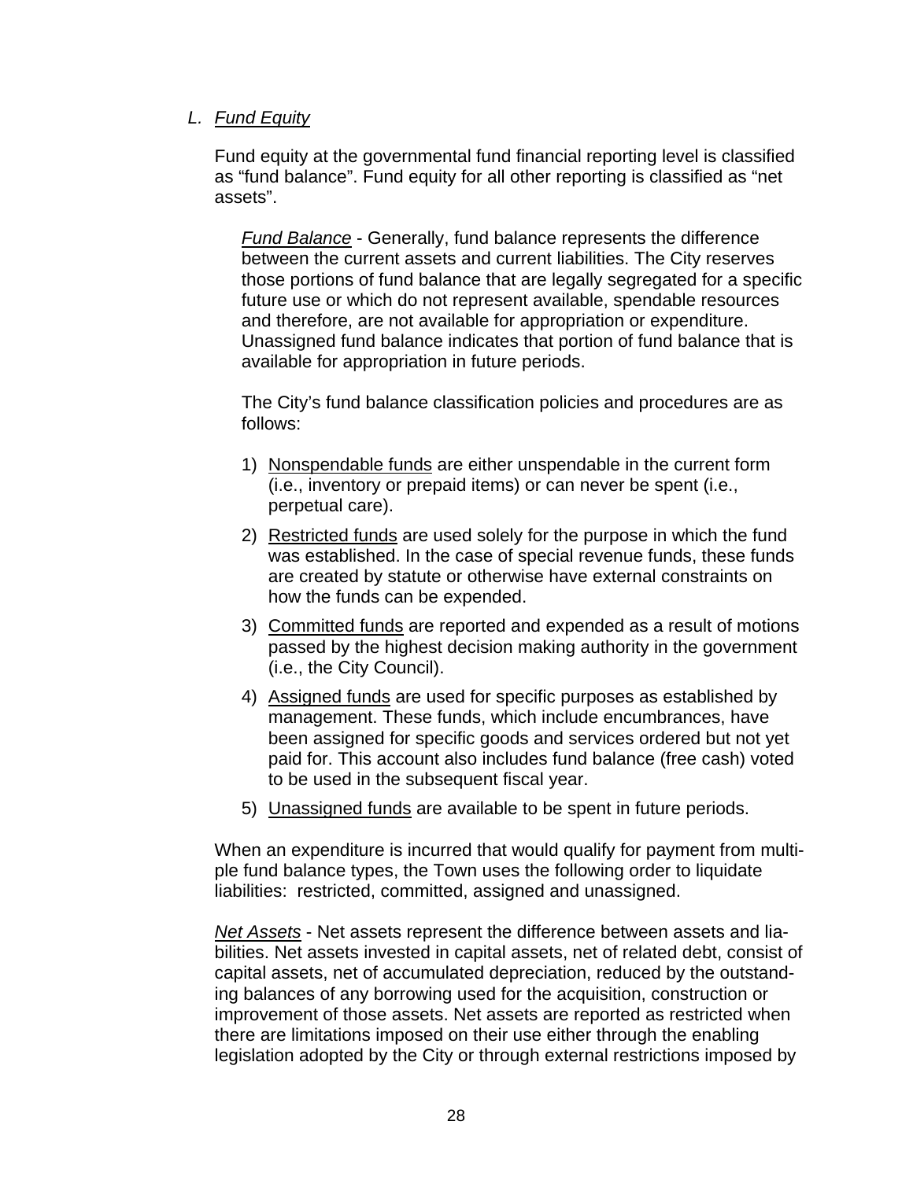L. *Fund Equity*

Fund equity at the governmental fund financial reporting level is classified as "fund balance". Fund equity for all other reporting is classified as "net assets".

*Fund Balance* - Generally, fund balance represents the difference between the current assets and current liabilities. The City reserves those portions of fund balance that are legally segregated for a specific future use or which do not represent available, spendable resources and therefore, are not available for appropriation or expenditure. Unassigned fund balance indicates that portion of fund balance that is available for appropriation in future periods.

The City's fund balance classification policies and procedures are as follows:

1) Nonspendable funds are either unspendable in the current form (i.e., inventory or prepaid items) or can never be spent (i.e., perpetual care).
2) Restricted funds are used solely for the purpose in which the fund was established. In the case of special revenue funds, these funds are created by statute or otherwise have external constraints on how the funds can be expended.
3) Committed funds are reported and expended as a result of motions passed by the highest decision making authority in the government (i.e., the City Council).
4) Assigned funds are used for specific purposes as established by management. These funds, which include encumbrances, have been assigned for specific goods and services ordered but not yet paid for. This account also includes fund balance (free cash) voted to be used in the subsequent fiscal year.
5) Unassigned funds are available to be spent in future periods.

When an expenditure is incurred that would qualify for payment from multiple fund balance types, the Town uses the following order to liquidate liabilities: restricted, committed, assigned and unassigned.

*Net Assets* - Net assets represent the difference between assets and liabilities. Net assets invested in capital assets, net of related debt, consist of capital assets, net of accumulated depreciation, reduced by the outstanding balances of any borrowing used for the acquisition, construction or improvement of those assets. Net assets are reported as restricted when there are limitations imposed on their use either through the enabling legislation adopted by the City or through external restrictions imposed by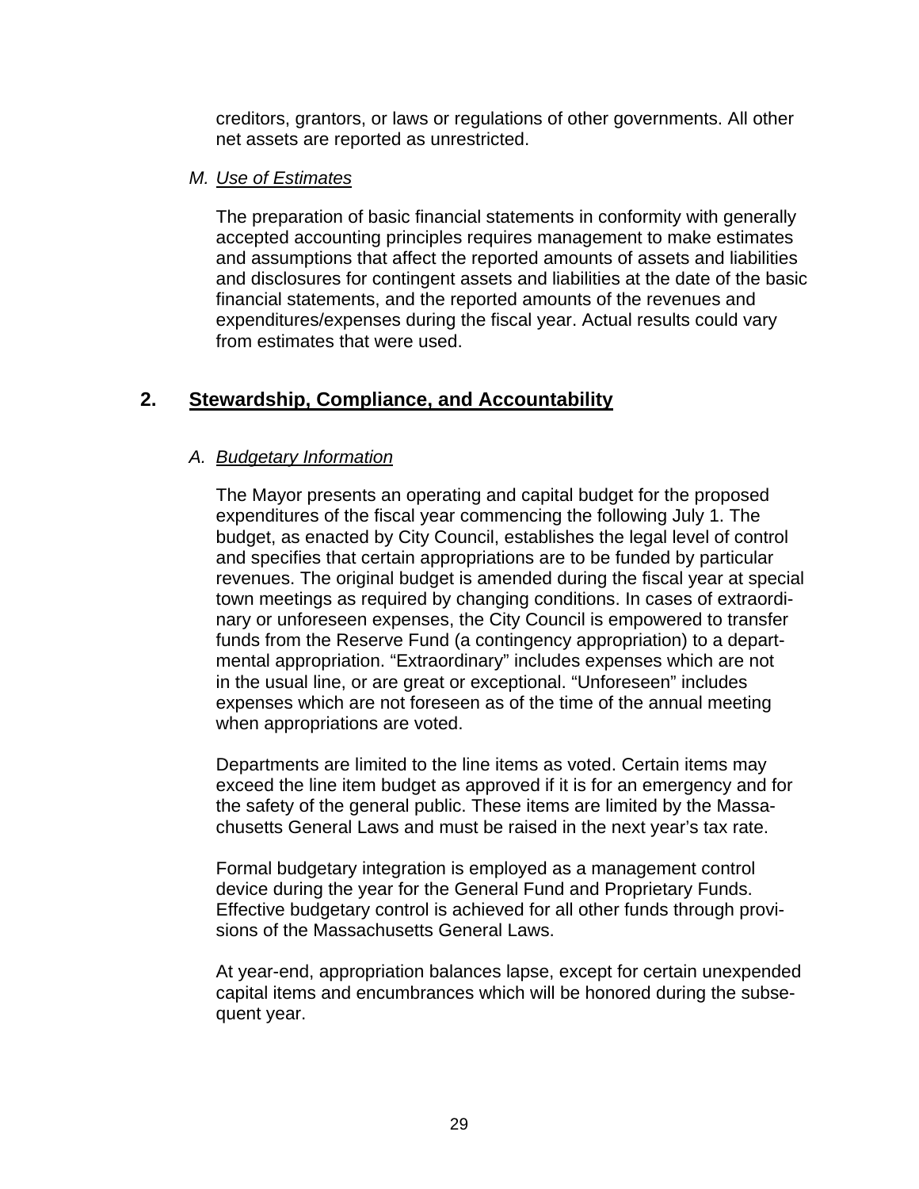creditors, grantors, or laws or regulations of other governments. All other net assets are reported as unrestricted.

*M. Use of Estimates*

The preparation of basic financial statements in conformity with generally accepted accounting principles requires management to make estimates and assumptions that affect the reported amounts of assets and liabilities and disclosures for contingent assets and liabilities at the date of the basic financial statements, and the reported amounts of the revenues and expenditures/expenses during the fiscal year. Actual results could vary from estimates that were used.

## 2. Stewardship, Compliance, and Accountability

*A. Budgetary Information*

The Mayor presents an operating and capital budget for the proposed expenditures of the fiscal year commencing the following July 1. The budget, as enacted by City Council, establishes the legal level of control and specifies that certain appropriations are to be funded by particular revenues. The original budget is amended during the fiscal year at special town meetings as required by changing conditions. In cases of extraordinary or unforeseen expenses, the City Council is empowered to transfer funds from the Reserve Fund (a contingency appropriation) to a departmental appropriation. “Extraordinary” includes expenses which are not in the usual line, or are great or exceptional. “Unforeseen” includes expenses which are not foreseen as of the time of the annual meeting when appropriations are voted.

Departments are limited to the line items as voted. Certain items may exceed the line item budget as approved if it is for an emergency and for the safety of the general public. These items are limited by the Massachusetts General Laws and must be raised in the next year’s tax rate.

Formal budgetary integration is employed as a management control device during the year for the General Fund and Proprietary Funds. Effective budgetary control is achieved for all other funds through provisions of the Massachusetts General Laws.

At year-end, appropriation balances lapse, except for certain unexpended capital items and encumbrances which will be honored during the subsequent year.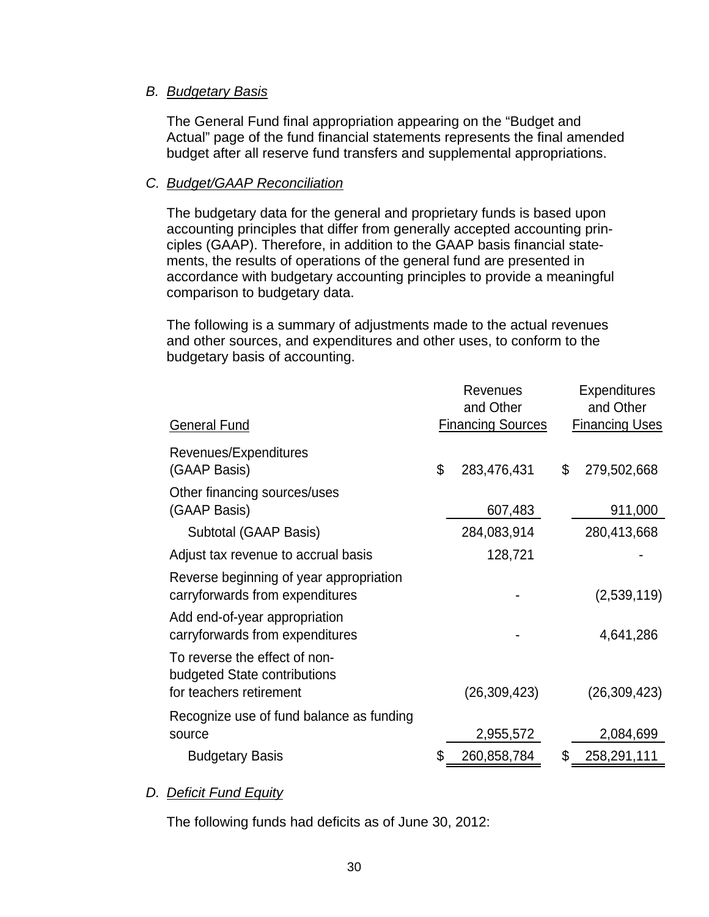*B. Budgetary Basis*

The General Fund final appropriation appearing on the "Budget and Actual" page of the fund financial statements represents the final amended budget after all reserve fund transfers and supplemental appropriations.

*C. Budget/GAAP Reconciliation*

The budgetary data for the general and proprietary funds is based upon accounting principles that differ from generally accepted accounting principles (GAAP). Therefore, in addition to the GAAP basis financial statements, the results of operations of the general fund are presented in accordance with budgetary accounting principles to provide a meaningful comparison to budgetary data.

The following is a summary of adjustments made to the actual revenues and other sources, and expenditures and other uses, to conform to the budgetary basis of accounting.

| General Fund | Revenues and Other Financing Sources | Expenditures and Other Financing Uses |
|---|---|---|
| Revenues/Expenditures (GAAP Basis) | $ 283,476,431 | $ 279,502,668 |
| Other financing sources/uses (GAAP Basis) | 607,483 | 911,000 |
| Subtotal (GAAP Basis) | 284,083,914 | 280,413,668 |
| Adjust tax revenue to accrual basis | 128,721 | - |
| Reverse beginning of year appropriation carryforwards from expenditures | - | (2,539,119) |
| Add end-of-year appropriation carryforwards from expenditures | - | 4,641,286 |
| To reverse the effect of non-budgeted State contributions for teachers retirement | (26,309,423) | (26,309,423) |
| Recognize use of fund balance as funding source | 2,955,572 | 2,084,699 |
| Budgetary Basis | $ 260,858,784 | $ 258,291,111 |

*D. Deficit Fund Equity*

The following funds had deficits as of June 30, 2012: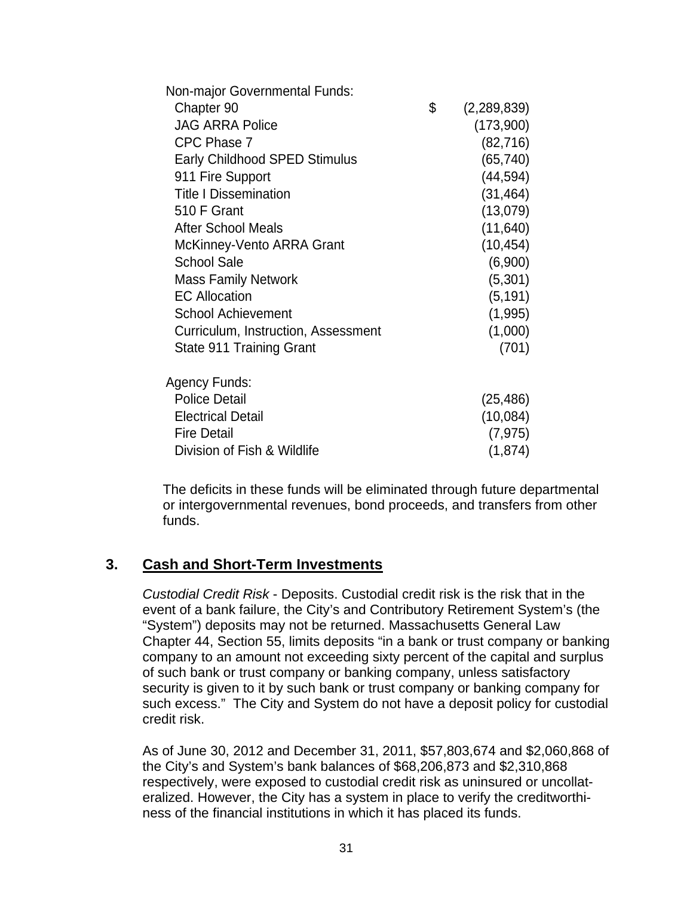| | | |
|---|---|---|
| Non-major Governmental Funds: | | |
| Chapter 90 | $ | (2,289,839) |
| JAG ARRA Police | | (173,900) |
| CPC Phase 7 | | (82,716) |
| Early Childhood SPED Stimulus | | (65,740) |
| 911 Fire Support | | (44,594) |
| Title I Dissemination | | (31,464) |
| 510 F Grant | | (13,079) |
| After School Meals | | (11,640) |
| McKinney-Vento ARRA Grant | | (10,454) |
| School Sale | | (6,900) |
| Mass Family Network | | (5,301) |
| EC Allocation | | (5,191) |
| School Achievement | | (1,995) |
| Curriculum, Instruction, Assessment | | (1,000) |
| State 911 Training Grant | | (701) |
| Agency Funds: | | |
| Police Detail | | (25,486) |
| Electrical Detail | | (10,084) |
| Fire Detail | | (7,975) |
| Division of Fish & Wildlife | | (1,874) |

The deficits in these funds will be eliminated through future departmental or intergovernmental revenues, bond proceeds, and transfers from other funds.

## 3. Cash and Short-Term Investments

*Custodial Credit Risk* - Deposits. Custodial credit risk is the risk that in the event of a bank failure, the City's and Contributory Retirement System's (the "System") deposits may not be returned. Massachusetts General Law Chapter 44, Section 55, limits deposits "in a bank or trust company or banking company to an amount not exceeding sixty percent of the capital and surplus of such bank or trust company or banking company, unless satisfactory security is given to it by such bank or trust company or banking company for such excess." The City and System do not have a deposit policy for custodial credit risk.

As of June 30, 2012 and December 31, 2011, $57,803,674 and $2,060,868 of the City's and System's bank balances of $68,206,873 and $2,310,868 respectively, were exposed to custodial credit risk as uninsured or uncollateralized. However, the City has a system in place to verify the creditworthiness of the financial institutions in which it has placed its funds.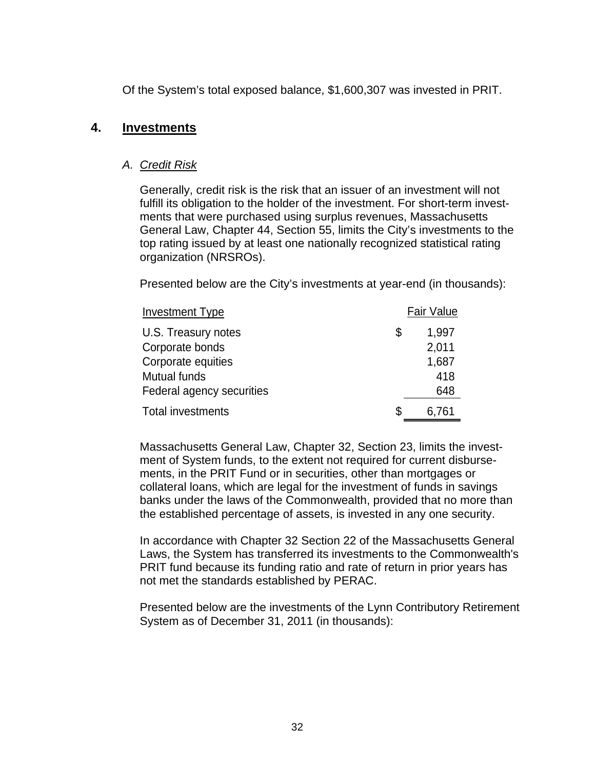Of the System's total exposed balance, $1,600,307 was invested in PRIT.

## 4. Investments

### A. *Credit Risk*

Generally, credit risk is the risk that an issuer of an investment will not fulfill its obligation to the holder of the investment. For short-term investments that were purchased using surplus revenues, Massachusetts General Law, Chapter 44, Section 55, limits the City's investments to the top rating issued by at least one nationally recognized statistical rating organization (NRSROs).

Presented below are the City's investments at year-end (in thousands):

| Investment Type | Fair Value |
|---|---|
| U.S. Treasury notes | $ 1,997 |
| Corporate bonds | 2,011 |
| Corporate equities | 1,687 |
| Mutual funds | 418 |
| Federal agency securities | 648 |
| Total investments | $ 6,761 |

Massachusetts General Law, Chapter 32, Section 23, limits the investment of System funds, to the extent not required for current disbursements, in the PRIT Fund or in securities, other than mortgages or collateral loans, which are legal for the investment of funds in savings banks under the laws of the Commonwealth, provided that no more than the established percentage of assets, is invested in any one security.

In accordance with Chapter 32 Section 22 of the Massachusetts General Laws, the System has transferred its investments to the Commonwealth's PRIT fund because its funding ratio and rate of return in prior years has not met the standards established by PERAC.

Presented below are the investments of the Lynn Contributory Retirement System as of December 31, 2011 (in thousands):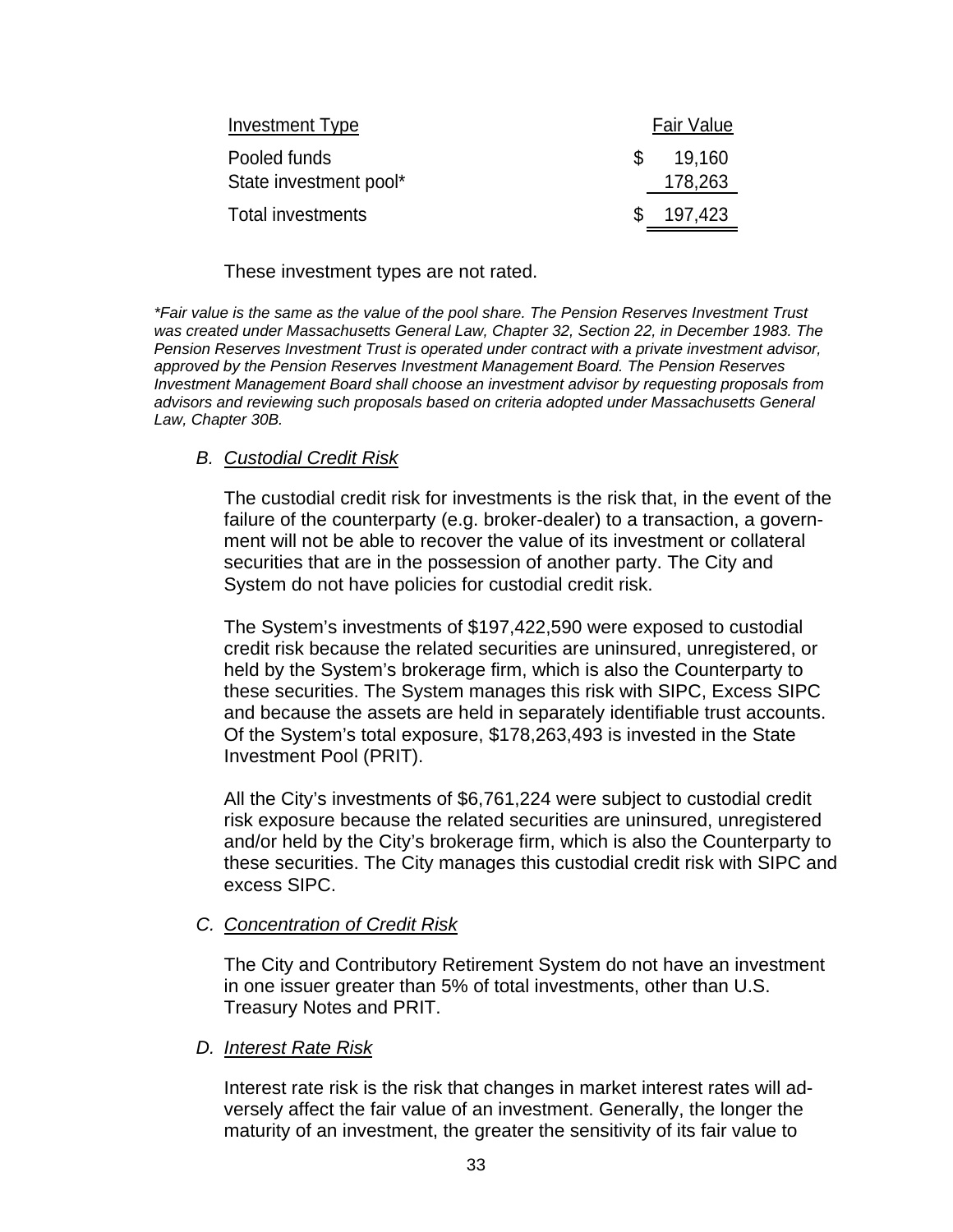| Investment Type | Fair Value |
|---|---|
| Pooled funds | $ 19,160 |
| State investment pool* | 178,263 |
| Total investments | $ 197,423 |

These investment types are not rated.

*\*Fair value is the same as the value of the pool share. The Pension Reserves Investment Trust was created under Massachusetts General Law, Chapter 32, Section 22, in December 1983. The Pension Reserves Investment Trust is operated under contract with a private investment advisor, approved by the Pension Reserves Investment Management Board. The Pension Reserves Investment Management Board shall choose an investment advisor by requesting proposals from advisors and reviewing such proposals based on criteria adopted under Massachusetts General Law, Chapter 30B.*

### B. Custodial Credit Risk

The custodial credit risk for investments is the risk that, in the event of the failure of the counterparty (e.g. broker-dealer) to a transaction, a government will not be able to recover the value of its investment or collateral securities that are in the possession of another party. The City and System do not have policies for custodial credit risk.

The System's investments of $197,422,590 were exposed to custodial credit risk because the related securities are uninsured, unregistered, or held by the System's brokerage firm, which is also the Counterparty to these securities. The System manages this risk with SIPC, Excess SIPC and because the assets are held in separately identifiable trust accounts. Of the System's total exposure, $178,263,493 is invested in the State Investment Pool (PRIT).

All the City's investments of $6,761,224 were subject to custodial credit risk exposure because the related securities are uninsured, unregistered and/or held by the City's brokerage firm, which is also the Counterparty to these securities. The City manages this custodial credit risk with SIPC and excess SIPC.

### C. Concentration of Credit Risk

The City and Contributory Retirement System do not have an investment in one issuer greater than 5% of total investments, other than U.S. Treasury Notes and PRIT.

### D. Interest Rate Risk

Interest rate risk is the risk that changes in market interest rates will adversely affect the fair value of an investment. Generally, the longer the maturity of an investment, the greater the sensitivity of its fair value to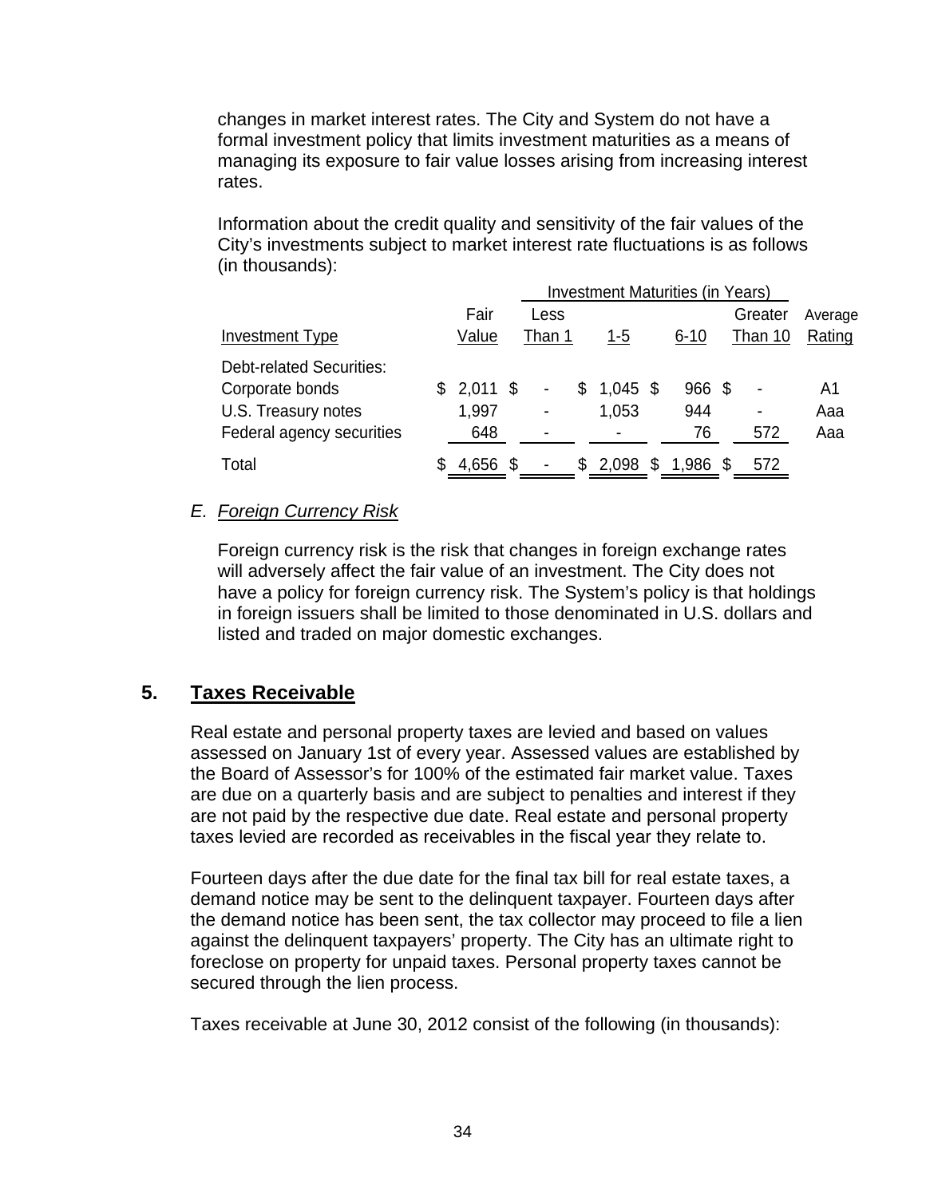changes in market interest rates. The City and System do not have a formal investment policy that limits investment maturities as a means of managing its exposure to fair value losses arising from increasing interest rates.

Information about the credit quality and sensitivity of the fair values of the City's investments subject to market interest rate fluctuations is as follows (in thousands):

| | | Investment Maturities (in Years) | | | | |
|---|---|---|---|---|---|---|
| Investment Type | Fair Value | Less Than 1 | 1-5 | 6-10 | Greater Than 10 | Average Rating |
| Debt-related Securities: | | | | | | |
| Corporate bonds | $ 2,011 | $ - | $ 1,045 | $ 966 | $ - | A1 |
| U.S. Treasury notes | 1,997 | - | 1,053 | 944 | - | Aaa |
| Federal agency securities | 648 | - | - | 76 | 572 | Aaa |
| Total | $ 4,656 | $ - | $ 2,098 | $ 1,986 | $ 572 | |

### E. *Foreign Currency Risk*

Foreign currency risk is the risk that changes in foreign exchange rates will adversely affect the fair value of an investment. The City does not have a policy for foreign currency risk. The System's policy is that holdings in foreign issuers shall be limited to those denominated in U.S. dollars and listed and traded on major domestic exchanges.

## 5. Taxes Receivable

Real estate and personal property taxes are levied and based on values assessed on January 1st of every year. Assessed values are established by the Board of Assessor's for 100% of the estimated fair market value. Taxes are due on a quarterly basis and are subject to penalties and interest if they are not paid by the respective due date. Real estate and personal property taxes levied are recorded as receivables in the fiscal year they relate to.

Fourteen days after the due date for the final tax bill for real estate taxes, a demand notice may be sent to the delinquent taxpayer. Fourteen days after the demand notice has been sent, the tax collector may proceed to file a lien against the delinquent taxpayers' property. The City has an ultimate right to foreclose on property for unpaid taxes. Personal property taxes cannot be secured through the lien process.

Taxes receivable at June 30, 2012 consist of the following (in thousands):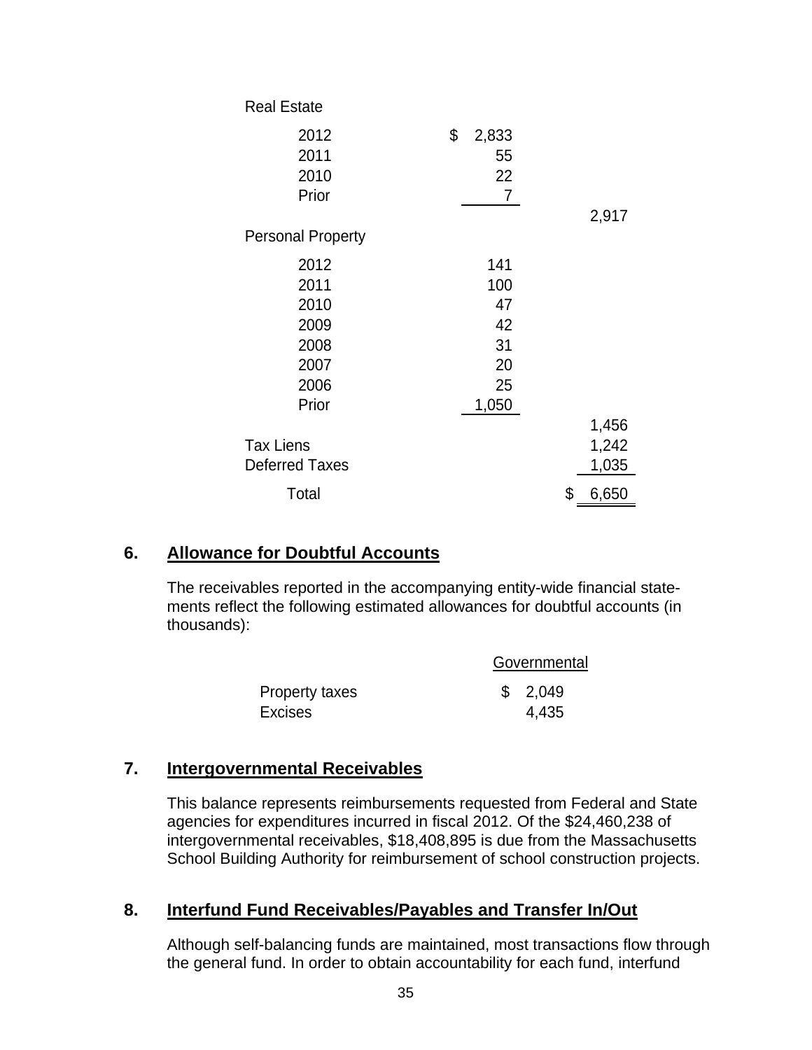| | | |
|---|---|---|
| Real Estate | | |
| 2012 | $ 2,833 | |
| 2011 | 55 | |
| 2010 | 22 | |
| Prior | 7 | |
| | | 2,917 |
| Personal Property | | |
| 2012 | 141 | |
| 2011 | 100 | |
| 2010 | 47 | |
| 2009 | 42 | |
| 2008 | 31 | |
| 2007 | 20 | |
| 2006 | 25 | |
| Prior | 1,050 | |
| | | 1,456 |
| Tax Liens | | 1,242 |
| Deferred Taxes | | 1,035 |
| Total | | $ 6,650 |

## 6. Allowance for Doubtful Accounts

The receivables reported in the accompanying entity-wide financial statements reflect the following estimated allowances for doubtful accounts (in thousands):

| | Governmental |
|---|---|
| Property taxes | $ 2,049 |
| Excises | 4,435 |

## 7. Intergovernmental Receivables

This balance represents reimbursements requested from Federal and State agencies for expenditures incurred in fiscal 2012. Of the $24,460,238 of intergovernmental receivables, $18,408,895 is due from the Massachusetts School Building Authority for reimbursement of school construction projects.

## 8. Interfund Fund Receivables/Payables and Transfer In/Out

Although self-balancing funds are maintained, most transactions flow through the general fund. In order to obtain accountability for each fund, interfund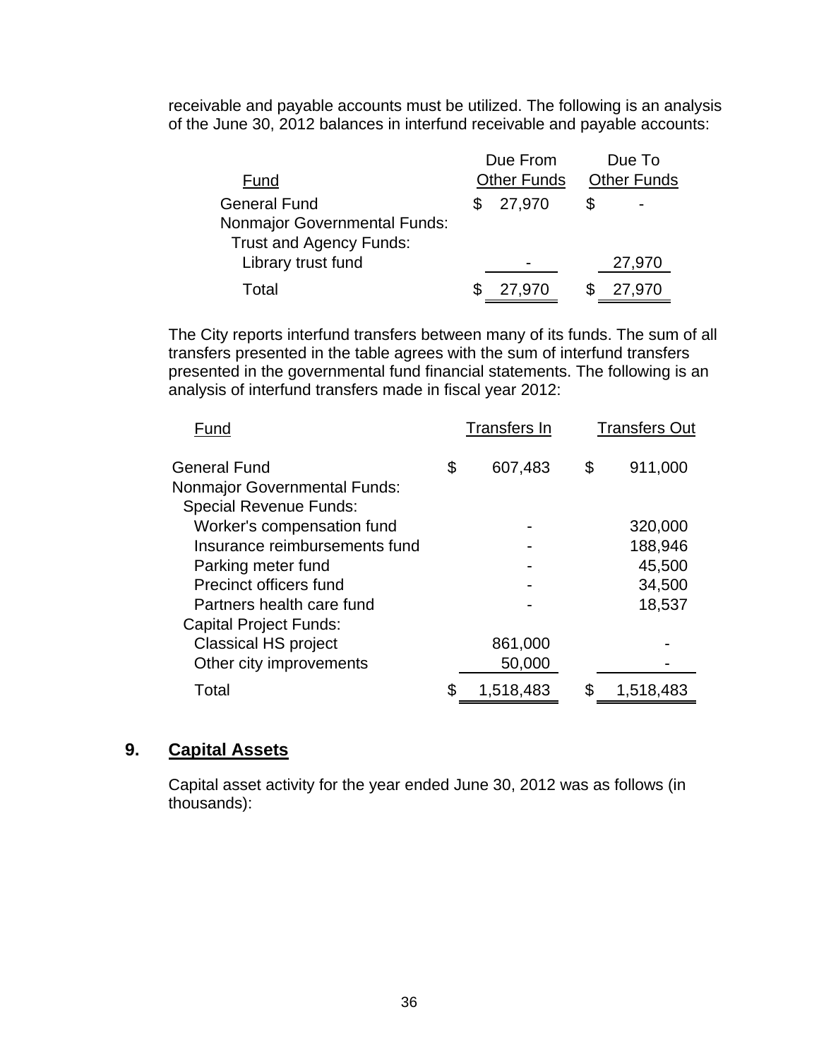receivable and payable accounts must be utilized. The following is an analysis of the June 30, 2012 balances in interfund receivable and payable accounts:

| Fund | Due From Other Funds | Due To Other Funds |
|---|---|---|
| General Fund | $ 27,970 | $ - |
| Nonmajor Governmental Funds: | | |
| Trust and Agency Funds: | | |
| Library trust fund | - | 27,970 |
| Total | $ 27,970 | $ 27,970 |

The City reports interfund transfers between many of its funds. The sum of all transfers presented in the table agrees with the sum of interfund transfers presented in the governmental fund financial statements. The following is an analysis of interfund transfers made in fiscal year 2012:

| Fund | Transfers In | Transfers Out |
|---|---|---|
| General Fund | $ 607,483 | $ 911,000 |
| Nonmajor Governmental Funds: | | |
| Special Revenue Funds: | | |
| Worker's compensation fund | - | 320,000 |
| Insurance reimbursements fund | - | 188,946 |
| Parking meter fund | - | 45,500 |
| Precinct officers fund | - | 34,500 |
| Partners health care fund | - | 18,537 |
| Capital Project Funds: | | |
| Classical HS project | 861,000 | - |
| Other city improvements | 50,000 | - |
| Total | $ 1,518,483 | $ 1,518,483 |

## 9. Capital Assets

Capital asset activity for the year ended June 30, 2012 was as follows (in thousands):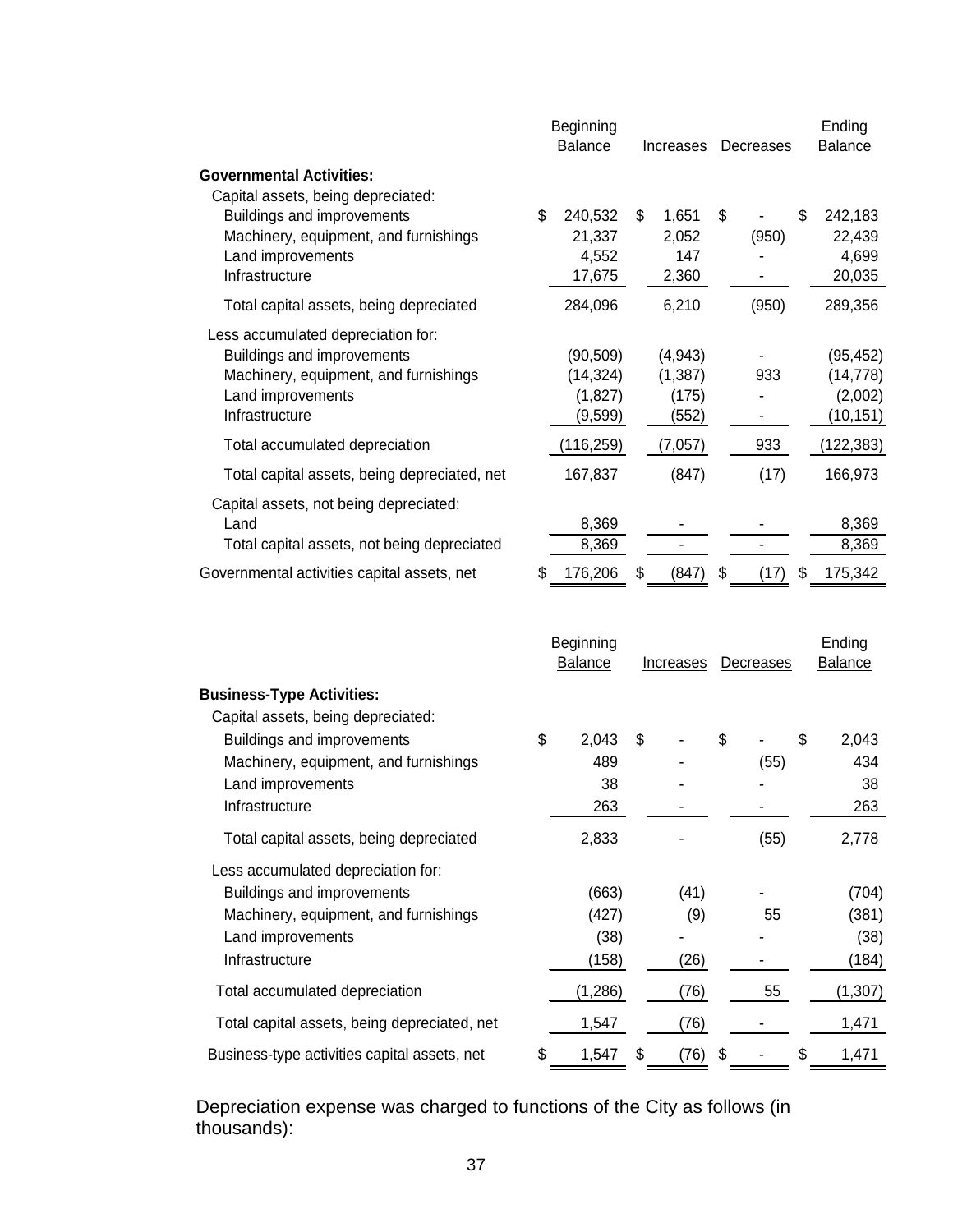| | Beginning Balance | Increases | Decreases | Ending Balance |
|---|---|---|---|---|
| **Governmental Activities:** | | | | |
| Capital assets, being depreciated: | | | | |
| Buildings and improvements | $ 240,532 | $ 1,651 | $ - | $ 242,183 |
| Machinery, equipment, and furnishings | 21,337 | 2,052 | (950) | 22,439 |
| Land improvements | 4,552 | 147 | - | 4,699 |
| Infrastructure | 17,675 | 2,360 | - | 20,035 |
| Total capital assets, being depreciated | 284,096 | 6,210 | (950) | 289,356 |
| Less accumulated depreciation for: | | | | |
| Buildings and improvements | (90,509) | (4,943) | - | (95,452) |
| Machinery, equipment, and furnishings | (14,324) | (1,387) | 933 | (14,778) |
| Land improvements | (1,827) | (175) | - | (2,002) |
| Infrastructure | (9,599) | (552) | - | (10,151) |
| Total accumulated depreciation | (116,259) | (7,057) | 933 | (122,383) |
| Total capital assets, being depreciated, net | 167,837 | (847) | (17) | 166,973 |
| Capital assets, not being depreciated: | | | | |
| Land | 8,369 | - | - | 8,369 |
| Total capital assets, not being depreciated | 8,369 | - | - | 8,369 |
| Governmental activities capital assets, net | $ 176,206 | $ (847) | $ (17) | $ 175,342 |

| | Beginning Balance | Increases | Decreases | Ending Balance |
|---|---|---|---|---|
| **Business-Type Activities:** | | | | |
| Capital assets, being depreciated: | | | | |
| Buildings and improvements | $ 2,043 | $ - | $ - | $ 2,043 |
| Machinery, equipment, and furnishings | 489 | - | (55) | 434 |
| Land improvements | 38 | - | - | 38 |
| Infrastructure | 263 | - | - | 263 |
| Total capital assets, being depreciated | 2,833 | - | (55) | 2,778 |
| Less accumulated depreciation for: | | | | |
| Buildings and improvements | (663) | (41) | - | (704) |
| Machinery, equipment, and furnishings | (427) | (9) | 55 | (381) |
| Land improvements | (38) | - | - | (38) |
| Infrastructure | (158) | (26) | - | (184) |
| Total accumulated depreciation | (1,286) | (76) | 55 | (1,307) |
| Total capital assets, being depreciated, net | 1,547 | (76) | - | 1,471 |
| Business-type activities capital assets, net | $ 1,547 | $ (76) | $ - | $ 1,471 |

Depreciation expense was charged to functions of the City as follows (in thousands):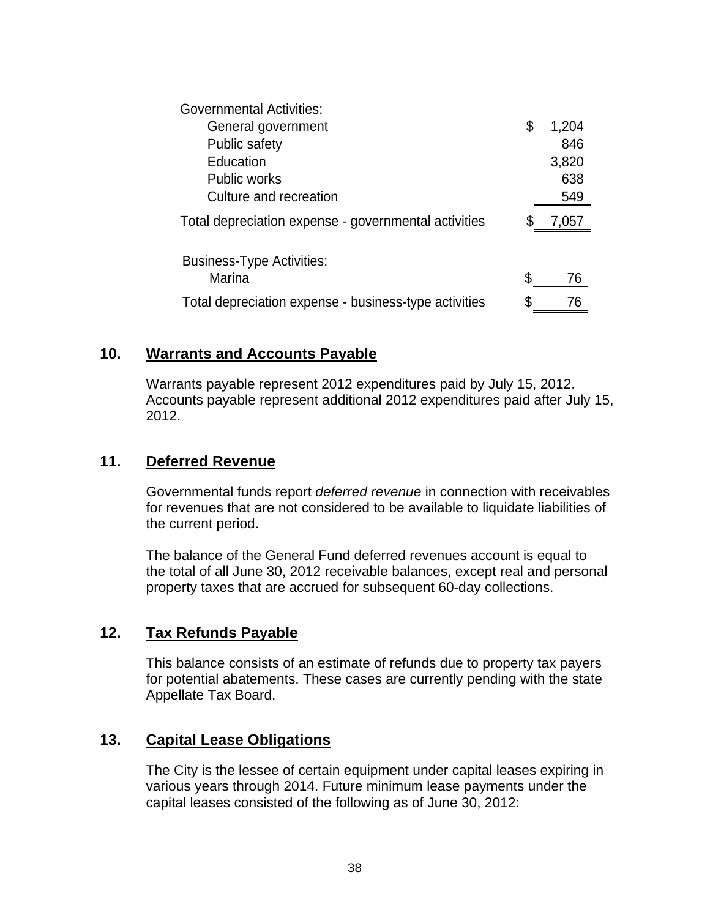| | |
|---|---|
| Governmental Activities: | |
| General government | $ 1,204 |
| Public safety | 846 |
| Education | 3,820 |
| Public works | 638 |
| Culture and recreation | 549 |
| Total depreciation expense - governmental activities | $ 7,057 |
| | |
| Business-Type Activities: | |
| Marina | $ 76 |
| Total depreciation expense - business-type activities | $ 76 |

## 10. Warrants and Accounts Payable

Warrants payable represent 2012 expenditures paid by July 15, 2012. Accounts payable represent additional 2012 expenditures paid after July 15, 2012.

## 11. Deferred Revenue

Governmental funds report *deferred revenue* in connection with receivables for revenues that are not considered to be available to liquidate liabilities of the current period.

The balance of the General Fund deferred revenues account is equal to the total of all June 30, 2012 receivable balances, except real and personal property taxes that are accrued for subsequent 60-day collections.

## 12. Tax Refunds Payable

This balance consists of an estimate of refunds due to property tax payers for potential abatements. These cases are currently pending with the state Appellate Tax Board.

## 13. Capital Lease Obligations

The City is the lessee of certain equipment under capital leases expiring in various years through 2014. Future minimum lease payments under the capital leases consisted of the following as of June 30, 2012: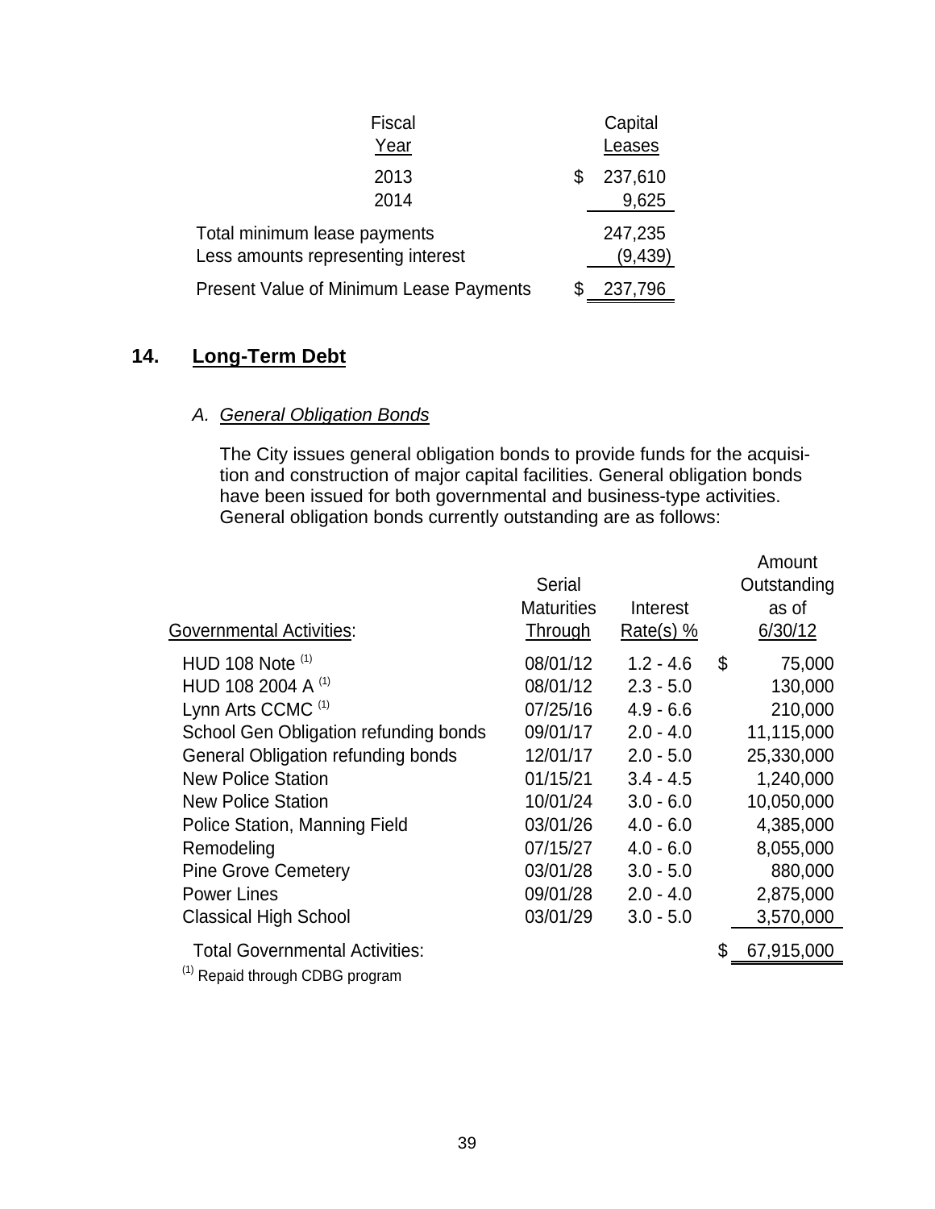| Fiscal Year | Capital Leases |
|---|---|
| 2013 | $ 237,610 |
| 2014 | 9,625 |
| Total minimum lease payments | 247,235 |
| Less amounts representing interest | (9,439) |
| Present Value of Minimum Lease Payments | $ 237,796 |

## 14. Long-Term Debt

### *A. General Obligation Bonds*

The City issues general obligation bonds to provide funds for the acquisition and construction of major capital facilities. General obligation bonds have been issued for both governmental and business-type activities. General obligation bonds currently outstanding are as follows:

| Governmental Activities: | Serial Maturities Through | Interest Rate(s) % | Amount Outstanding as of 6/30/12 |
|---|---|---|---|
| HUD 108 Note [(1)] | 08/01/12 | 1.2 - 4.6 | $ 75,000 |
| HUD 108 2004 A [(1)] | 08/01/12 | 2.3 - 5.0 | 130,000 |
| Lynn Arts CCMC [(1)] | 07/25/16 | 4.9 - 6.6 | 210,000 |
| School Gen Obligation refunding bonds | 09/01/17 | 2.0 - 4.0 | 11,115,000 |
| General Obligation refunding bonds | 12/01/17 | 2.0 - 5.0 | 25,330,000 |
| New Police Station | 01/15/21 | 3.4 - 4.5 | 1,240,000 |
| New Police Station | 10/01/24 | 3.0 - 6.0 | 10,050,000 |
| Police Station, Manning Field | 03/01/26 | 4.0 - 6.0 | 4,385,000 |
| Remodeling | 07/15/27 | 4.0 - 6.0 | 8,055,000 |
| Pine Grove Cemetery | 03/01/28 | 3.0 - 5.0 | 880,000 |
| Power Lines | 09/01/28 | 2.0 - 4.0 | 2,875,000 |
| Classical High School | 03/01/29 | 3.0 - 5.0 | 3,570,000 |
| Total Governmental Activities: | | | $ 67,915,000 |

[(1)] Repaid through CDBG program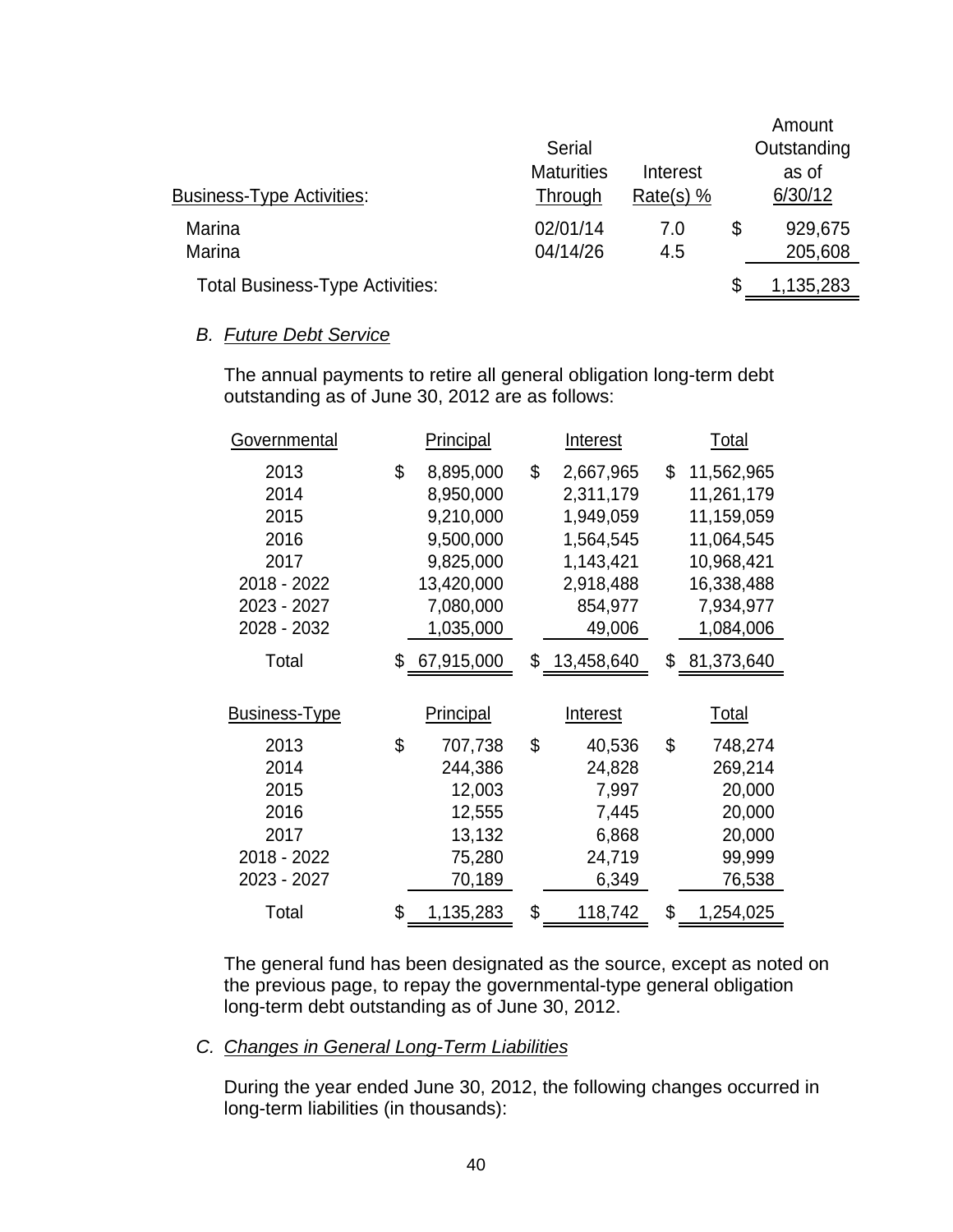| Business-Type Activities: | Serial Maturities Through | Interest Rate(s) % | Amount Outstanding as of 6/30/12 |
|---|---|---|---|
| Marina | 02/01/14 | 7.0 | $ 929,675 |
| Marina | 04/14/26 | 4.5 | 205,608 |
| Total Business-Type Activities: | | | $ 1,135,283 |

*B. Future Debt Service*

The annual payments to retire all general obligation long-term debt outstanding as of June 30, 2012 are as follows:

| Governmental | Principal | Interest | Total |
|---|---|---|---|
| 2013 | $ 8,895,000 | $ 2,667,965 | $ 11,562,965 |
| 2014 | 8,950,000 | 2,311,179 | 11,261,179 |
| 2015 | 9,210,000 | 1,949,059 | 11,159,059 |
| 2016 | 9,500,000 | 1,564,545 | 11,064,545 |
| 2017 | 9,825,000 | 1,143,421 | 10,968,421 |
| 2018 - 2022 | 13,420,000 | 2,918,488 | 16,338,488 |
| 2023 - 2027 | 7,080,000 | 854,977 | 7,934,977 |
| 2028 - 2032 | 1,035,000 | 49,006 | 1,084,006 |
| Total | $ 67,915,000 | $ 13,458,640 | $ 81,373,640 |

| Business-Type | Principal | Interest | Total |
|---|---|---|---|
| 2013 | $ 707,738 | $ 40,536 | $ 748,274 |
| 2014 | 244,386 | 24,828 | 269,214 |
| 2015 | 12,003 | 7,997 | 20,000 |
| 2016 | 12,555 | 7,445 | 20,000 |
| 2017 | 13,132 | 6,868 | 20,000 |
| 2018 - 2022 | 75,280 | 24,719 | 99,999 |
| 2023 - 2027 | 70,189 | 6,349 | 76,538 |
| Total | $ 1,135,283 | $ 118,742 | $ 1,254,025 |

The general fund has been designated as the source, except as noted on the previous page, to repay the governmental-type general obligation long-term debt outstanding as of June 30, 2012.

*C. Changes in General Long-Term Liabilities*

During the year ended June 30, 2012, the following changes occurred in long-term liabilities (in thousands):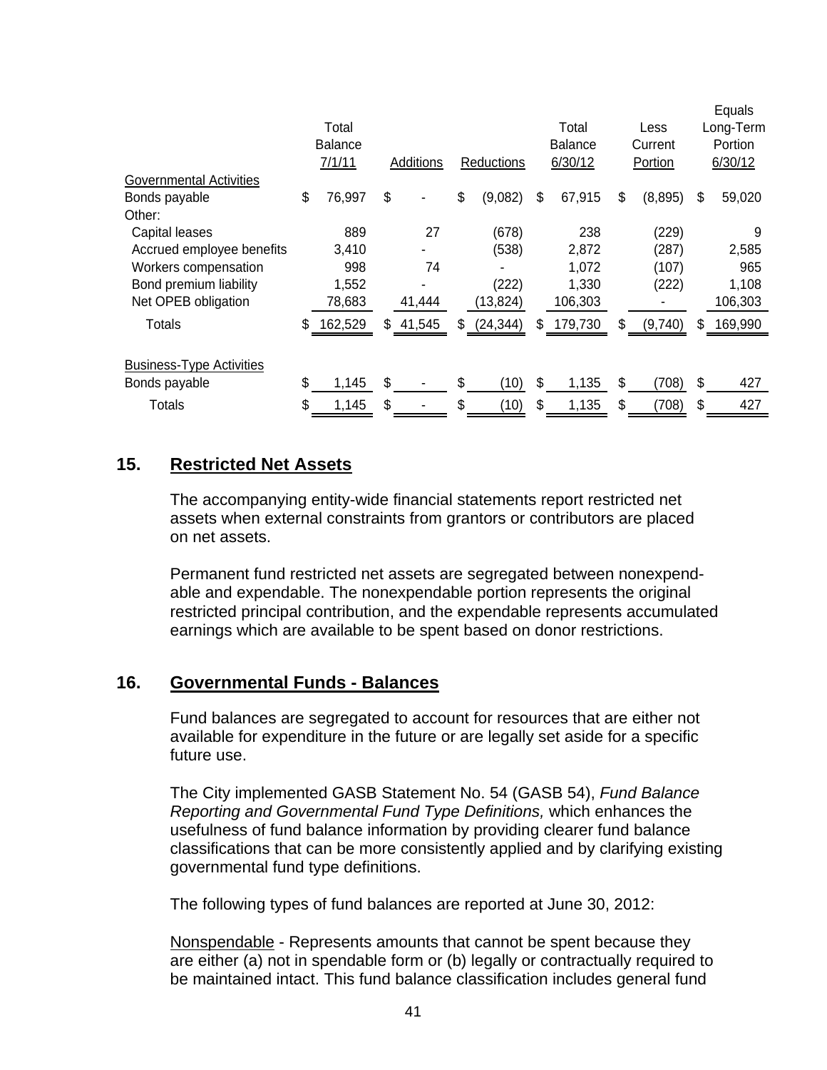| | Total Balance 7/1/11 | Additions | Reductions | Total Balance 6/30/12 | Less Current Portion | Equals Long-Term Portion 6/30/12 |
|---|---|---|---|---|---|---|
| Governmental Activities | | | | | | |
| Bonds payable | $ 76,997 | $ - | $ (9,082) | $ 67,915 | $ (8,895) | $ 59,020 |
| Other: | | | | | | |
| Capital leases | 889 | 27 | (678) | 238 | (229) | 9 |
| Accrued employee benefits | 3,410 | - | (538) | 2,872 | (287) | 2,585 |
| Workers compensation | 998 | 74 | - | 1,072 | (107) | 965 |
| Bond premium liability | 1,552 | - | (222) | 1,330 | (222) | 1,108 |
| Net OPEB obligation | 78,683 | 41,444 | (13,824) | 106,303 | - | 106,303 |
| Totals | $ 162,529 | $ 41,545 | $ (24,344) | $ 179,730 | $ (9,740) | $ 169,990 |
| | | | | | | |
| Business-Type Activities | | | | | | |
| Bonds payable | $ 1,145 | $ - | $ (10) | $ 1,135 | $ (708) | $ 427 |
| Totals | $ 1,145 | $ - | $ (10) | $ 1,135 | $ (708) | $ 427 |

## 15. Restricted Net Assets

The accompanying entity-wide financial statements report restricted net assets when external constraints from grantors or contributors are placed on net assets.

Permanent fund restricted net assets are segregated between nonexpendable and expendable. The nonexpendable portion represents the original restricted principal contribution, and the expendable represents accumulated earnings which are available to be spent based on donor restrictions.

## 16. Governmental Funds - Balances

Fund balances are segregated to account for resources that are either not available for expenditure in the future or are legally set aside for a specific future use.

The City implemented GASB Statement No. 54 (GASB 54), *Fund Balance Reporting and Governmental Fund Type Definitions,* which enhances the usefulness of fund balance information by providing clearer fund balance classifications that can be more consistently applied and by clarifying existing governmental fund type definitions.

The following types of fund balances are reported at June 30, 2012:

Nonspendable - Represents amounts that cannot be spent because they are either (a) not in spendable form or (b) legally or contractually required to be maintained intact. This fund balance classification includes general fund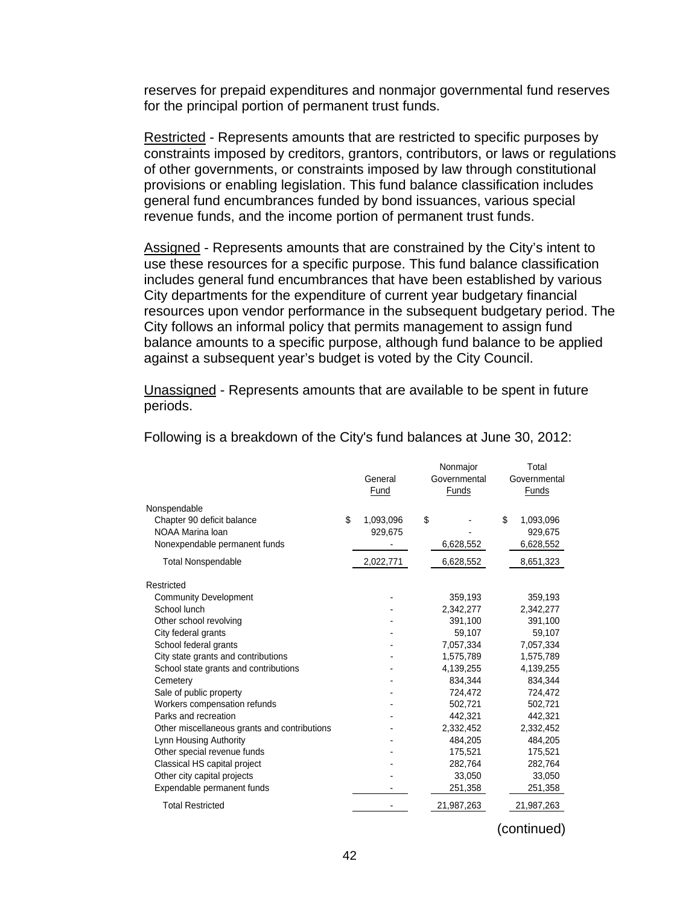reserves for prepaid expenditures and nonmajor governmental fund reserves for the principal portion of permanent trust funds.

Restricted - Represents amounts that are restricted to specific purposes by constraints imposed by creditors, grantors, contributors, or laws or regulations of other governments, or constraints imposed by law through constitutional provisions or enabling legislation. This fund balance classification includes general fund encumbrances funded by bond issuances, various special revenue funds, and the income portion of permanent trust funds.

Assigned - Represents amounts that are constrained by the City's intent to use these resources for a specific purpose. This fund balance classification includes general fund encumbrances that have been established by various City departments for the expenditure of current year budgetary financial resources upon vendor performance in the subsequent budgetary period. The City follows an informal policy that permits management to assign fund balance amounts to a specific purpose, although fund balance to be applied against a subsequent year's budget is voted by the City Council.

Unassigned - Represents amounts that are available to be spent in future periods.

Following is a breakdown of the City's fund balances at June 30, 2012:

| | General Fund | Nonmajor Governmental Funds | Total Governmental Funds |
|---|---|---|---|
| Nonspendable | | | |
| Chapter 90 deficit balance | $ 1,093,096 | $ - | $ 1,093,096 |
| NOAA Marina loan | 929,675 | - | 929,675 |
| Nonexpendable permanent funds | - | 6,628,552 | 6,628,552 |
| Total Nonspendable | 2,022,771 | 6,628,552 | 8,651,323 |
| Restricted | | | |
| Community Development | - | 359,193 | 359,193 |
| School lunch | - | 2,342,277 | 2,342,277 |
| Other school revolving | - | 391,100 | 391,100 |
| City federal grants | - | 59,107 | 59,107 |
| School federal grants | - | 7,057,334 | 7,057,334 |
| City state grants and contributions | - | 1,575,789 | 1,575,789 |
| School state grants and contributions | - | 4,139,255 | 4,139,255 |
| Cemetery | - | 834,344 | 834,344 |
| Sale of public property | - | 724,472 | 724,472 |
| Workers compensation refunds | - | 502,721 | 502,721 |
| Parks and recreation | - | 442,321 | 442,321 |
| Other miscellaneous grants and contributions | - | 2,332,452 | 2,332,452 |
| Lynn Housing Authority | - | 484,205 | 484,205 |
| Other special revenue funds | - | 175,521 | 175,521 |
| Classical HS capital project | - | 282,764 | 282,764 |
| Other city capital projects | - | 33,050 | 33,050 |
| Expendable permanent funds | - | 251,358 | 251,358 |
| Total Restricted | - | 21,987,263 | 21,987,263 |

(continued)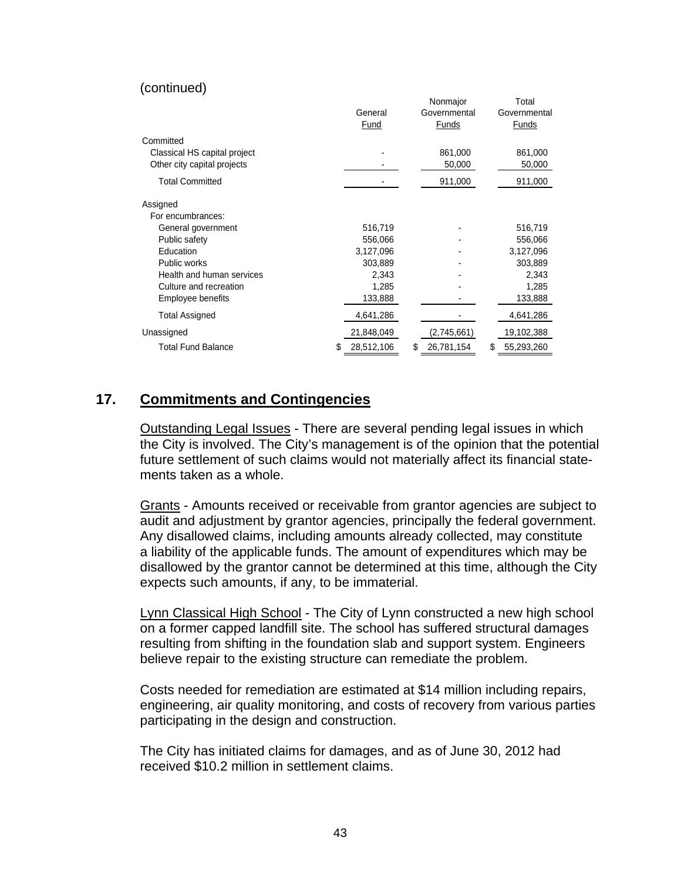(continued)

| | General Fund | Nonmajor Governmental Funds | Total Governmental Funds |
|---|---|---|---|
| Committed | | | |
| Classical HS capital project | - | 861,000 | 861,000 |
| Other city capital projects | - | 50,000 | 50,000 |
| Total Committed | - | 911,000 | 911,000 |
| Assigned | | | |
| For encumbrances: | | | |
| General government | 516,719 | - | 516,719 |
| Public safety | 556,066 | - | 556,066 |
| Education | 3,127,096 | - | 3,127,096 |
| Public works | 303,889 | - | 303,889 |
| Health and human services | 2,343 | - | 2,343 |
| Culture and recreation | 1,285 | - | 1,285 |
| Employee benefits | 133,888 | - | 133,888 |
| Total Assigned | 4,641,286 | - | 4,641,286 |
| Unassigned | 21,848,049 | (2,745,661) | 19,102,388 |
| Total Fund Balance | $ 28,512,106 | $ 26,781,154 | $ 55,293,260 |

## 17. Commitments and Contingencies

Outstanding Legal Issues - There are several pending legal issues in which the City is involved. The City's management is of the opinion that the potential future settlement of such claims would not materially affect its financial statements taken as a whole.

Grants - Amounts received or receivable from grantor agencies are subject to audit and adjustment by grantor agencies, principally the federal government. Any disallowed claims, including amounts already collected, may constitute a liability of the applicable funds. The amount of expenditures which may be disallowed by the grantor cannot be determined at this time, although the City expects such amounts, if any, to be immaterial.

Lynn Classical High School - The City of Lynn constructed a new high school on a former capped landfill site. The school has suffered structural damages resulting from shifting in the foundation slab and support system. Engineers believe repair to the existing structure can remediate the problem.

Costs needed for remediation are estimated at $14 million including repairs, engineering, air quality monitoring, and costs of recovery from various parties participating in the design and construction.

The City has initiated claims for damages, and as of June 30, 2012 had received $10.2 million in settlement claims.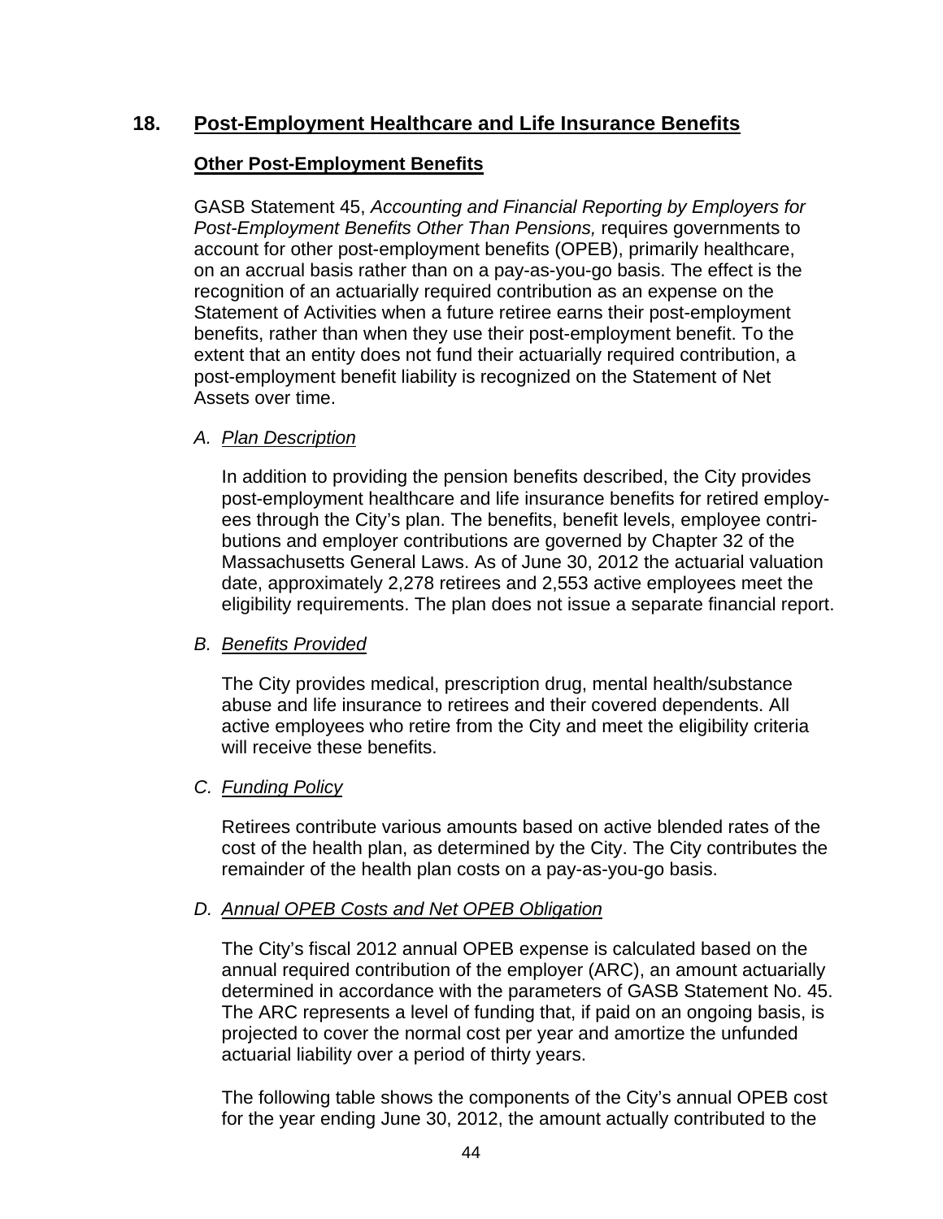## 18. Post-Employment Healthcare and Life Insurance Benefits

### Other Post-Employment Benefits

GASB Statement 45, *Accounting and Financial Reporting by Employers for Post-Employment Benefits Other Than Pensions,* requires governments to account for other post-employment benefits (OPEB), primarily healthcare, on an accrual basis rather than on a pay-as-you-go basis. The effect is the recognition of an actuarially required contribution as an expense on the Statement of Activities when a future retiree earns their post-employment benefits, rather than when they use their post-employment benefit. To the extent that an entity does not fund their actuarially required contribution, a post-employment benefit liability is recognized on the Statement of Net Assets over time.

*A. Plan Description*

In addition to providing the pension benefits described, the City provides post-employment healthcare and life insurance benefits for retired employees through the City's plan. The benefits, benefit levels, employee contributions and employer contributions are governed by Chapter 32 of the Massachusetts General Laws. As of June 30, 2012 the actuarial valuation date, approximately 2,278 retirees and 2,553 active employees meet the eligibility requirements. The plan does not issue a separate financial report.

*B. Benefits Provided*

The City provides medical, prescription drug, mental health/substance abuse and life insurance to retirees and their covered dependents. All active employees who retire from the City and meet the eligibility criteria will receive these benefits.

*C. Funding Policy*

Retirees contribute various amounts based on active blended rates of the cost of the health plan, as determined by the City. The City contributes the remainder of the health plan costs on a pay-as-you-go basis.

*D. Annual OPEB Costs and Net OPEB Obligation*

The City's fiscal 2012 annual OPEB expense is calculated based on the annual required contribution of the employer (ARC), an amount actuarially determined in accordance with the parameters of GASB Statement No. 45. The ARC represents a level of funding that, if paid on an ongoing basis, is projected to cover the normal cost per year and amortize the unfunded actuarial liability over a period of thirty years.

The following table shows the components of the City's annual OPEB cost for the year ending June 30, 2012, the amount actually contributed to the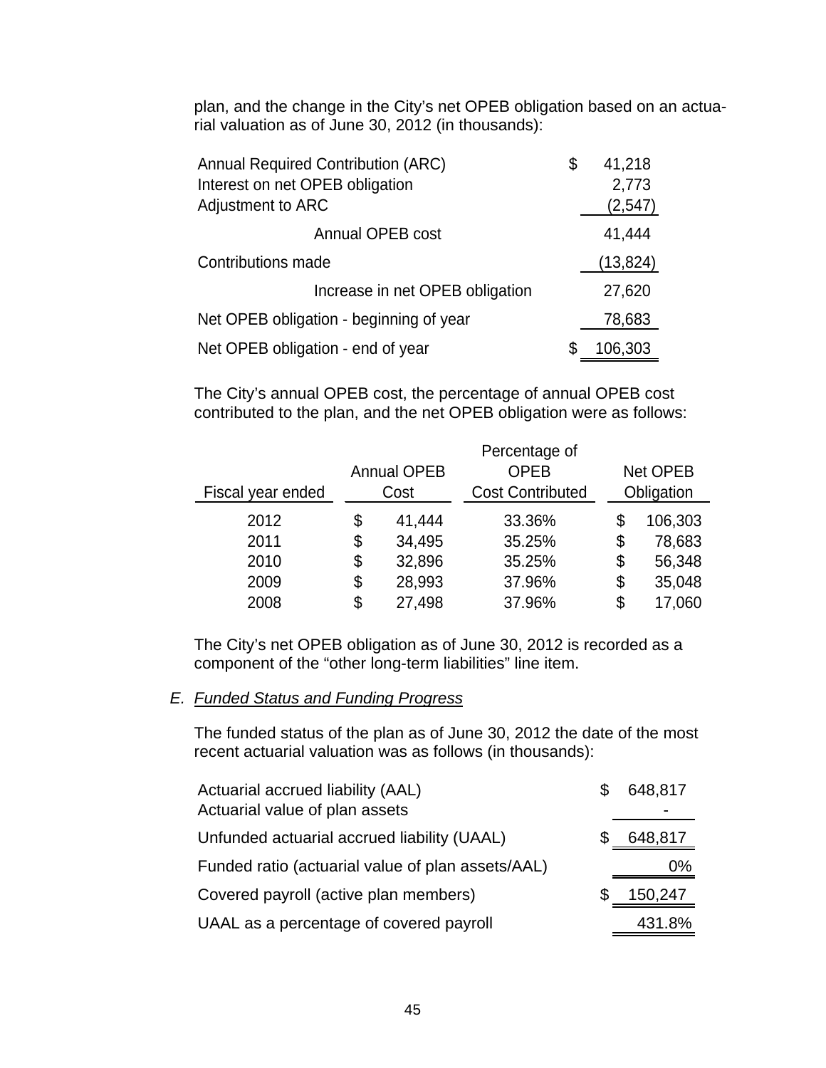plan, and the change in the City's net OPEB obligation based on an actuarial valuation as of June 30, 2012 (in thousands):

| | |
|---|---|
| Annual Required Contribution (ARC) | $ 41,218 |
| Interest on net OPEB obligation | 2,773 |
| Adjustment to ARC | (2,547) |
| Annual OPEB cost | 41,444 |
| Contributions made | (13,824) |
| Increase in net OPEB obligation | 27,620 |
| Net OPEB obligation - beginning of year | 78,683 |
| Net OPEB obligation - end of year | $ 106,303 |

The City's annual OPEB cost, the percentage of annual OPEB cost contributed to the plan, and the net OPEB obligation were as follows:

| Fiscal year ended | Annual OPEB Cost | Percentage of OPEB Cost Contributed | Net OPEB Obligation |
|---|---|---|---|
| 2012 | $ 41,444 | 33.36% | $ 106,303 |
| 2011 | $ 34,495 | 35.25% | $ 78,683 |
| 2010 | $ 32,896 | 35.25% | $ 56,348 |
| 2009 | $ 28,993 | 37.96% | $ 35,048 |
| 2008 | $ 27,498 | 37.96% | $ 17,060 |

The City's net OPEB obligation as of June 30, 2012 is recorded as a component of the "other long-term liabilities" line item.

### E. *Funded Status and Funding Progress*

The funded status of the plan as of June 30, 2012 the date of the most recent actuarial valuation was as follows (in thousands):

| | |
|---|---|
| Actuarial accrued liability (AAL) | $ 648,817 |
| Actuarial value of plan assets | - |
| Unfunded actuarial accrued liability (UAAL) | $ 648,817 |
| Funded ratio (actuarial value of plan assets/AAL) | 0% |
| Covered payroll (active plan members) | $ 150,247 |
| UAAL as a percentage of covered payroll | 431.8% |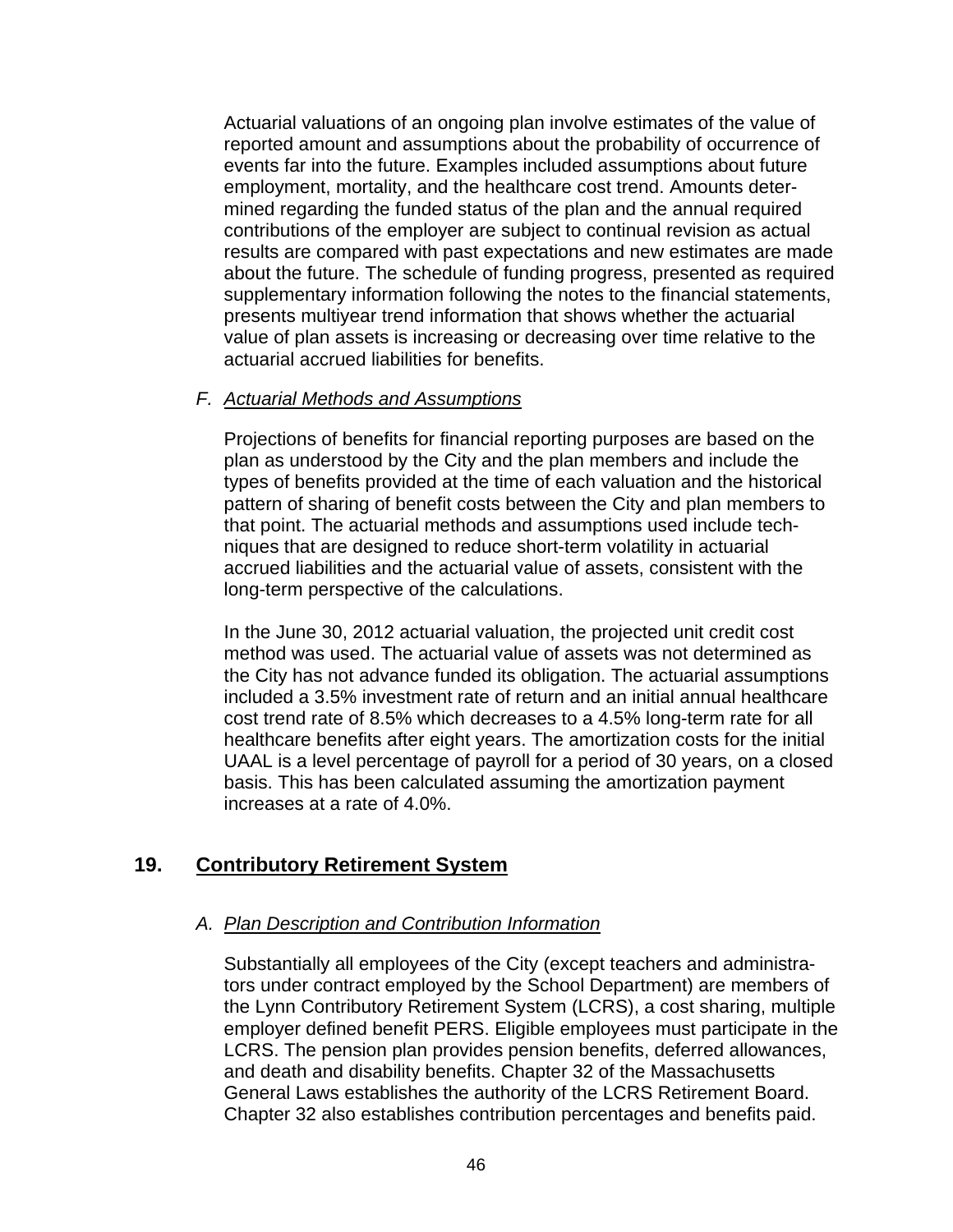Actuarial valuations of an ongoing plan involve estimates of the value of reported amount and assumptions about the probability of occurrence of events far into the future. Examples included assumptions about future employment, mortality, and the healthcare cost trend. Amounts determined regarding the funded status of the plan and the annual required contributions of the employer are subject to continual revision as actual results are compared with past expectations and new estimates are made about the future. The schedule of funding progress, presented as required supplementary information following the notes to the financial statements, presents multiyear trend information that shows whether the actuarial value of plan assets is increasing or decreasing over time relative to the actuarial accrued liabilities for benefits.

### F. *Actuarial Methods and Assumptions*

Projections of benefits for financial reporting purposes are based on the plan as understood by the City and the plan members and include the types of benefits provided at the time of each valuation and the historical pattern of sharing of benefit costs between the City and plan members to that point. The actuarial methods and assumptions used include techniques that are designed to reduce short-term volatility in actuarial accrued liabilities and the actuarial value of assets, consistent with the long-term perspective of the calculations.

In the June 30, 2012 actuarial valuation, the projected unit credit cost method was used. The actuarial value of assets was not determined as the City has not advance funded its obligation. The actuarial assumptions included a 3.5% investment rate of return and an initial annual healthcare cost trend rate of 8.5% which decreases to a 4.5% long-term rate for all healthcare benefits after eight years. The amortization costs for the initial UAAL is a level percentage of payroll for a period of 30 years, on a closed basis. This has been calculated assuming the amortization payment increases at a rate of 4.0%.

## 19. Contributory Retirement System

### A. *Plan Description and Contribution Information*

Substantially all employees of the City (except teachers and administrators under contract employed by the School Department) are members of the Lynn Contributory Retirement System (LCRS), a cost sharing, multiple employer defined benefit PERS. Eligible employees must participate in the LCRS. The pension plan provides pension benefits, deferred allowances, and death and disability benefits. Chapter 32 of the Massachusetts General Laws establishes the authority of the LCRS Retirement Board. Chapter 32 also establishes contribution percentages and benefits paid.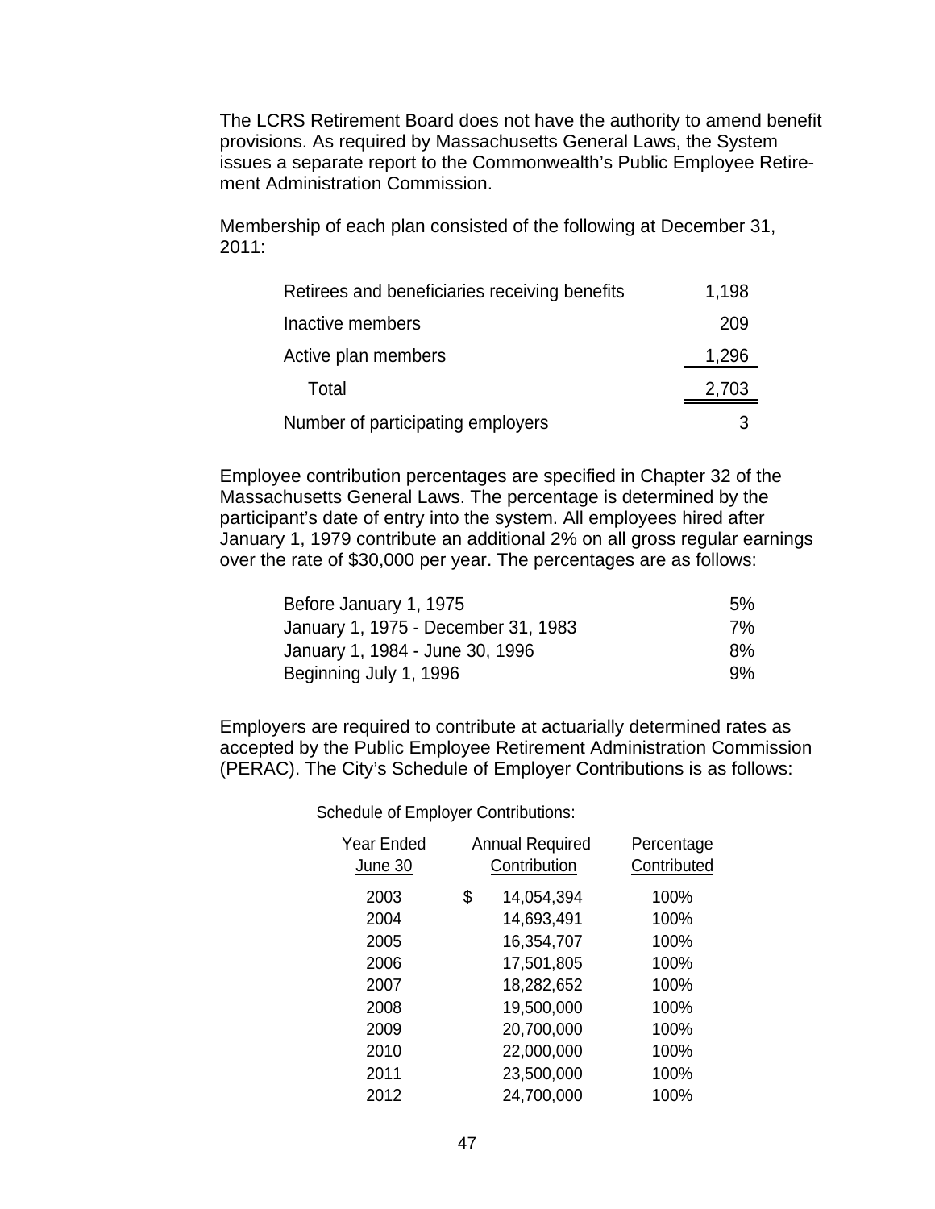The LCRS Retirement Board does not have the authority to amend benefit provisions. As required by Massachusetts General Laws, the System issues a separate report to the Commonwealth's Public Employee Retirement Administration Commission.

Membership of each plan consisted of the following at December 31, 2011:

| | |
|---|---:|
| Retirees and beneficiaries receiving benefits | 1,198 |
| Inactive members | 209 |
| Active plan members | 1,296 |
| Total | 2,703 |
| Number of participating employers | 3 |

Employee contribution percentages are specified in Chapter 32 of the Massachusetts General Laws. The percentage is determined by the participant's date of entry into the system. All employees hired after January 1, 1979 contribute an additional 2% on all gross regular earnings over the rate of $30,000 per year. The percentages are as follows:

| | |
|---|---:|
| Before January 1, 1975 | 5% |
| January 1, 1975 - December 31, 1983 | 7% |
| January 1, 1984 - June 30, 1996 | 8% |
| Beginning July 1, 1996 | 9% |

Employers are required to contribute at actuarially determined rates as accepted by the Public Employee Retirement Administration Commission (PERAC). The City's Schedule of Employer Contributions is as follows:

Schedule of Employer Contributions:

| Year Ended June 30 | Annual Required Contribution | Percentage Contributed |
|---|---:|---:|
| 2003 | $ 14,054,394 | 100% |
| 2004 | 14,693,491 | 100% |
| 2005 | 16,354,707 | 100% |
| 2006 | 17,501,805 | 100% |
| 2007 | 18,282,652 | 100% |
| 2008 | 19,500,000 | 100% |
| 2009 | 20,700,000 | 100% |
| 2010 | 22,000,000 | 100% |
| 2011 | 23,500,000 | 100% |
| 2012 | 24,700,000 | 100% |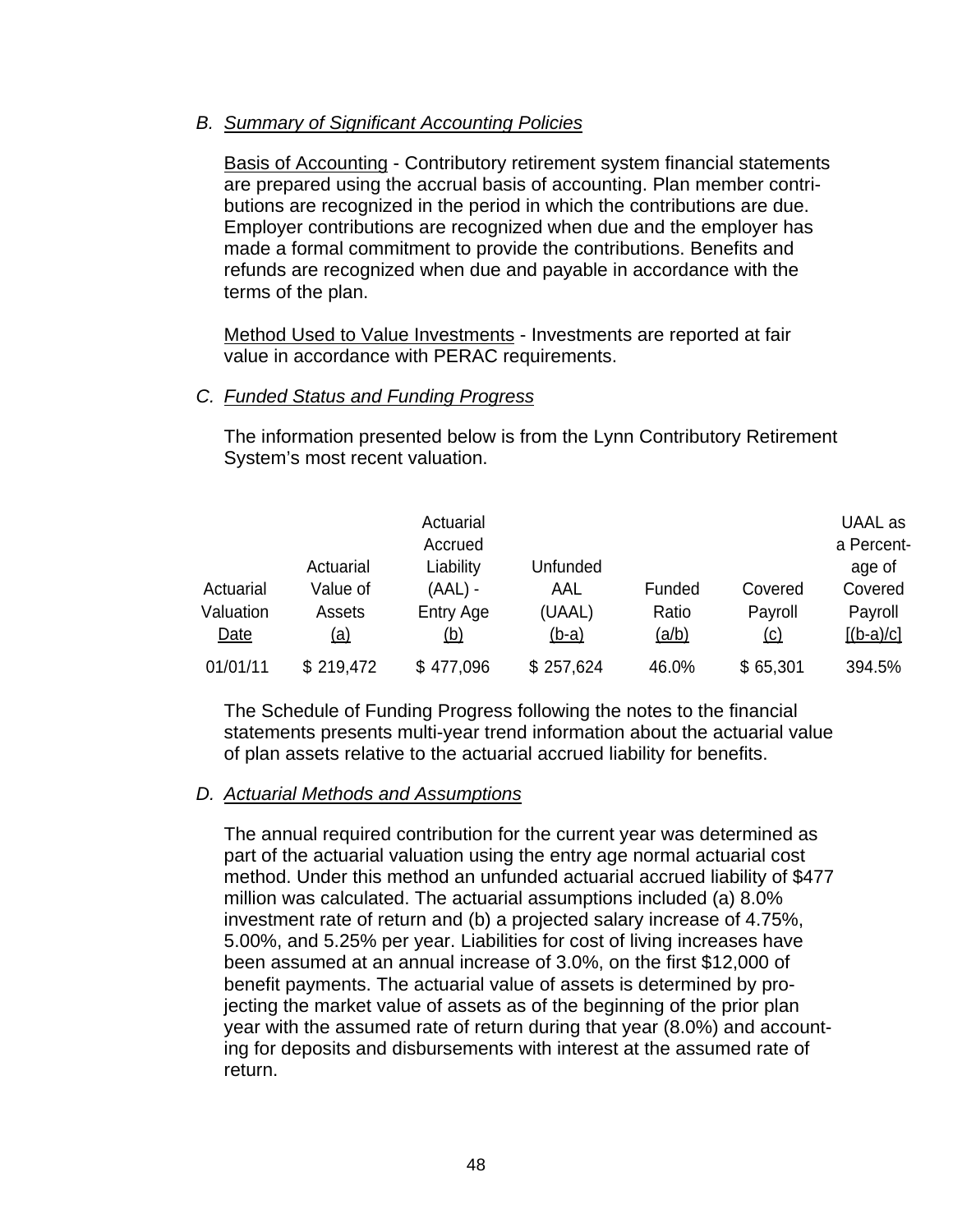### B. *Summary of Significant Accounting Policies*

Basis of Accounting - Contributory retirement system financial statements are prepared using the accrual basis of accounting. Plan member contributions are recognized in the period in which the contributions are due. Employer contributions are recognized when due and the employer has made a formal commitment to provide the contributions. Benefits and refunds are recognized when due and payable in accordance with the terms of the plan.

Method Used to Value Investments - Investments are reported at fair value in accordance with PERAC requirements.

### C. *Funded Status and Funding Progress*

The information presented below is from the Lynn Contributory Retirement System's most recent valuation.

| Actuarial Valuation Date | Actuarial Value of Assets (a) | Actuarial Accrued Liability (AAL) - Entry Age (b) | Unfunded AAL (UAAL) (b-a) | Funded Ratio (a/b) | Covered Payroll (c) | UAAL as a Percentage of Covered Payroll [(b-a)/c] |
|---|---|---|---|---|---|---|
| 01/01/11 | $ 219,472 | $ 477,096 | $ 257,624 | 46.0% | $ 65,301 | 394.5% |

The Schedule of Funding Progress following the notes to the financial statements presents multi-year trend information about the actuarial value of plan assets relative to the actuarial accrued liability for benefits.

### D. *Actuarial Methods and Assumptions*

The annual required contribution for the current year was determined as part of the actuarial valuation using the entry age normal actuarial cost method. Under this method an unfunded actuarial accrued liability of $477 million was calculated. The actuarial assumptions included (a) 8.0% investment rate of return and (b) a projected salary increase of 4.75%, 5.00%, and 5.25% per year. Liabilities for cost of living increases have been assumed at an annual increase of 3.0%, on the first $12,000 of benefit payments. The actuarial value of assets is determined by projecting the market value of assets as of the beginning of the prior plan year with the assumed rate of return during that year (8.0%) and accounting for deposits and disbursements with interest at the assumed rate of return.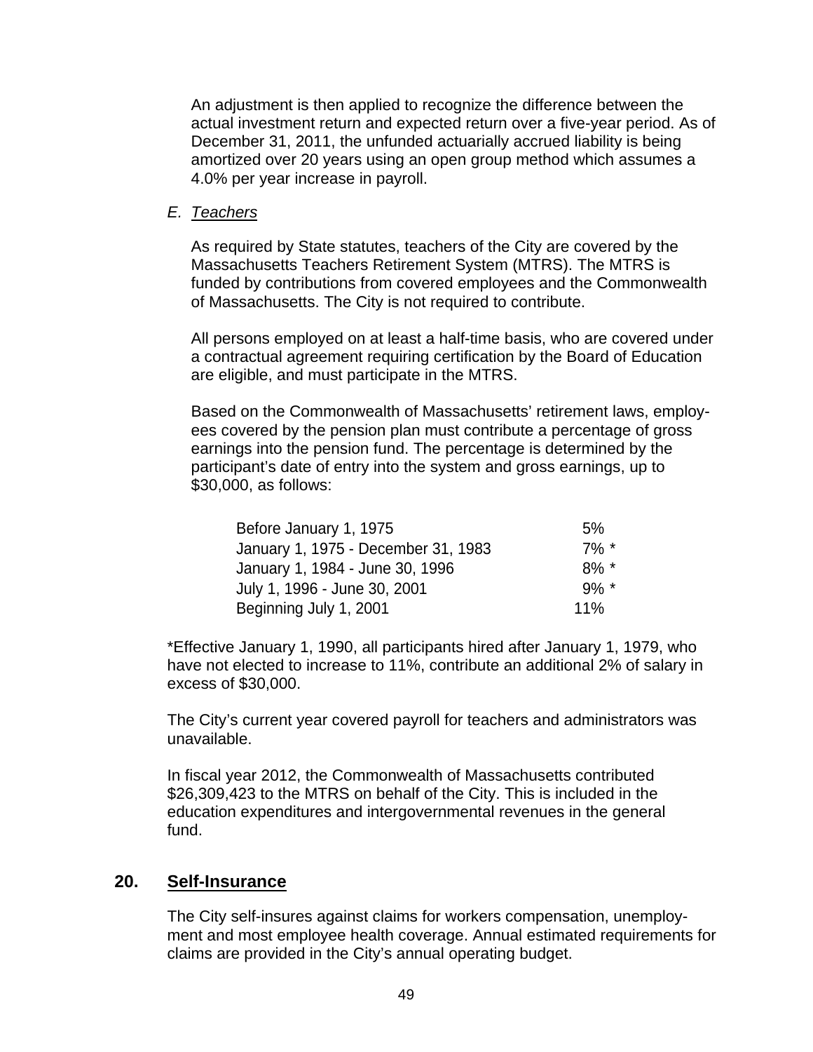An adjustment is then applied to recognize the difference between the actual investment return and expected return over a five-year period. As of December 31, 2011, the unfunded actuarially accrued liability is being amortized over 20 years using an open group method which assumes a 4.0% per year increase in payroll.

*E. Teachers*

As required by State statutes, teachers of the City are covered by the Massachusetts Teachers Retirement System (MTRS). The MTRS is funded by contributions from covered employees and the Commonwealth of Massachusetts. The City is not required to contribute.

All persons employed on at least a half-time basis, who are covered under a contractual agreement requiring certification by the Board of Education are eligible, and must participate in the MTRS.

Based on the Commonwealth of Massachusetts' retirement laws, employees covered by the pension plan must contribute a percentage of gross earnings into the pension fund. The percentage is determined by the participant's date of entry into the system and gross earnings, up to $30,000, as follows:

| | |
|---|---|
| Before January 1, 1975 | 5% |
| January 1, 1975 - December 31, 1983 | 7% * |
| January 1, 1984 - June 30, 1996 | 8% * |
| July 1, 1996 - June 30, 2001 | 9% * |
| Beginning July 1, 2001 | 11% |

*Effective January 1, 1990, all participants hired after January 1, 1979, who have not elected to increase to 11%, contribute an additional 2% of salary in excess of $30,000.

The City's current year covered payroll for teachers and administrators was unavailable.

In fiscal year 2012, the Commonwealth of Massachusetts contributed $26,309,423 to the MTRS on behalf of the City. This is included in the education expenditures and intergovernmental revenues in the general fund.

## 20. Self-Insurance

The City self-insures against claims for workers compensation, unemployment and most employee health coverage. Annual estimated requirements for claims are provided in the City's annual operating budget.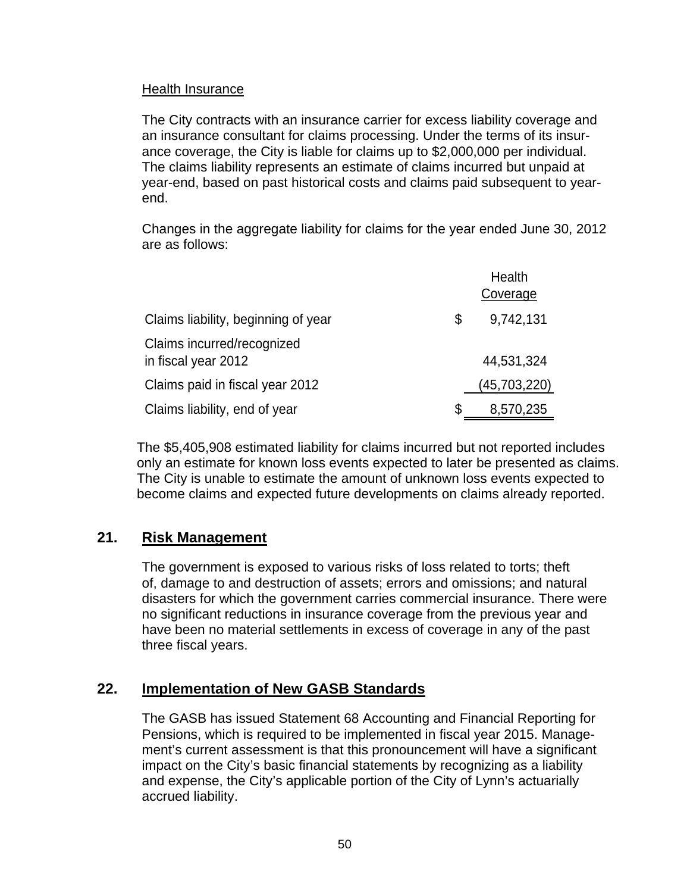Health Insurance

The City contracts with an insurance carrier for excess liability coverage and an insurance consultant for claims processing. Under the terms of its insurance coverage, the City is liable for claims up to $2,000,000 per individual. The claims liability represents an estimate of claims incurred but unpaid at year-end, based on past historical costs and claims paid subsequent to year-end.

Changes in the aggregate liability for claims for the year ended June 30, 2012 are as follows:

| | Health Coverage |
|---|---|
| Claims liability, beginning of year | $ 9,742,131 |
| Claims incurred/recognized in fiscal year 2012 | 44,531,324 |
| Claims paid in fiscal year 2012 | (45,703,220) |
| Claims liability, end of year | $ 8,570,235 |

The $5,405,908 estimated liability for claims incurred but not reported includes only an estimate for known loss events expected to later be presented as claims. The City is unable to estimate the amount of unknown loss events expected to become claims and expected future developments on claims already reported.

## 21. Risk Management

The government is exposed to various risks of loss related to torts; theft of, damage to and destruction of assets; errors and omissions; and natural disasters for which the government carries commercial insurance. There were no significant reductions in insurance coverage from the previous year and have been no material settlements in excess of coverage in any of the past three fiscal years.

## 22. Implementation of New GASB Standards

The GASB has issued Statement 68 Accounting and Financial Reporting for Pensions, which is required to be implemented in fiscal year 2015. Management's current assessment is that this pronouncement will have a significant impact on the City's basic financial statements by recognizing as a liability and expense, the City's applicable portion of the City of Lynn's actuarially accrued liability.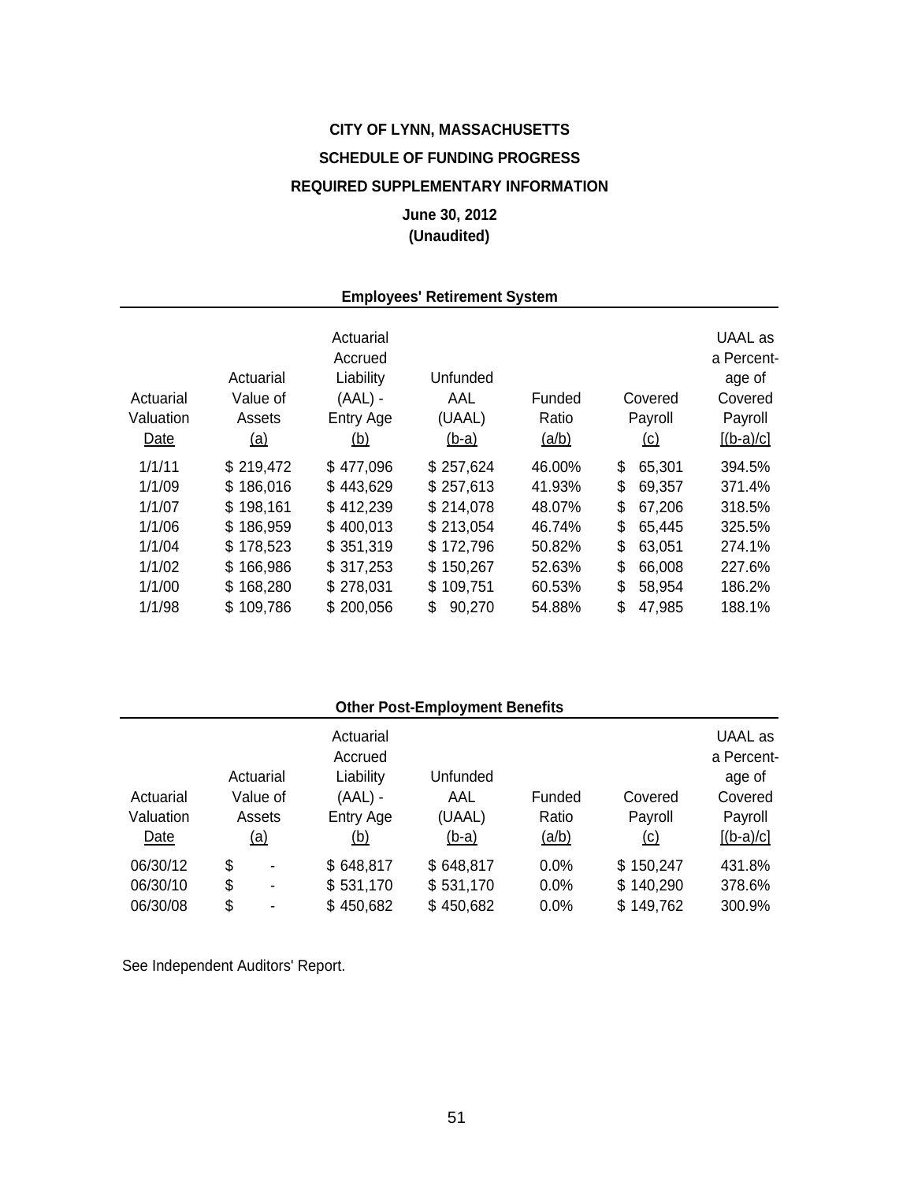**CITY OF LYNN, MASSACHUSETTS**

**SCHEDULE OF FUNDING PROGRESS**

**REQUIRED SUPPLEMENTARY INFORMATION**

**June 30, 2012**

**(Unaudited)**

**Employees' Retirement System**

| Actuarial Valuation Date | Actuarial Value of Assets (a) | Actuarial Accrued Liability (AAL) - Entry Age (b) | Unfunded AAL (UAAL) (b-a) | Funded Ratio (a/b) | Covered Payroll (c) | UAAL as a Percent-age of Covered Payroll [(b-a)/c] |
|---|---|---|---|---|---|---|
| 1/1/11 | $ 219,472 | $ 477,096 | $ 257,624 | 46.00% | $ 65,301 | 394.5% |
| 1/1/09 | $ 186,016 | $ 443,629 | $ 257,613 | 41.93% | $ 69,357 | 371.4% |
| 1/1/07 | $ 198,161 | $ 412,239 | $ 214,078 | 48.07% | $ 67,206 | 318.5% |
| 1/1/06 | $ 186,959 | $ 400,013 | $ 213,054 | 46.74% | $ 65,445 | 325.5% |
| 1/1/04 | $ 178,523 | $ 351,319 | $ 172,796 | 50.82% | $ 63,051 | 274.1% |
| 1/1/02 | $ 166,986 | $ 317,253 | $ 150,267 | 52.63% | $ 66,008 | 227.6% |
| 1/1/00 | $ 168,280 | $ 278,031 | $ 109,751 | 60.53% | $ 58,954 | 186.2% |
| 1/1/98 | $ 109,786 | $ 200,056 | $ 90,270 | 54.88% | $ 47,985 | 188.1% |

**Other Post-Employment Benefits**

| Actuarial Valuation Date | Actuarial Value of Assets (a) | Actuarial Accrued Liability (AAL) - Entry Age (b) | Unfunded AAL (UAAL) (b-a) | Funded Ratio (a/b) | Covered Payroll (c) | UAAL as a Percent-age of Covered Payroll [(b-a)/c] |
|---|---|---|---|---|---|---|
| 06/30/12 | $ - | $ 648,817 | $ 648,817 | 0.0% | $ 150,247 | 431.8% |
| 06/30/10 | $ - | $ 531,170 | $ 531,170 | 0.0% | $ 140,290 | 378.6% |
| 06/30/08 | $ - | $ 450,682 | $ 450,682 | 0.0% | $ 149,762 | 300.9% |

See Independent Auditors' Report.